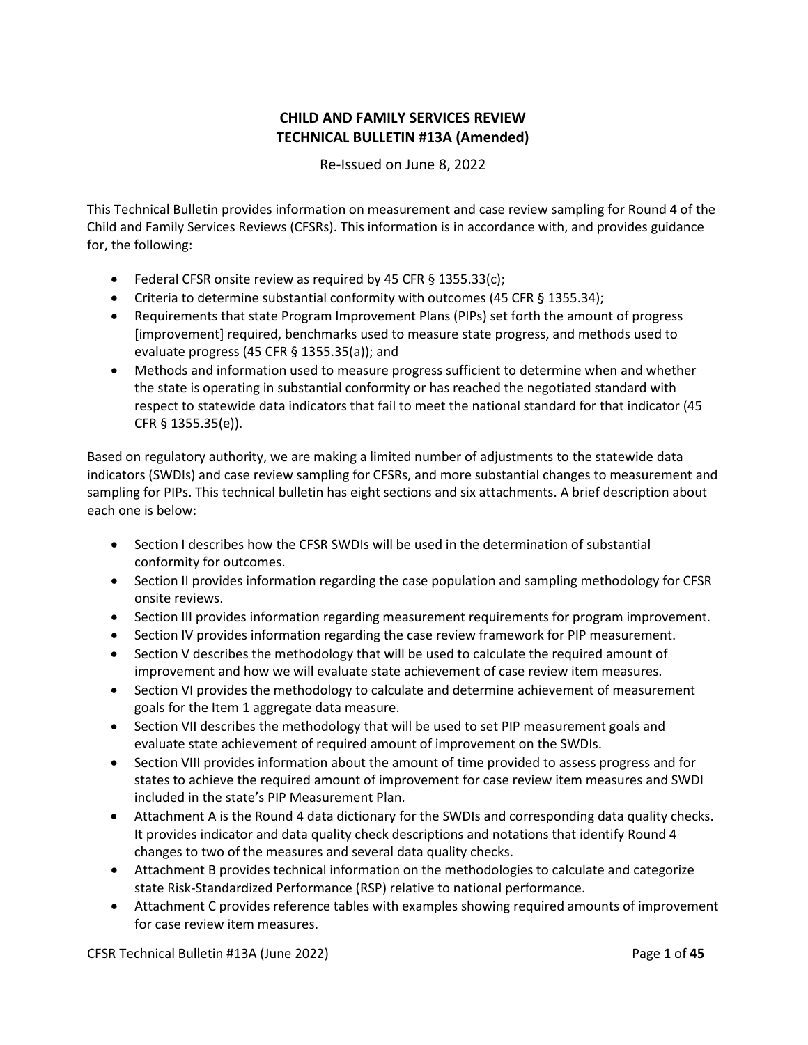# CHILD AND FAMILY SERVICES REVIEW
# TECHNICAL BULLETIN #13A (Amended)

Re-Issued on June 8, 2022

This Technical Bulletin provides information on measurement and case review sampling for Round 4 of the Child and Family Services Reviews (CFSRs). This information is in accordance with, and provides guidance for, the following:

- Federal CFSR onsite review as required by 45 CFR § 1355.33(c);
- Criteria to determine substantial conformity with outcomes (45 CFR § 1355.34);
- Requirements that state Program Improvement Plans (PIPs) set forth the amount of progress [improvement] required, benchmarks used to measure state progress, and methods used to evaluate progress (45 CFR § 1355.35(a)); and
- Methods and information used to measure progress sufficient to determine when and whether the state is operating in substantial conformity or has reached the negotiated standard with respect to statewide data indicators that fail to meet the national standard for that indicator (45 CFR § 1355.35(e)).

Based on regulatory authority, we are making a limited number of adjustments to the statewide data indicators (SWDIs) and case review sampling for CFSRs, and more substantial changes to measurement and sampling for PIPs. This technical bulletin has eight sections and six attachments. A brief description about each one is below:

- Section I describes how the CFSR SWDIs will be used in the determination of substantial conformity for outcomes.
- Section II provides information regarding the case population and sampling methodology for CFSR onsite reviews.
- Section III provides information regarding measurement requirements for program improvement.
- Section IV provides information regarding the case review framework for PIP measurement.
- Section V describes the methodology that will be used to calculate the required amount of improvement and how we will evaluate state achievement of case review item measures.
- Section VI provides the methodology to calculate and determine achievement of measurement goals for the Item 1 aggregate data measure.
- Section VII describes the methodology that will be used to set PIP measurement goals and evaluate state achievement of required amount of improvement on the SWDIs.
- Section VIII provides information about the amount of time provided to assess progress and for states to achieve the required amount of improvement for case review item measures and SWDI included in the state's PIP Measurement Plan.
- Attachment A is the Round 4 data dictionary for the SWDIs and corresponding data quality checks. It provides indicator and data quality check descriptions and notations that identify Round 4 changes to two of the measures and several data quality checks.
- Attachment B provides technical information on the methodologies to calculate and categorize state Risk-Standardized Performance (RSP) relative to national performance.
- Attachment C provides reference tables with examples showing required amounts of improvement for case review item measures.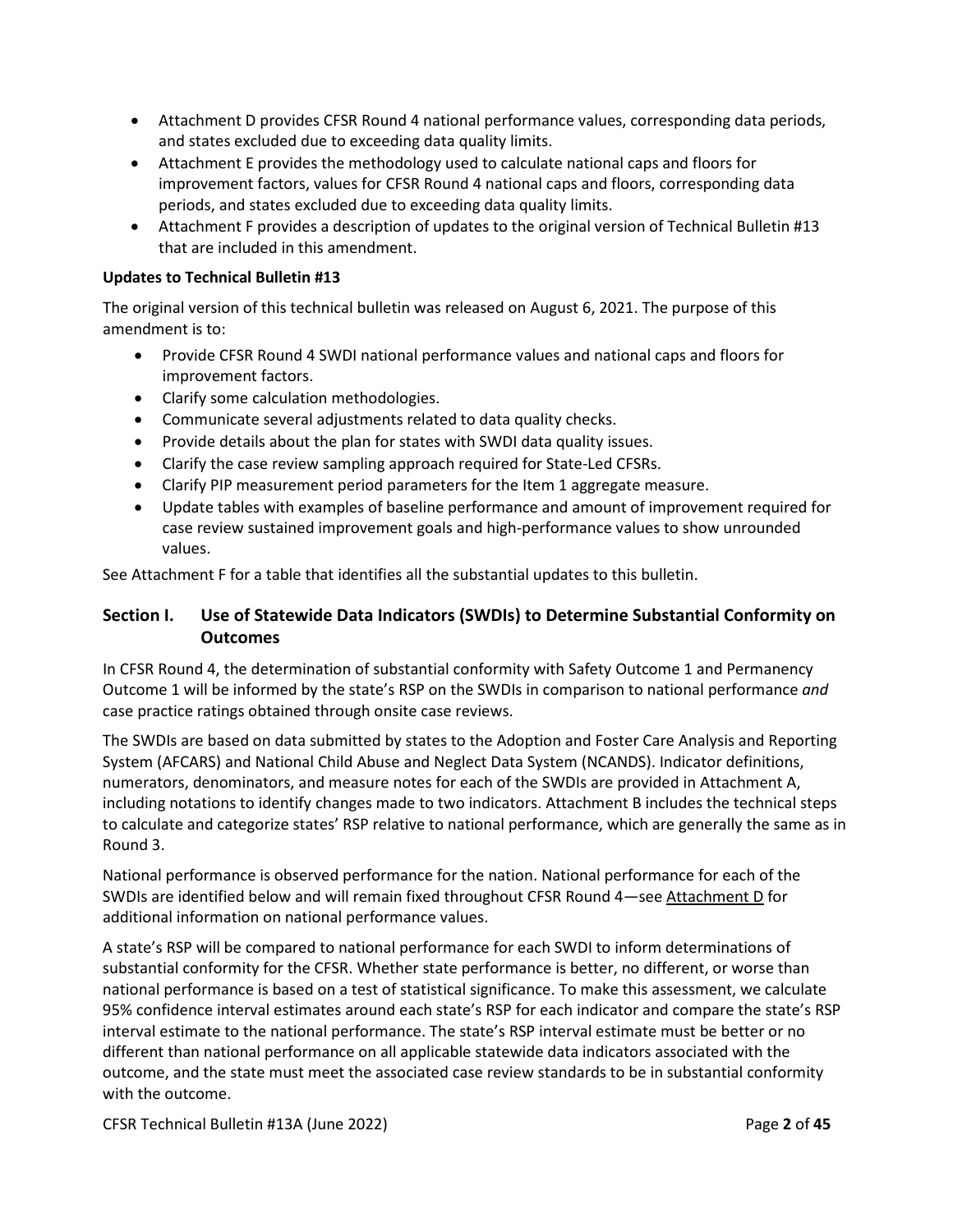- Attachment D provides CFSR Round 4 national performance values, corresponding data periods, and states excluded due to exceeding data quality limits.
- Attachment E provides the methodology used to calculate national caps and floors for improvement factors, values for CFSR Round 4 national caps and floors, corresponding data periods, and states excluded due to exceeding data quality limits.
- Attachment F provides a description of updates to the original version of Technical Bulletin #13 that are included in this amendment.

**Updates to Technical Bulletin #13**

The original version of this technical bulletin was released on August 6, 2021. The purpose of this amendment is to:

- Provide CFSR Round 4 SWDI national performance values and national caps and floors for improvement factors.
- Clarify some calculation methodologies.
- Communicate several adjustments related to data quality checks.
- Provide details about the plan for states with SWDI data quality issues.
- Clarify the case review sampling approach required for State-Led CFSRs.
- Clarify PIP measurement period parameters for the Item 1 aggregate measure.
- Update tables with examples of baseline performance and amount of improvement required for case review sustained improvement goals and high-performance values to show unrounded values.

See Attachment F for a table that identifies all the substantial updates to this bulletin.

## Section I. Use of Statewide Data Indicators (SWDIs) to Determine Substantial Conformity on Outcomes

In CFSR Round 4, the determination of substantial conformity with Safety Outcome 1 and Permanency Outcome 1 will be informed by the state's RSP on the SWDIs in comparison to national performance *and* case practice ratings obtained through onsite case reviews.

The SWDIs are based on data submitted by states to the Adoption and Foster Care Analysis and Reporting System (AFCARS) and National Child Abuse and Neglect Data System (NCANDS). Indicator definitions, numerators, denominators, and measure notes for each of the SWDIs are provided in Attachment A, including notations to identify changes made to two indicators. Attachment B includes the technical steps to calculate and categorize states' RSP relative to national performance, which are generally the same as in Round 3.

National performance is observed performance for the nation. National performance for each of the SWDIs are identified below and will remain fixed throughout CFSR Round 4—see Attachment D for additional information on national performance values.

A state's RSP will be compared to national performance for each SWDI to inform determinations of substantial conformity for the CFSR. Whether state performance is better, no different, or worse than national performance is based on a test of statistical significance. To make this assessment, we calculate 95% confidence interval estimates around each state's RSP for each indicator and compare the state's RSP interval estimate to the national performance. The state's RSP interval estimate must be better or no different than national performance on all applicable statewide data indicators associated with the outcome, and the state must meet the associated case review standards to be in substantial conformity with the outcome.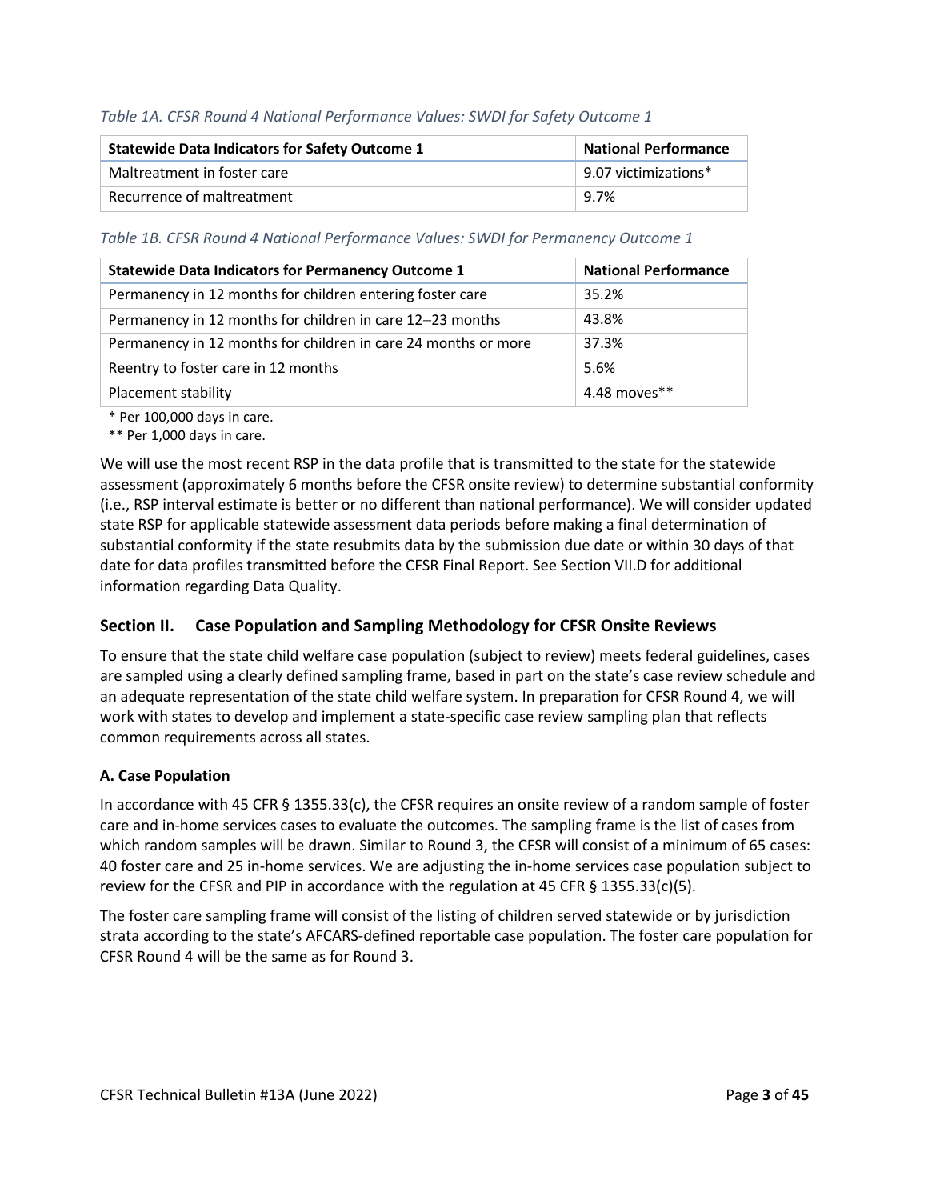*Table 1A. CFSR Round 4 National Performance Values: SWDI for Safety Outcome 1*

| Statewide Data Indicators for Safety Outcome 1 | National Performance |
|---|---|
| Maltreatment in foster care | 9.07 victimizations* |
| Recurrence of maltreatment | 9.7% |

*Table 1B. CFSR Round 4 National Performance Values: SWDI for Permanency Outcome 1*

| Statewide Data Indicators for Permanency Outcome 1 | National Performance |
|---|---|
| Permanency in 12 months for children entering foster care | 35.2% |
| Permanency in 12 months for children in care 12–23 months | 43.8% |
| Permanency in 12 months for children in care 24 months or more | 37.3% |
| Reentry to foster care in 12 months | 5.6% |
| Placement stability | 4.48 moves** |

\* Per 100,000 days in care.

\** Per 1,000 days in care.

We will use the most recent RSP in the data profile that is transmitted to the state for the statewide assessment (approximately 6 months before the CFSR onsite review) to determine substantial conformity (i.e., RSP interval estimate is better or no different than national performance). We will consider updated state RSP for applicable statewide assessment data periods before making a final determination of substantial conformity if the state resubmits data by the submission due date or within 30 days of that date for data profiles transmitted before the CFSR Final Report. See Section VII.D for additional information regarding Data Quality.

## Section II. Case Population and Sampling Methodology for CFSR Onsite Reviews

To ensure that the state child welfare case population (subject to review) meets federal guidelines, cases are sampled using a clearly defined sampling frame, based in part on the state's case review schedule and an adequate representation of the state child welfare system. In preparation for CFSR Round 4, we will work with states to develop and implement a state-specific case review sampling plan that reflects common requirements across all states.

### A. Case Population

In accordance with 45 CFR § 1355.33(c), the CFSR requires an onsite review of a random sample of foster care and in-home services cases to evaluate the outcomes. The sampling frame is the list of cases from which random samples will be drawn. Similar to Round 3, the CFSR will consist of a minimum of 65 cases: 40 foster care and 25 in-home services. We are adjusting the in-home services case population subject to review for the CFSR and PIP in accordance with the regulation at 45 CFR § 1355.33(c)(5).

The foster care sampling frame will consist of the listing of children served statewide or by jurisdiction strata according to the state's AFCARS-defined reportable case population. The foster care population for CFSR Round 4 will be the same as for Round 3.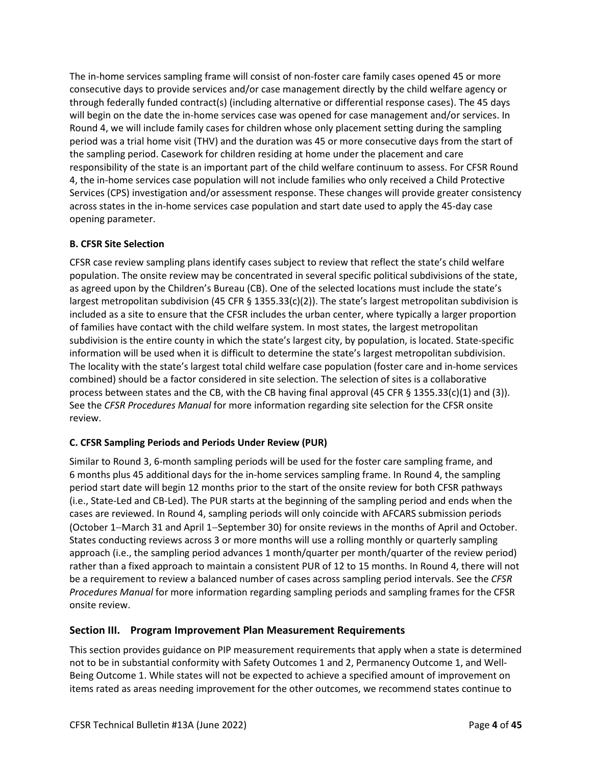The in-home services sampling frame will consist of non-foster care family cases opened 45 or more consecutive days to provide services and/or case management directly by the child welfare agency or through federally funded contract(s) (including alternative or differential response cases). The 45 days will begin on the date the in-home services case was opened for case management and/or services. In Round 4, we will include family cases for children whose only placement setting during the sampling period was a trial home visit (THV) and the duration was 45 or more consecutive days from the start of the sampling period. Casework for children residing at home under the placement and care responsibility of the state is an important part of the child welfare continuum to assess. For CFSR Round 4, the in-home services case population will not include families who only received a Child Protective Services (CPS) investigation and/or assessment response. These changes will provide greater consistency across states in the in-home services case population and start date used to apply the 45-day case opening parameter.

#### B. CFSR Site Selection

CFSR case review sampling plans identify cases subject to review that reflect the state's child welfare population. The onsite review may be concentrated in several specific political subdivisions of the state, as agreed upon by the Children's Bureau (CB). One of the selected locations must include the state's largest metropolitan subdivision (45 CFR § 1355.33(c)(2)). The state's largest metropolitan subdivision is included as a site to ensure that the CFSR includes the urban center, where typically a larger proportion of families have contact with the child welfare system. In most states, the largest metropolitan subdivision is the entire county in which the state's largest city, by population, is located. State-specific information will be used when it is difficult to determine the state's largest metropolitan subdivision. The locality with the state's largest total child welfare case population (foster care and in-home services combined) should be a factor considered in site selection. The selection of sites is a collaborative process between states and the CB, with the CB having final approval (45 CFR § 1355.33(c)(1) and (3)). See the *CFSR Procedures Manual* for more information regarding site selection for the CFSR onsite review.

#### C. CFSR Sampling Periods and Periods Under Review (PUR)

Similar to Round 3, 6-month sampling periods will be used for the foster care sampling frame, and 6 months plus 45 additional days for the in-home services sampling frame. In Round 4, the sampling period start date will begin 12 months prior to the start of the onsite review for both CFSR pathways (i.e., State-Led and CB-Led). The PUR starts at the beginning of the sampling period and ends when the cases are reviewed. In Round 4, sampling periods will only coincide with AFCARS submission periods (October 1–March 31 and April 1–September 30) for onsite reviews in the months of April and October. States conducting reviews across 3 or more months will use a rolling monthly or quarterly sampling approach (i.e., the sampling period advances 1 month/quarter per month/quarter of the review period) rather than a fixed approach to maintain a consistent PUR of 12 to 15 months. In Round 4, there will not be a requirement to review a balanced number of cases across sampling period intervals. See the *CFSR Procedures Manual* for more information regarding sampling periods and sampling frames for the CFSR onsite review.

## Section III. Program Improvement Plan Measurement Requirements

This section provides guidance on PIP measurement requirements that apply when a state is determined not to be in substantial conformity with Safety Outcomes 1 and 2, Permanency Outcome 1, and Well-Being Outcome 1. While states will not be expected to achieve a specified amount of improvement on items rated as areas needing improvement for the other outcomes, we recommend states continue to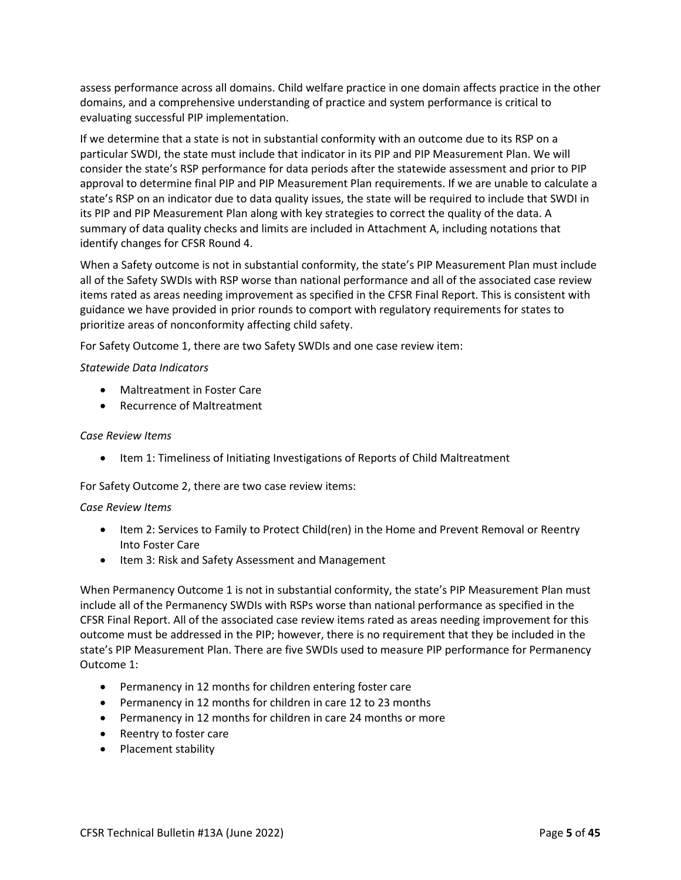assess performance across all domains. Child welfare practice in one domain affects practice in the other domains, and a comprehensive understanding of practice and system performance is critical to evaluating successful PIP implementation.

If we determine that a state is not in substantial conformity with an outcome due to its RSP on a particular SWDI, the state must include that indicator in its PIP and PIP Measurement Plan. We will consider the state's RSP performance for data periods after the statewide assessment and prior to PIP approval to determine final PIP and PIP Measurement Plan requirements. If we are unable to calculate a state's RSP on an indicator due to data quality issues, the state will be required to include that SWDI in its PIP and PIP Measurement Plan along with key strategies to correct the quality of the data. A summary of data quality checks and limits are included in Attachment A, including notations that identify changes for CFSR Round 4.

When a Safety outcome is not in substantial conformity, the state's PIP Measurement Plan must include all of the Safety SWDIs with RSP worse than national performance and all of the associated case review items rated as areas needing improvement as specified in the CFSR Final Report. This is consistent with guidance we have provided in prior rounds to comport with regulatory requirements for states to prioritize areas of nonconformity affecting child safety.

For Safety Outcome 1, there are two Safety SWDIs and one case review item:

*Statewide Data Indicators*

- Maltreatment in Foster Care
- Recurrence of Maltreatment

*Case Review Items*

- Item 1: Timeliness of Initiating Investigations of Reports of Child Maltreatment

For Safety Outcome 2, there are two case review items:

*Case Review Items*

- Item 2: Services to Family to Protect Child(ren) in the Home and Prevent Removal or Reentry Into Foster Care
- Item 3: Risk and Safety Assessment and Management

When Permanency Outcome 1 is not in substantial conformity, the state's PIP Measurement Plan must include all of the Permanency SWDIs with RSPs worse than national performance as specified in the CFSR Final Report. All of the associated case review items rated as areas needing improvement for this outcome must be addressed in the PIP; however, there is no requirement that they be included in the state's PIP Measurement Plan. There are five SWDIs used to measure PIP performance for Permanency Outcome 1:

- Permanency in 12 months for children entering foster care
- Permanency in 12 months for children in care 12 to 23 months
- Permanency in 12 months for children in care 24 months or more
- Reentry to foster care
- Placement stability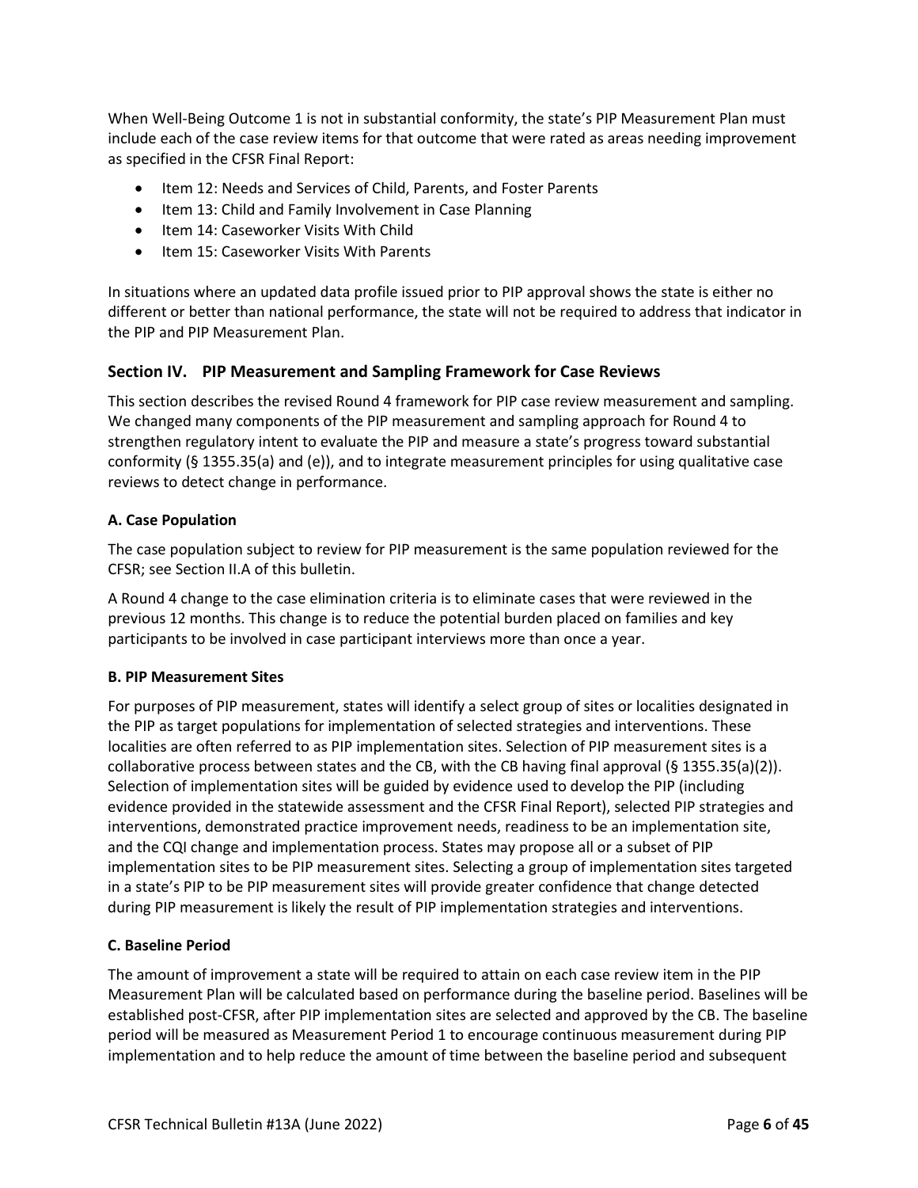When Well-Being Outcome 1 is not in substantial conformity, the state's PIP Measurement Plan must include each of the case review items for that outcome that were rated as areas needing improvement as specified in the CFSR Final Report:

- Item 12: Needs and Services of Child, Parents, and Foster Parents
- Item 13: Child and Family Involvement in Case Planning
- Item 14: Caseworker Visits With Child
- Item 15: Caseworker Visits With Parents

In situations where an updated data profile issued prior to PIP approval shows the state is either no different or better than national performance, the state will not be required to address that indicator in the PIP and PIP Measurement Plan.

## Section IV. PIP Measurement and Sampling Framework for Case Reviews

This section describes the revised Round 4 framework for PIP case review measurement and sampling. We changed many components of the PIP measurement and sampling approach for Round 4 to strengthen regulatory intent to evaluate the PIP and measure a state's progress toward substantial conformity (§ 1355.35(a) and (e)), and to integrate measurement principles for using qualitative case reviews to detect change in performance.

### A. Case Population

The case population subject to review for PIP measurement is the same population reviewed for the CFSR; see Section II.A of this bulletin.

A Round 4 change to the case elimination criteria is to eliminate cases that were reviewed in the previous 12 months. This change is to reduce the potential burden placed on families and key participants to be involved in case participant interviews more than once a year.

### B. PIP Measurement Sites

For purposes of PIP measurement, states will identify a select group of sites or localities designated in the PIP as target populations for implementation of selected strategies and interventions. These localities are often referred to as PIP implementation sites. Selection of PIP measurement sites is a collaborative process between states and the CB, with the CB having final approval (§ 1355.35(a)(2)). Selection of implementation sites will be guided by evidence used to develop the PIP (including evidence provided in the statewide assessment and the CFSR Final Report), selected PIP strategies and interventions, demonstrated practice improvement needs, readiness to be an implementation site, and the CQI change and implementation process. States may propose all or a subset of PIP implementation sites to be PIP measurement sites. Selecting a group of implementation sites targeted in a state's PIP to be PIP measurement sites will provide greater confidence that change detected during PIP measurement is likely the result of PIP implementation strategies and interventions.

### C. Baseline Period

The amount of improvement a state will be required to attain on each case review item in the PIP Measurement Plan will be calculated based on performance during the baseline period. Baselines will be established post-CFSR, after PIP implementation sites are selected and approved by the CB. The baseline period will be measured as Measurement Period 1 to encourage continuous measurement during PIP implementation and to help reduce the amount of time between the baseline period and subsequent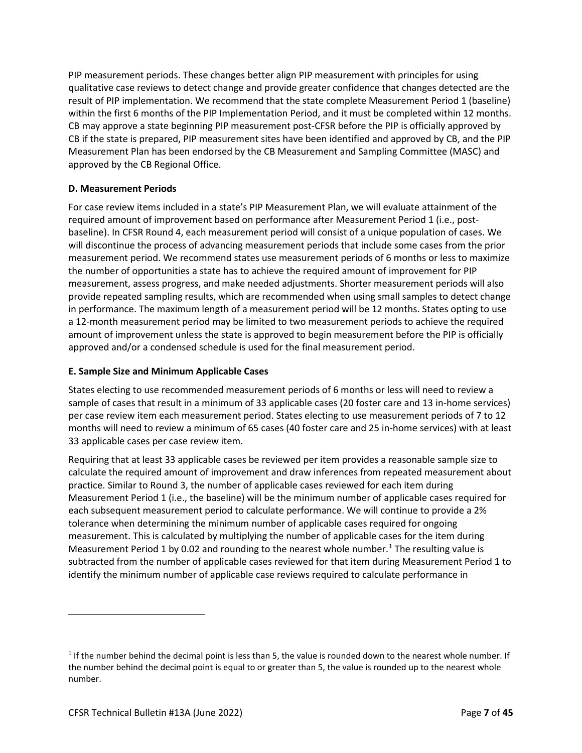PIP measurement periods. These changes better align PIP measurement with principles for using qualitative case reviews to detect change and provide greater confidence that changes detected are the result of PIP implementation. We recommend that the state complete Measurement Period 1 (baseline) within the first 6 months of the PIP Implementation Period, and it must be completed within 12 months. CB may approve a state beginning PIP measurement post-CFSR before the PIP is officially approved by CB if the state is prepared, PIP measurement sites have been identified and approved by CB, and the PIP Measurement Plan has been endorsed by the CB Measurement and Sampling Committee (MASC) and approved by the CB Regional Office.

### D. Measurement Periods

For case review items included in a state's PIP Measurement Plan, we will evaluate attainment of the required amount of improvement based on performance after Measurement Period 1 (i.e., post-baseline). In CFSR Round 4, each measurement period will consist of a unique population of cases. We will discontinue the process of advancing measurement periods that include some cases from the prior measurement period. We recommend states use measurement periods of 6 months or less to maximize the number of opportunities a state has to achieve the required amount of improvement for PIP measurement, assess progress, and make needed adjustments. Shorter measurement periods will also provide repeated sampling results, which are recommended when using small samples to detect change in performance. The maximum length of a measurement period will be 12 months. States opting to use a 12-month measurement period may be limited to two measurement periods to achieve the required amount of improvement unless the state is approved to begin measurement before the PIP is officially approved and/or a condensed schedule is used for the final measurement period.

### E. Sample Size and Minimum Applicable Cases

States electing to use recommended measurement periods of 6 months or less will need to review a sample of cases that result in a minimum of 33 applicable cases (20 foster care and 13 in-home services) per case review item each measurement period. States electing to use measurement periods of 7 to 12 months will need to review a minimum of 65 cases (40 foster care and 25 in-home services) with at least 33 applicable cases per case review item.

Requiring that at least 33 applicable cases be reviewed per item provides a reasonable sample size to calculate the required amount of improvement and draw inferences from repeated measurement about practice. Similar to Round 3, the number of applicable cases reviewed for each item during Measurement Period 1 (i.e., the baseline) will be the minimum number of applicable cases required for each subsequent measurement period to calculate performance. We will continue to provide a 2% tolerance when determining the minimum number of applicable cases required for ongoing measurement. This is calculated by multiplying the number of applicable cases for the item during Measurement Period 1 by 0.02 and rounding to the nearest whole number.[1] The resulting value is subtracted from the number of applicable cases reviewed for that item during Measurement Period 1 to identify the minimum number of applicable case reviews required to calculate performance in

[1] If the number behind the decimal point is less than 5, the value is rounded down to the nearest whole number. If the number behind the decimal point is equal to or greater than 5, the value is rounded up to the nearest whole number.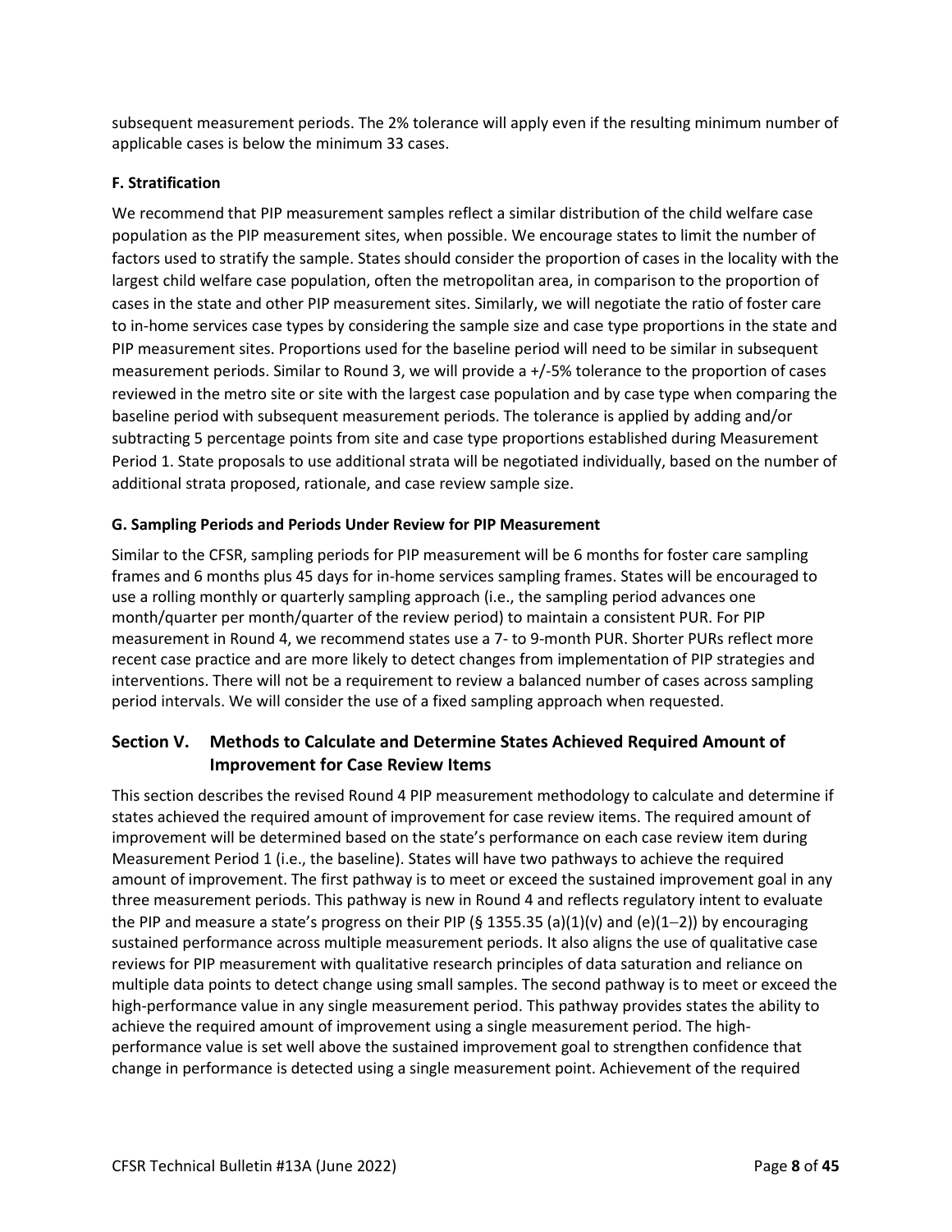subsequent measurement periods. The 2% tolerance will apply even if the resulting minimum number of applicable cases is below the minimum 33 cases.

### F. Stratification

We recommend that PIP measurement samples reflect a similar distribution of the child welfare case population as the PIP measurement sites, when possible. We encourage states to limit the number of factors used to stratify the sample. States should consider the proportion of cases in the locality with the largest child welfare case population, often the metropolitan area, in comparison to the proportion of cases in the state and other PIP measurement sites. Similarly, we will negotiate the ratio of foster care to in-home services case types by considering the sample size and case type proportions in the state and PIP measurement sites. Proportions used for the baseline period will need to be similar in subsequent measurement periods. Similar to Round 3, we will provide a +/-5% tolerance to the proportion of cases reviewed in the metro site or site with the largest case population and by case type when comparing the baseline period with subsequent measurement periods. The tolerance is applied by adding and/or subtracting 5 percentage points from site and case type proportions established during Measurement Period 1. State proposals to use additional strata will be negotiated individually, based on the number of additional strata proposed, rationale, and case review sample size.

### G. Sampling Periods and Periods Under Review for PIP Measurement

Similar to the CFSR, sampling periods for PIP measurement will be 6 months for foster care sampling frames and 6 months plus 45 days for in-home services sampling frames. States will be encouraged to use a rolling monthly or quarterly sampling approach (i.e., the sampling period advances one month/quarter per month/quarter of the review period) to maintain a consistent PUR. For PIP measurement in Round 4, we recommend states use a 7- to 9-month PUR. Shorter PURs reflect more recent case practice and are more likely to detect changes from implementation of PIP strategies and interventions. There will not be a requirement to review a balanced number of cases across sampling period intervals. We will consider the use of a fixed sampling approach when requested.

## Section V. Methods to Calculate and Determine States Achieved Required Amount of Improvement for Case Review Items

This section describes the revised Round 4 PIP measurement methodology to calculate and determine if states achieved the required amount of improvement for case review items. The required amount of improvement will be determined based on the state's performance on each case review item during Measurement Period 1 (i.e., the baseline). States will have two pathways to achieve the required amount of improvement. The first pathway is to meet or exceed the sustained improvement goal in any three measurement periods. This pathway is new in Round 4 and reflects regulatory intent to evaluate the PIP and measure a state's progress on their PIP (§ 1355.35 (a)(1)(v) and (e)(1−2)) by encouraging sustained performance across multiple measurement periods. It also aligns the use of qualitative case reviews for PIP measurement with qualitative research principles of data saturation and reliance on multiple data points to detect change using small samples. The second pathway is to meet or exceed the high-performance value in any single measurement period. This pathway provides states the ability to achieve the required amount of improvement using a single measurement period. The high-performance value is set well above the sustained improvement goal to strengthen confidence that change in performance is detected using a single measurement point. Achievement of the required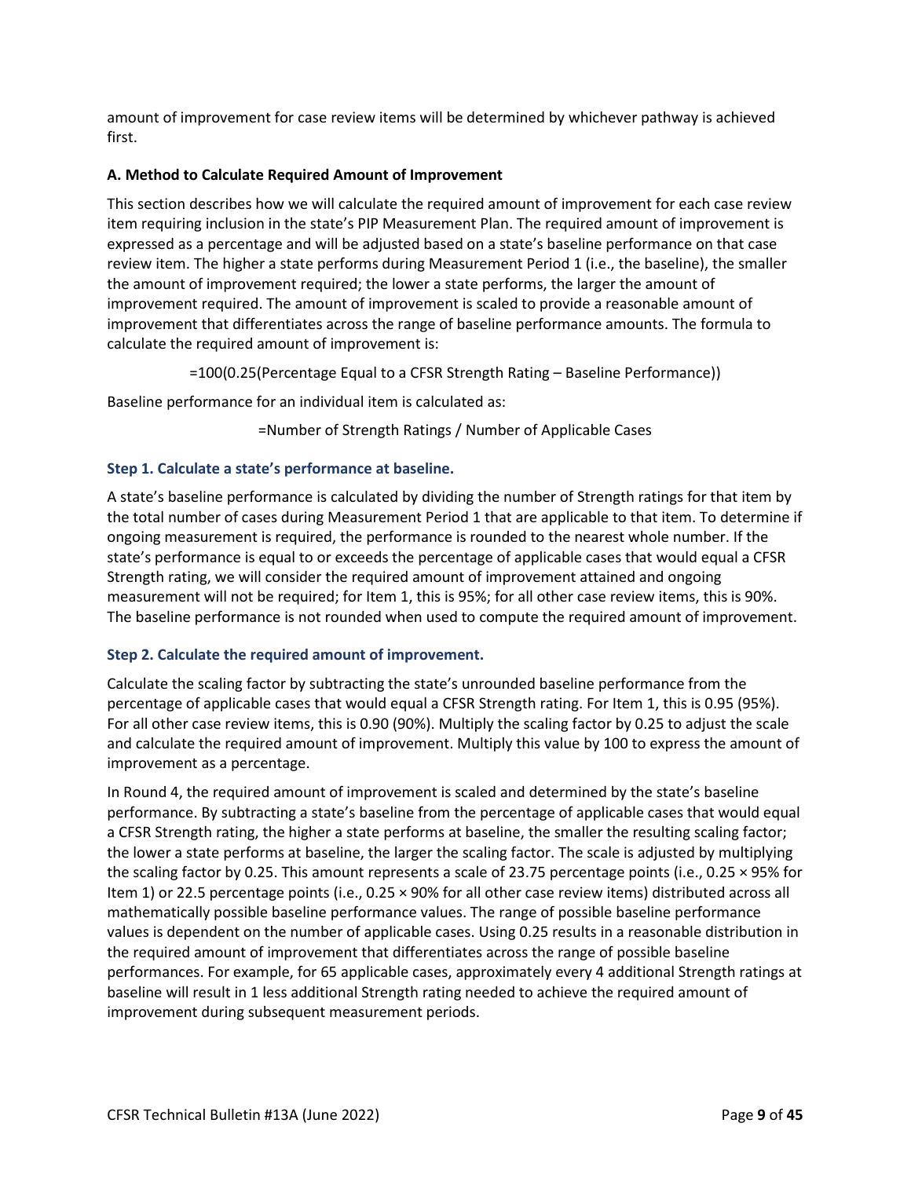amount of improvement for case review items will be determined by whichever pathway is achieved first.

### A. Method to Calculate Required Amount of Improvement

This section describes how we will calculate the required amount of improvement for each case review item requiring inclusion in the state's PIP Measurement Plan. The required amount of improvement is expressed as a percentage and will be adjusted based on a state's baseline performance on that case review item. The higher a state performs during Measurement Period 1 (i.e., the baseline), the smaller the amount of improvement required; the lower a state performs, the larger the amount of improvement required. The amount of improvement is scaled to provide a reasonable amount of improvement that differentiates across the range of baseline performance amounts. The formula to calculate the required amount of improvement is:

$$=100(0.25(\text{Percentage Equal to a CFSR Strength Rating} - \text{Baseline Performance}))$$

Baseline performance for an individual item is calculated as:

$$=\text{Number of Strength Ratings} / \text{Number of Applicable Cases}$$

#### Step 1. Calculate a state's performance at baseline.

A state's baseline performance is calculated by dividing the number of Strength ratings for that item by the total number of cases during Measurement Period 1 that are applicable to that item. To determine if ongoing measurement is required, the performance is rounded to the nearest whole number. If the state's performance is equal to or exceeds the percentage of applicable cases that would equal a CFSR Strength rating, we will consider the required amount of improvement attained and ongoing measurement will not be required; for Item 1, this is 95%; for all other case review items, this is 90%. The baseline performance is not rounded when used to compute the required amount of improvement.

#### Step 2. Calculate the required amount of improvement.

Calculate the scaling factor by subtracting the state's unrounded baseline performance from the percentage of applicable cases that would equal a CFSR Strength rating. For Item 1, this is 0.95 (95%). For all other case review items, this is 0.90 (90%). Multiply the scaling factor by 0.25 to adjust the scale and calculate the required amount of improvement. Multiply this value by 100 to express the amount of improvement as a percentage.

In Round 4, the required amount of improvement is scaled and determined by the state's baseline performance. By subtracting a state's baseline from the percentage of applicable cases that would equal a CFSR Strength rating, the higher a state performs at baseline, the smaller the resulting scaling factor; the lower a state performs at baseline, the larger the scaling factor. The scale is adjusted by multiplying the scaling factor by 0.25. This amount represents a scale of 23.75 percentage points (i.e., $0.25 \times 95\%$ for Item 1) or 22.5 percentage points (i.e., $0.25 \times 90\%$ for all other case review items) distributed across all mathematically possible baseline performance values. The range of possible baseline performance values is dependent on the number of applicable cases. Using 0.25 results in a reasonable distribution in the required amount of improvement that differentiates across the range of possible baseline performances. For example, for 65 applicable cases, approximately every 4 additional Strength ratings at baseline will result in 1 less additional Strength rating needed to achieve the required amount of improvement during subsequent measurement periods.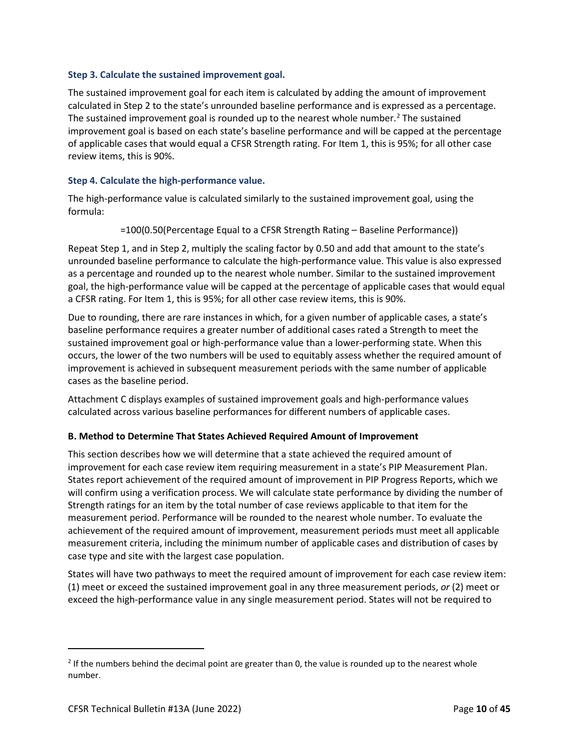### Step 3. Calculate the sustained improvement goal.

The sustained improvement goal for each item is calculated by adding the amount of improvement calculated in Step 2 to the state's unrounded baseline performance and is expressed as a percentage. The sustained improvement goal is rounded up to the nearest whole number.[2] The sustained improvement goal is based on each state's baseline performance and will be capped at the percentage of applicable cases that would equal a CFSR Strength rating. For Item 1, this is 95%; for all other case review items, this is 90%.

### Step 4. Calculate the high-performance value.

The high-performance value is calculated similarly to the sustained improvement goal, using the formula:

=100(0.50(Percentage Equal to a CFSR Strength Rating – Baseline Performance))

Repeat Step 1, and in Step 2, multiply the scaling factor by 0.50 and add that amount to the state's unrounded baseline performance to calculate the high-performance value. This value is also expressed as a percentage and rounded up to the nearest whole number. Similar to the sustained improvement goal, the high-performance value will be capped at the percentage of applicable cases that would equal a CFSR rating. For Item 1, this is 95%; for all other case review items, this is 90%.

Due to rounding, there are rare instances in which, for a given number of applicable cases, a state's baseline performance requires a greater number of additional cases rated a Strength to meet the sustained improvement goal or high-performance value than a lower-performing state. When this occurs, the lower of the two numbers will be used to equitably assess whether the required amount of improvement is achieved in subsequent measurement periods with the same number of applicable cases as the baseline period.

Attachment C displays examples of sustained improvement goals and high-performance values calculated across various baseline performances for different numbers of applicable cases.

### B. Method to Determine That States Achieved Required Amount of Improvement

This section describes how we will determine that a state achieved the required amount of improvement for each case review item requiring measurement in a state's PIP Measurement Plan. States report achievement of the required amount of improvement in PIP Progress Reports, which we will confirm using a verification process. We will calculate state performance by dividing the number of Strength ratings for an item by the total number of case reviews applicable to that item for the measurement period. Performance will be rounded to the nearest whole number. To evaluate the achievement of the required amount of improvement, measurement periods must meet all applicable measurement criteria, including the minimum number of applicable cases and distribution of cases by case type and site with the largest case population.

States will have two pathways to meet the required amount of improvement for each case review item: (1) meet or exceed the sustained improvement goal in any three measurement periods, *or* (2) meet or exceed the high-performance value in any single measurement period. States will not be required to

[2] If the numbers behind the decimal point are greater than 0, the value is rounded up to the nearest whole number.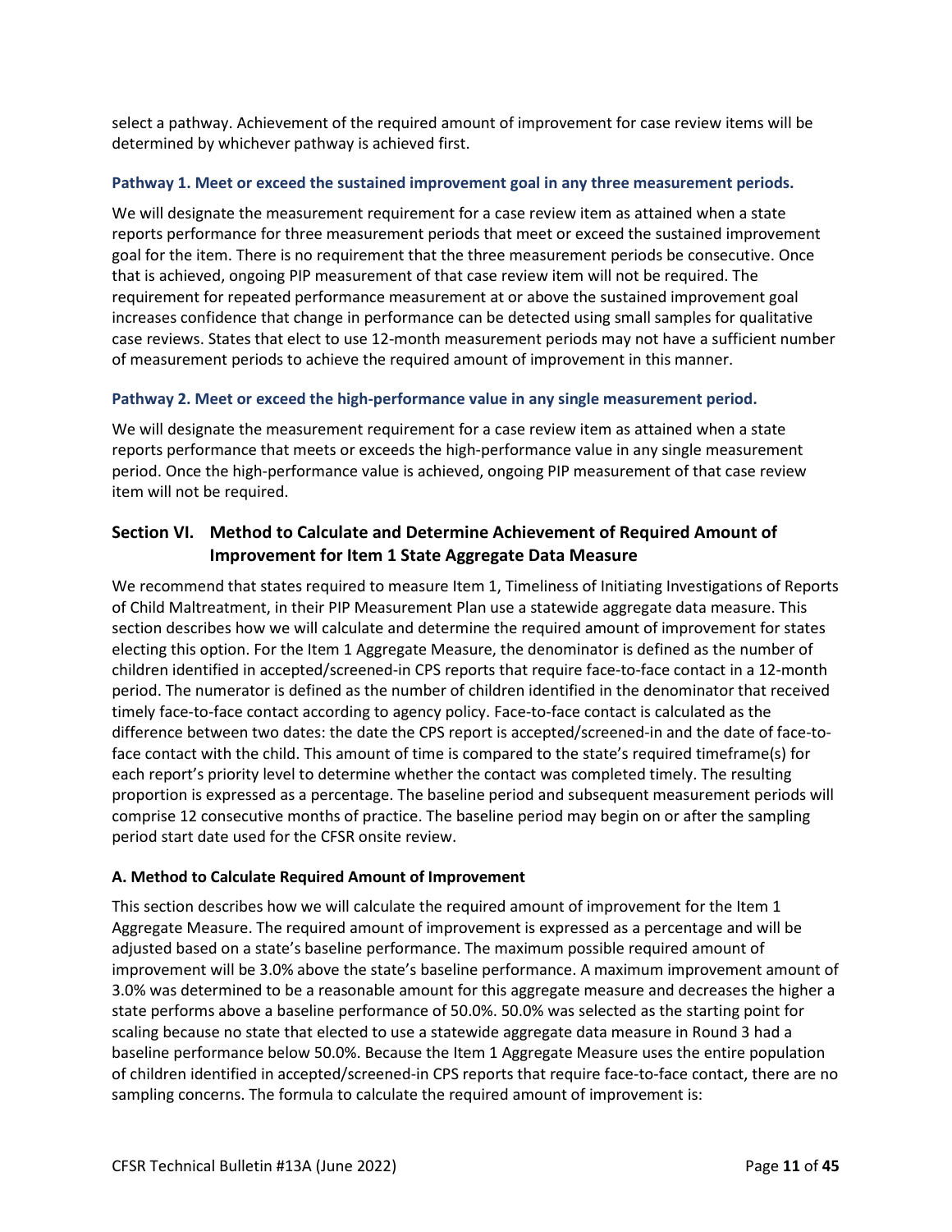select a pathway. Achievement of the required amount of improvement for case review items will be determined by whichever pathway is achieved first.

#### Pathway 1. Meet or exceed the sustained improvement goal in any three measurement periods.

We will designate the measurement requirement for a case review item as attained when a state reports performance for three measurement periods that meet or exceed the sustained improvement goal for the item. There is no requirement that the three measurement periods be consecutive. Once that is achieved, ongoing PIP measurement of that case review item will not be required. The requirement for repeated performance measurement at or above the sustained improvement goal increases confidence that change in performance can be detected using small samples for qualitative case reviews. States that elect to use 12-month measurement periods may not have a sufficient number of measurement periods to achieve the required amount of improvement in this manner.

#### Pathway 2. Meet or exceed the high-performance value in any single measurement period.

We will designate the measurement requirement for a case review item as attained when a state reports performance that meets or exceeds the high-performance value in any single measurement period. Once the high-performance value is achieved, ongoing PIP measurement of that case review item will not be required.

## Section VI. Method to Calculate and Determine Achievement of Required Amount of Improvement for Item 1 State Aggregate Data Measure

We recommend that states required to measure Item 1, Timeliness of Initiating Investigations of Reports of Child Maltreatment, in their PIP Measurement Plan use a statewide aggregate data measure. This section describes how we will calculate and determine the required amount of improvement for states electing this option. For the Item 1 Aggregate Measure, the denominator is defined as the number of children identified in accepted/screened-in CPS reports that require face-to-face contact in a 12-month period. The numerator is defined as the number of children identified in the denominator that received timely face-to-face contact according to agency policy. Face-to-face contact is calculated as the difference between two dates: the date the CPS report is accepted/screened-in and the date of face-to-face contact with the child. This amount of time is compared to the state's required timeframe(s) for each report's priority level to determine whether the contact was completed timely. The resulting proportion is expressed as a percentage. The baseline period and subsequent measurement periods will comprise 12 consecutive months of practice. The baseline period may begin on or after the sampling period start date used for the CFSR onsite review.

### A. Method to Calculate Required Amount of Improvement

This section describes how we will calculate the required amount of improvement for the Item 1 Aggregate Measure. The required amount of improvement is expressed as a percentage and will be adjusted based on a state's baseline performance. The maximum possible required amount of improvement will be 3.0% above the state's baseline performance. A maximum improvement amount of 3.0% was determined to be a reasonable amount for this aggregate measure and decreases the higher a state performs above a baseline performance of 50.0%. 50.0% was selected as the starting point for scaling because no state that elected to use a statewide aggregate data measure in Round 3 had a baseline performance below 50.0%. Because the Item 1 Aggregate Measure uses the entire population of children identified in accepted/screened-in CPS reports that require face-to-face contact, there are no sampling concerns. The formula to calculate the required amount of improvement is: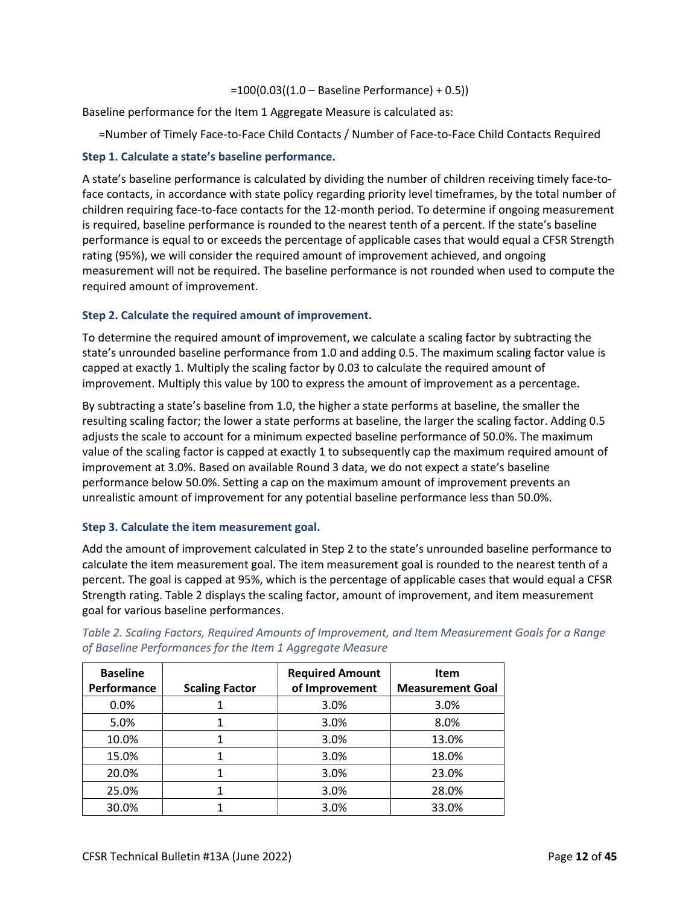$$=100(0.03((1.0 - \text{Baseline Performance}) + 0.5))$$

Baseline performance for the Item 1 Aggregate Measure is calculated as:

=Number of Timely Face-to-Face Child Contacts / Number of Face-to-Face Child Contacts Required

### Step 1. Calculate a state's baseline performance.

A state's baseline performance is calculated by dividing the number of children receiving timely face-to-face contacts, in accordance with state policy regarding priority level timeframes, by the total number of children requiring face-to-face contacts for the 12-month period. To determine if ongoing measurement is required, baseline performance is rounded to the nearest tenth of a percent. If the state's baseline performance is equal to or exceeds the percentage of applicable cases that would equal a CFSR Strength rating (95%), we will consider the required amount of improvement achieved, and ongoing measurement will not be required. The baseline performance is not rounded when used to compute the required amount of improvement.

### Step 2. Calculate the required amount of improvement.

To determine the required amount of improvement, we calculate a scaling factor by subtracting the state's unrounded baseline performance from 1.0 and adding 0.5. The maximum scaling factor value is capped at exactly 1. Multiply the scaling factor by 0.03 to calculate the required amount of improvement. Multiply this value by 100 to express the amount of improvement as a percentage.

By subtracting a state's baseline from 1.0, the higher a state performs at baseline, the smaller the resulting scaling factor; the lower a state performs at baseline, the larger the scaling factor. Adding 0.5 adjusts the scale to account for a minimum expected baseline performance of 50.0%. The maximum value of the scaling factor is capped at exactly 1 to subsequently cap the maximum required amount of improvement at 3.0%. Based on available Round 3 data, we do not expect a state's baseline performance below 50.0%. Setting a cap on the maximum amount of improvement prevents an unrealistic amount of improvement for any potential baseline performance less than 50.0%.

### Step 3. Calculate the item measurement goal.

Add the amount of improvement calculated in Step 2 to the state's unrounded baseline performance to calculate the item measurement goal. The item measurement goal is rounded to the nearest tenth of a percent. The goal is capped at 95%, which is the percentage of applicable cases that would equal a CFSR Strength rating. Table 2 displays the scaling factor, amount of improvement, and item measurement goal for various baseline performances.

*Table 2. Scaling Factors, Required Amounts of Improvement, and Item Measurement Goals for a Range of Baseline Performances for the Item 1 Aggregate Measure*

| Baseline Performance | Scaling Factor | Required Amount of Improvement | Item Measurement Goal |
|---|---|---|---|
| 0.0% | 1 | 3.0% | 3.0% |
| 5.0% | 1 | 3.0% | 8.0% |
| 10.0% | 1 | 3.0% | 13.0% |
| 15.0% | 1 | 3.0% | 18.0% |
| 20.0% | 1 | 3.0% | 23.0% |
| 25.0% | 1 | 3.0% | 28.0% |
| 30.0% | 1 | 3.0% | 33.0% |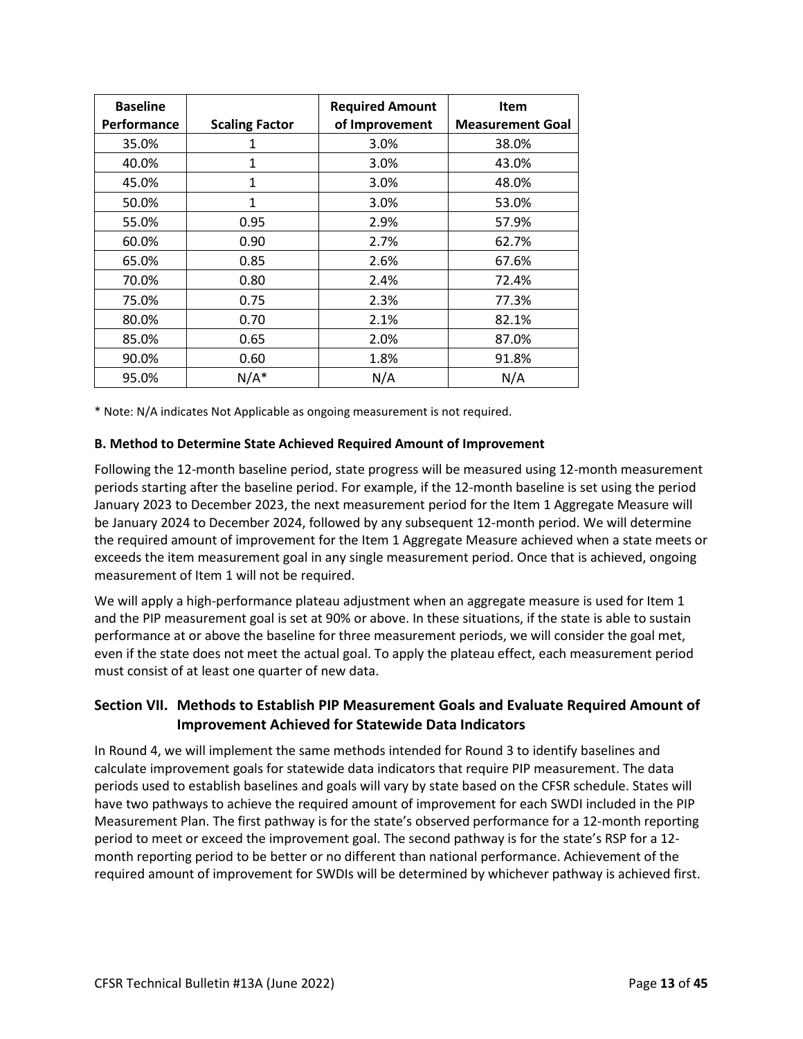| Baseline Performance | Scaling Factor | Required Amount of Improvement | Item Measurement Goal |
|---|---|---|---|
| 35.0% | 1 | 3.0% | 38.0% |
| 40.0% | 1 | 3.0% | 43.0% |
| 45.0% | 1 | 3.0% | 48.0% |
| 50.0% | 1 | 3.0% | 53.0% |
| 55.0% | 0.95 | 2.9% | 57.9% |
| 60.0% | 0.90 | 2.7% | 62.7% |
| 65.0% | 0.85 | 2.6% | 67.6% |
| 70.0% | 0.80 | 2.4% | 72.4% |
| 75.0% | 0.75 | 2.3% | 77.3% |
| 80.0% | 0.70 | 2.1% | 82.1% |
| 85.0% | 0.65 | 2.0% | 87.0% |
| 90.0% | 0.60 | 1.8% | 91.8% |
| 95.0% | N/A* | N/A | N/A |

* Note: N/A indicates Not Applicable as ongoing measurement is not required.

#### B. Method to Determine State Achieved Required Amount of Improvement

Following the 12-month baseline period, state progress will be measured using 12-month measurement periods starting after the baseline period. For example, if the 12-month baseline is set using the period January 2023 to December 2023, the next measurement period for the Item 1 Aggregate Measure will be January 2024 to December 2024, followed by any subsequent 12-month period. We will determine the required amount of improvement for the Item 1 Aggregate Measure achieved when a state meets or exceeds the item measurement goal in any single measurement period. Once that is achieved, ongoing measurement of Item 1 will not be required.

We will apply a high-performance plateau adjustment when an aggregate measure is used for Item 1 and the PIP measurement goal is set at 90% or above. In these situations, if the state is able to sustain performance at or above the baseline for three measurement periods, we will consider the goal met, even if the state does not meet the actual goal. To apply the plateau effect, each measurement period must consist of at least one quarter of new data.

### Section VII. Methods to Establish PIP Measurement Goals and Evaluate Required Amount of Improvement Achieved for Statewide Data Indicators

In Round 4, we will implement the same methods intended for Round 3 to identify baselines and calculate improvement goals for statewide data indicators that require PIP measurement. The data periods used to establish baselines and goals will vary by state based on the CFSR schedule. States will have two pathways to achieve the required amount of improvement for each SWDI included in the PIP Measurement Plan. The first pathway is for the state's observed performance for a 12-month reporting period to meet or exceed the improvement goal. The second pathway is for the state's RSP for a 12-month reporting period to be better or no different than national performance. Achievement of the required amount of improvement for SWDIs will be determined by whichever pathway is achieved first.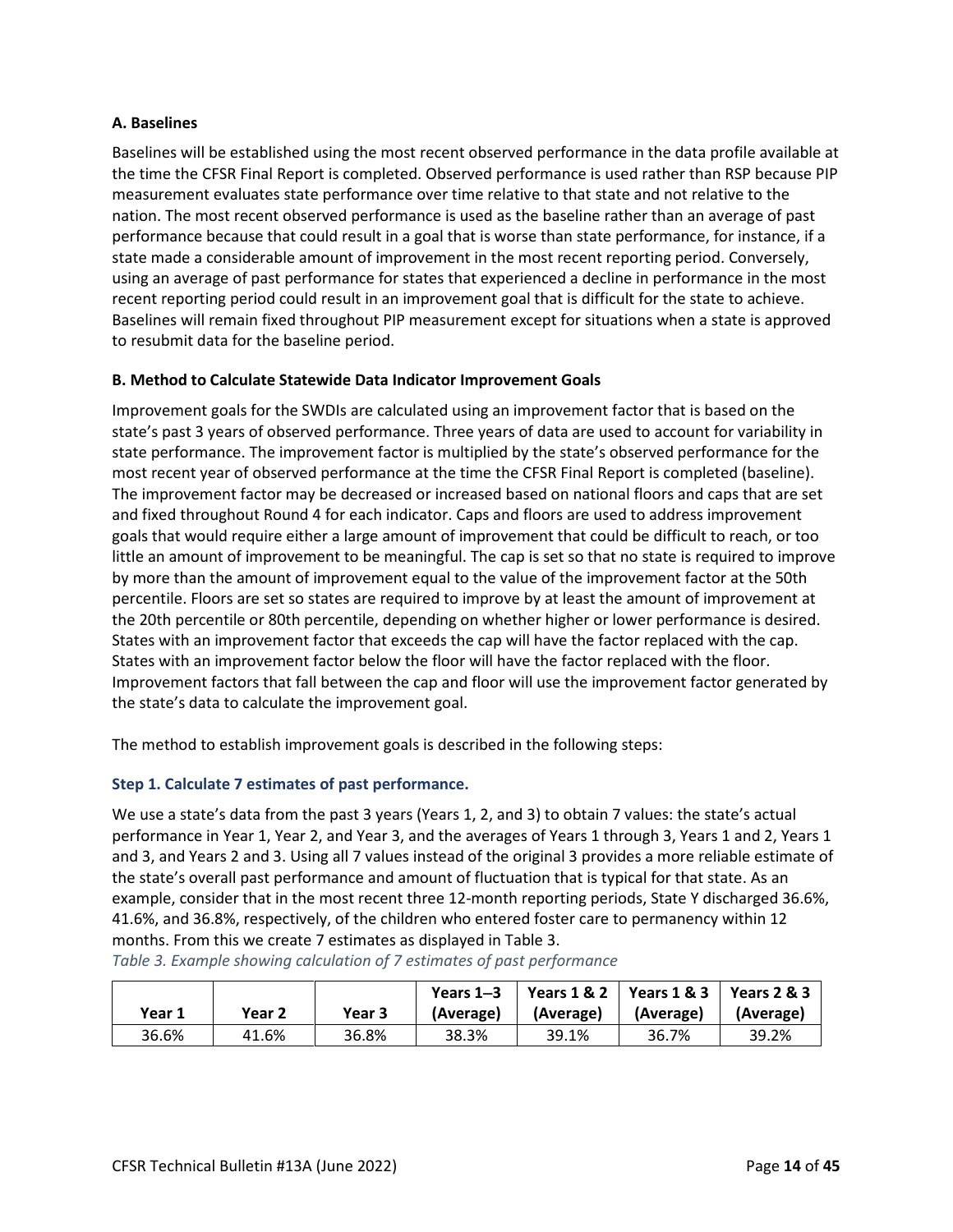#### A. Baselines

Baselines will be established using the most recent observed performance in the data profile available at the time the CFSR Final Report is completed. Observed performance is used rather than RSP because PIP measurement evaluates state performance over time relative to that state and not relative to the nation. The most recent observed performance is used as the baseline rather than an average of past performance because that could result in a goal that is worse than state performance, for instance, if a state made a considerable amount of improvement in the most recent reporting period. Conversely, using an average of past performance for states that experienced a decline in performance in the most recent reporting period could result in an improvement goal that is difficult for the state to achieve. Baselines will remain fixed throughout PIP measurement except for situations when a state is approved to resubmit data for the baseline period.

#### B. Method to Calculate Statewide Data Indicator Improvement Goals

Improvement goals for the SWDIs are calculated using an improvement factor that is based on the state's past 3 years of observed performance. Three years of data are used to account for variability in state performance. The improvement factor is multiplied by the state's observed performance for the most recent year of observed performance at the time the CFSR Final Report is completed (baseline). The improvement factor may be decreased or increased based on national floors and caps that are set and fixed throughout Round 4 for each indicator. Caps and floors are used to address improvement goals that would require either a large amount of improvement that could be difficult to reach, or too little an amount of improvement to be meaningful. The cap is set so that no state is required to improve by more than the amount of improvement equal to the value of the improvement factor at the 50th percentile. Floors are set so states are required to improve by at least the amount of improvement at the 20th percentile or 80th percentile, depending on whether higher or lower performance is desired. States with an improvement factor that exceeds the cap will have the factor replaced with the cap. States with an improvement factor below the floor will have the factor replaced with the floor. Improvement factors that fall between the cap and floor will use the improvement factor generated by the state's data to calculate the improvement goal.

The method to establish improvement goals is described in the following steps:

#### Step 1. Calculate 7 estimates of past performance.

We use a state's data from the past 3 years (Years 1, 2, and 3) to obtain 7 values: the state's actual performance in Year 1, Year 2, and Year 3, and the averages of Years 1 through 3, Years 1 and 2, Years 1 and 3, and Years 2 and 3. Using all 7 values instead of the original 3 provides a more reliable estimate of the state's overall past performance and amount of fluctuation that is typical for that state. As an example, consider that in the most recent three 12-month reporting periods, State Y discharged 36.6%, 41.6%, and 36.8%, respectively, of the children who entered foster care to permanency within 12 months. From this we create 7 estimates as displayed in Table 3.

*Table 3. Example showing calculation of 7 estimates of past performance*

| Year 1 | Year 2 | Year 3 | Years 1–3 (Average) | Years 1 & 2 (Average) | Years 1 & 3 (Average) | Years 2 & 3 (Average) |
|---|---|---|---|---|---|---|
| 36.6% | 41.6% | 36.8% | 38.3% | 39.1% | 36.7% | 39.2% |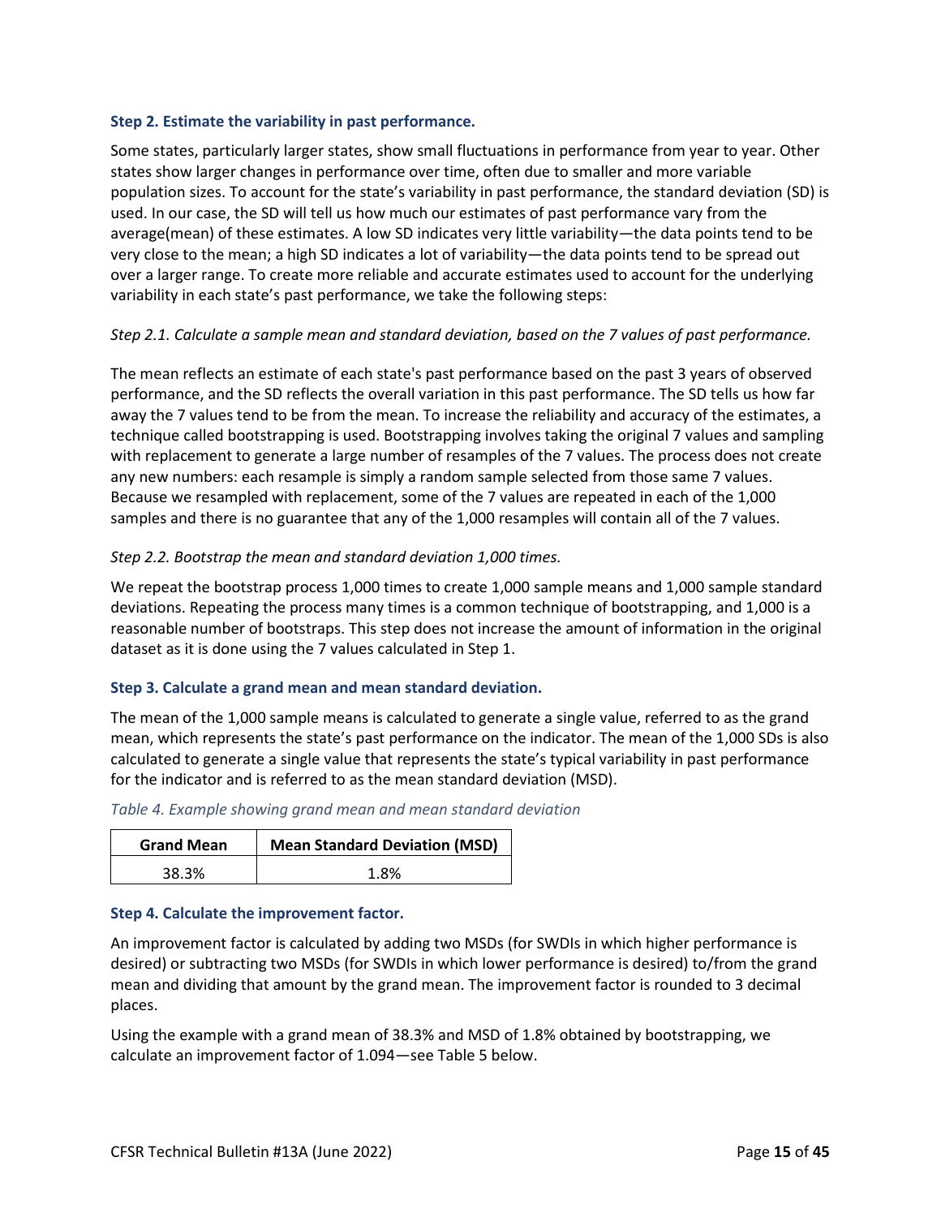### Step 2. Estimate the variability in past performance.

Some states, particularly larger states, show small fluctuations in performance from year to year. Other states show larger changes in performance over time, often due to smaller and more variable population sizes. To account for the state's variability in past performance, the standard deviation (SD) is used. In our case, the SD will tell us how much our estimates of past performance vary from the average(mean) of these estimates. A low SD indicates very little variability—the data points tend to be very close to the mean; a high SD indicates a lot of variability—the data points tend to be spread out over a larger range. To create more reliable and accurate estimates used to account for the underlying variability in each state's past performance, we take the following steps:

*Step 2.1. Calculate a sample mean and standard deviation, based on the 7 values of past performance.*

The mean reflects an estimate of each state's past performance based on the past 3 years of observed performance, and the SD reflects the overall variation in this past performance. The SD tells us how far away the 7 values tend to be from the mean. To increase the reliability and accuracy of the estimates, a technique called bootstrapping is used. Bootstrapping involves taking the original 7 values and sampling with replacement to generate a large number of resamples of the 7 values. The process does not create any new numbers: each resample is simply a random sample selected from those same 7 values. Because we resampled with replacement, some of the 7 values are repeated in each of the 1,000 samples and there is no guarantee that any of the 1,000 resamples will contain all of the 7 values.

*Step 2.2. Bootstrap the mean and standard deviation 1,000 times.*

We repeat the bootstrap process 1,000 times to create 1,000 sample means and 1,000 sample standard deviations. Repeating the process many times is a common technique of bootstrapping, and 1,000 is a reasonable number of bootstraps. This step does not increase the amount of information in the original dataset as it is done using the 7 values calculated in Step 1.

### Step 3. Calculate a grand mean and mean standard deviation.

The mean of the 1,000 sample means is calculated to generate a single value, referred to as the grand mean, which represents the state's past performance on the indicator. The mean of the 1,000 SDs is also calculated to generate a single value that represents the state's typical variability in past performance for the indicator and is referred to as the mean standard deviation (MSD).

*Table 4. Example showing grand mean and mean standard deviation*

| Grand Mean | Mean Standard Deviation (MSD) |
|---|---|
| 38.3% | 1.8% |

### Step 4. Calculate the improvement factor.

An improvement factor is calculated by adding two MSDs (for SWDIs in which higher performance is desired) or subtracting two MSDs (for SWDIs in which lower performance is desired) to/from the grand mean and dividing that amount by the grand mean. The improvement factor is rounded to 3 decimal places.

Using the example with a grand mean of 38.3% and MSD of 1.8% obtained by bootstrapping, we calculate an improvement factor of 1.094—see Table 5 below.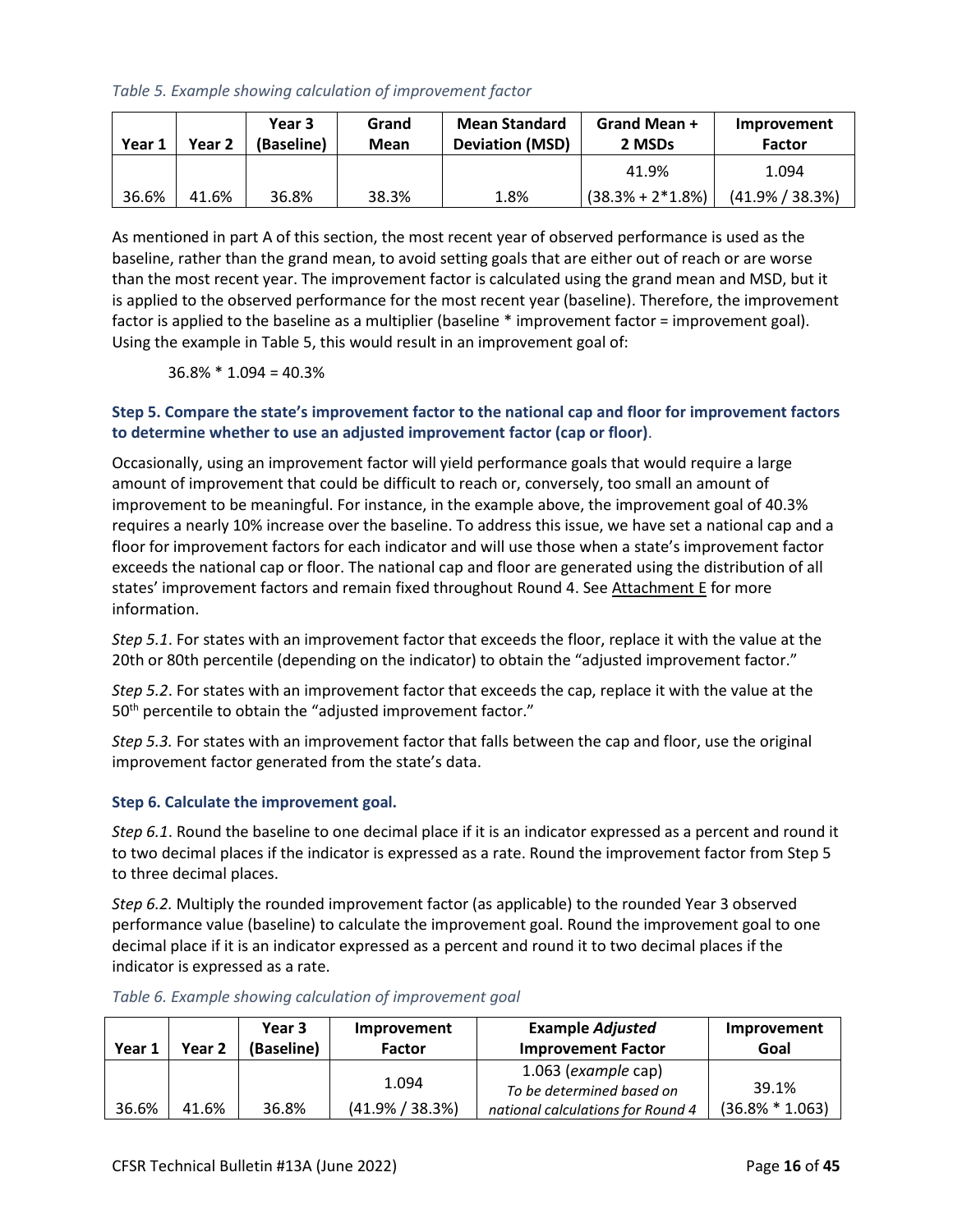*Table 5. Example showing calculation of improvement factor*

| Year 1 | Year 2 | Year 3 (Baseline) | Grand Mean | Mean Standard Deviation (MSD) | Grand Mean + 2 MSDs | Improvement Factor |
|---|---|---|---|---|---|---|
| 36.6% | 41.6% | 36.8% | 38.3% | 1.8% | 41.9% (38.3% + 2*1.8%) | 1.094 (41.9% / 38.3%) |

As mentioned in part A of this section, the most recent year of observed performance is used as the baseline, rather than the grand mean, to avoid setting goals that are either out of reach or are worse than the most recent year. The improvement factor is calculated using the grand mean and MSD, but it is applied to the observed performance for the most recent year (baseline). Therefore, the improvement factor is applied to the baseline as a multiplier (baseline * improvement factor = improvement goal). Using the example in Table 5, this would result in an improvement goal of:

36.8% * 1.094 = 40.3%

### Step 5. Compare the state's improvement factor to the national cap and floor for improvement factors to determine whether to use an adjusted improvement factor (cap or floor).

Occasionally, using an improvement factor will yield performance goals that would require a large amount of improvement that could be difficult to reach or, conversely, too small an amount of improvement to be meaningful. For instance, in the example above, the improvement goal of 40.3% requires a nearly 10% increase over the baseline. To address this issue, we have set a national cap and a floor for improvement factors for each indicator and will use those when a state's improvement factor exceeds the national cap or floor. The national cap and floor are generated using the distribution of all states' improvement factors and remain fixed throughout Round 4. See Attachment E for more information.

*Step 5.1*. For states with an improvement factor that exceeds the floor, replace it with the value at the 20th or 80th percentile (depending on the indicator) to obtain the "adjusted improvement factor."

*Step 5.2*. For states with an improvement factor that exceeds the cap, replace it with the value at the 50th percentile to obtain the "adjusted improvement factor."

*Step 5.3.* For states with an improvement factor that falls between the cap and floor, use the original improvement factor generated from the state's data.

### Step 6. Calculate the improvement goal.

*Step 6.1*. Round the baseline to one decimal place if it is an indicator expressed as a percent and round it to two decimal places if the indicator is expressed as a rate. Round the improvement factor from Step 5 to three decimal places.

*Step 6.2.* Multiply the rounded improvement factor (as applicable) to the rounded Year 3 observed performance value (baseline) to calculate the improvement goal. Round the improvement goal to one decimal place if it is an indicator expressed as a percent and round it to two decimal places if the indicator is expressed as a rate.

*Table 6. Example showing calculation of improvement goal*

| Year 1 | Year 2 | Year 3 (Baseline) | Improvement Factor | Example *Adjusted* Improvement Factor | Improvement Goal |
|---|---|---|---|---|---|
| 36.6% | 41.6% | 36.8% | 1.094 (41.9% / 38.3%) | 1.063 (*example* cap) *To be determined based on national calculations for Round 4* | 39.1% (36.8% * 1.063) |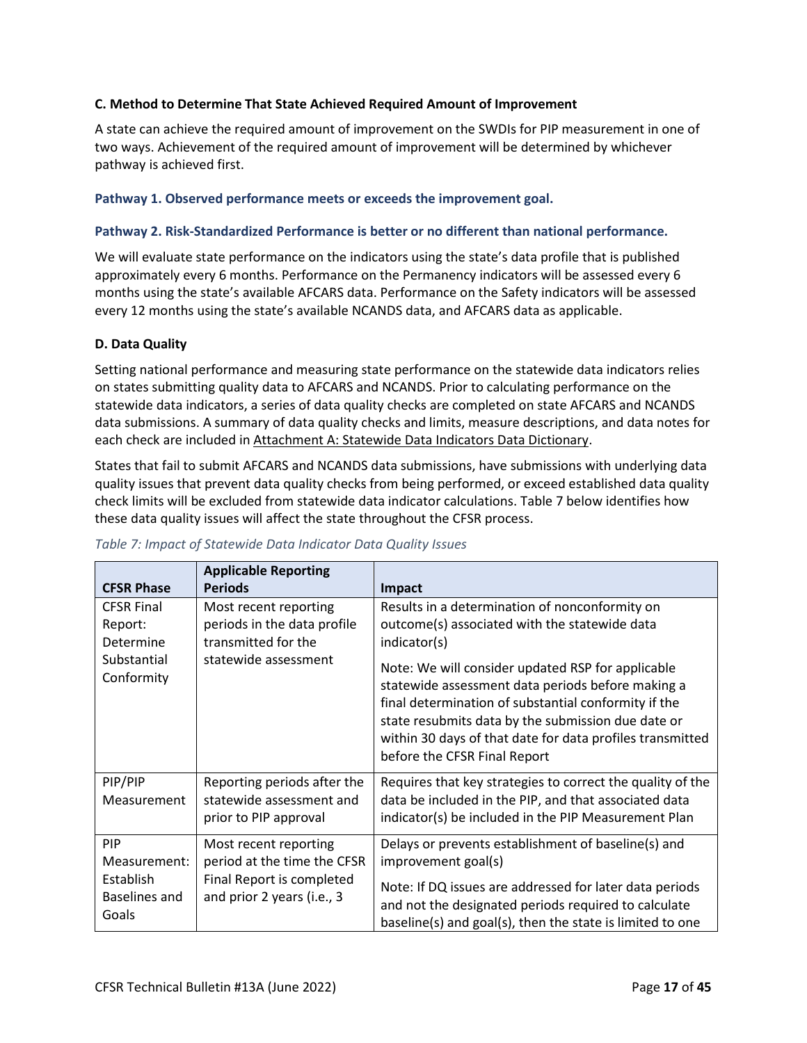### C. Method to Determine That State Achieved Required Amount of Improvement

A state can achieve the required amount of improvement on the SWDIs for PIP measurement in one of two ways. Achievement of the required amount of improvement will be determined by whichever pathway is achieved first.

#### Pathway 1. Observed performance meets or exceeds the improvement goal.

#### Pathway 2. Risk-Standardized Performance is better or no different than national performance.

We will evaluate state performance on the indicators using the state's data profile that is published approximately every 6 months. Performance on the Permanency indicators will be assessed every 6 months using the state's available AFCARS data. Performance on the Safety indicators will be assessed every 12 months using the state's available NCANDS data, and AFCARS data as applicable.

### D. Data Quality

Setting national performance and measuring state performance on the statewide data indicators relies on states submitting quality data to AFCARS and NCANDS. Prior to calculating performance on the statewide data indicators, a series of data quality checks are completed on state AFCARS and NCANDS data submissions. A summary of data quality checks and limits, measure descriptions, and data notes for each check are included in Attachment A: Statewide Data Indicators Data Dictionary.

States that fail to submit AFCARS and NCANDS data submissions, have submissions with underlying data quality issues that prevent data quality checks from being performed, or exceed established data quality check limits will be excluded from statewide data indicator calculations. Table 7 below identifies how these data quality issues will affect the state throughout the CFSR process.

*Table 7: Impact of Statewide Data Indicator Data Quality Issues*

| CFSR Phase | Applicable Reporting Periods | Impact |
| --- | --- | --- |
| CFSR Final Report: Determine Substantial Conformity | Most recent reporting periods in the data profile transmitted for the statewide assessment | Results in a determination of nonconformity on outcome(s) associated with the statewide data indicator(s)<br><br>Note: We will consider updated RSP for applicable statewide assessment data periods before making a final determination of substantial conformity if the state resubmits data by the submission due date or within 30 days of that date for data profiles transmitted before the CFSR Final Report |
| PIP/PIP Measurement | Reporting periods after the statewide assessment and prior to PIP approval | Requires that key strategies to correct the quality of the data be included in the PIP, and that associated data indicator(s) be included in the PIP Measurement Plan |
| PIP Measurement: Establish Baselines and Goals | Most recent reporting period at the time the CFSR Final Report is completed and prior 2 years (i.e., 3 | Delays or prevents establishment of baseline(s) and improvement goal(s)<br><br>Note: If DQ issues are addressed for later data periods and not the designated periods required to calculate baseline(s) and goal(s), then the state is limited to one |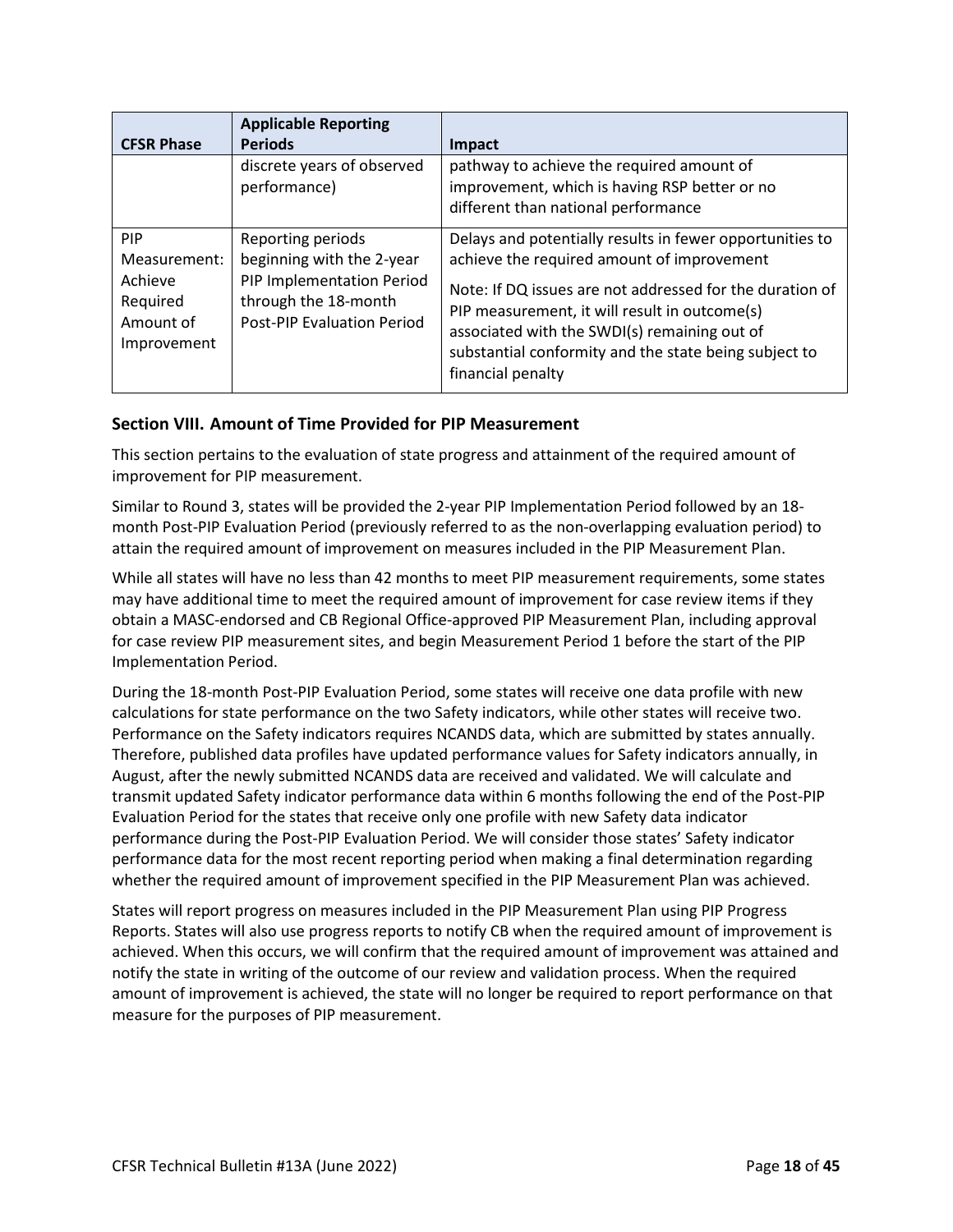| CFSR Phase | Applicable Reporting Periods | Impact |
|---|---|---|
| | discrete years of observed performance) | pathway to achieve the required amount of improvement, which is having RSP better or no different than national performance |
| PIP Measurement: Achieve Required Amount of Improvement | Reporting periods beginning with the 2-year PIP Implementation Period through the 18-month Post-PIP Evaluation Period | Delays and potentially results in fewer opportunities to achieve the required amount of improvement<br><br>Note: If DQ issues are not addressed for the duration of PIP measurement, it will result in outcome(s) associated with the SWDI(s) remaining out of substantial conformity and the state being subject to financial penalty |

### Section VIII. Amount of Time Provided for PIP Measurement

This section pertains to the evaluation of state progress and attainment of the required amount of improvement for PIP measurement.

Similar to Round 3, states will be provided the 2-year PIP Implementation Period followed by an 18-month Post-PIP Evaluation Period (previously referred to as the non-overlapping evaluation period) to attain the required amount of improvement on measures included in the PIP Measurement Plan.

While all states will have no less than 42 months to meet PIP measurement requirements, some states may have additional time to meet the required amount of improvement for case review items if they obtain a MASC-endorsed and CB Regional Office-approved PIP Measurement Plan, including approval for case review PIP measurement sites, and begin Measurement Period 1 before the start of the PIP Implementation Period.

During the 18-month Post-PIP Evaluation Period, some states will receive one data profile with new calculations for state performance on the two Safety indicators, while other states will receive two. Performance on the Safety indicators requires NCANDS data, which are submitted by states annually. Therefore, published data profiles have updated performance values for Safety indicators annually, in August, after the newly submitted NCANDS data are received and validated. We will calculate and transmit updated Safety indicator performance data within 6 months following the end of the Post-PIP Evaluation Period for the states that receive only one profile with new Safety data indicator performance during the Post-PIP Evaluation Period. We will consider those states' Safety indicator performance data for the most recent reporting period when making a final determination regarding whether the required amount of improvement specified in the PIP Measurement Plan was achieved.

States will report progress on measures included in the PIP Measurement Plan using PIP Progress Reports. States will also use progress reports to notify CB when the required amount of improvement is achieved. When this occurs, we will confirm that the required amount of improvement was attained and notify the state in writing of the outcome of our review and validation process. When the required amount of improvement is achieved, the state will no longer be required to report performance on that measure for the purposes of PIP measurement.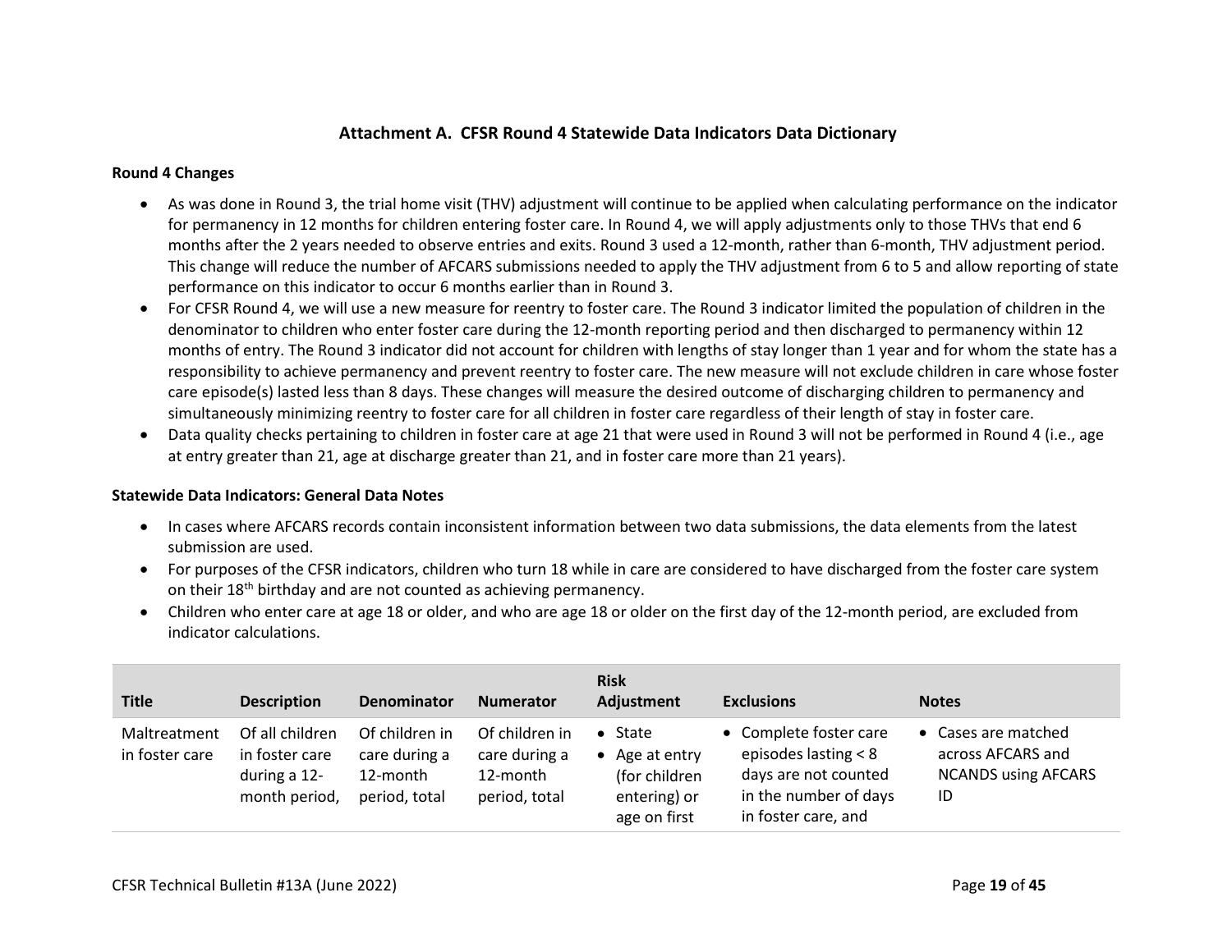### Attachment A. CFSR Round 4 Statewide Data Indicators Data Dictionary

**Round 4 Changes**

- As was done in Round 3, the trial home visit (THV) adjustment will continue to be applied when calculating performance on the indicator for permanency in 12 months for children entering foster care. In Round 4, we will apply adjustments only to those THVs that end 6 months after the 2 years needed to observe entries and exits. Round 3 used a 12-month, rather than 6-month, THV adjustment period. This change will reduce the number of AFCARS submissions needed to apply the THV adjustment from 6 to 5 and allow reporting of state performance on this indicator to occur 6 months earlier than in Round 3.
- For CFSR Round 4, we will use a new measure for reentry to foster care. The Round 3 indicator limited the population of children in the denominator to children who enter foster care during the 12-month reporting period and then discharged to permanency within 12 months of entry. The Round 3 indicator did not account for children with lengths of stay longer than 1 year and for whom the state has a responsibility to achieve permanency and prevent reentry to foster care. The new measure will not exclude children in care whose foster care episode(s) lasted less than 8 days. These changes will measure the desired outcome of discharging children to permanency and simultaneously minimizing reentry to foster care for all children in foster care regardless of their length of stay in foster care.
- Data quality checks pertaining to children in foster care at age 21 that were used in Round 3 will not be performed in Round 4 (i.e., age at entry greater than 21, age at discharge greater than 21, and in foster care more than 21 years).

**Statewide Data Indicators: General Data Notes**

- In cases where AFCARS records contain inconsistent information between two data submissions, the data elements from the latest submission are used.
- For purposes of the CFSR indicators, children who turn 18 while in care are considered to have discharged from the foster care system on their 18th birthday and are not counted as achieving permanency.
- Children who enter care at age 18 or older, and who are age 18 or older on the first day of the 12-month period, are excluded from indicator calculations.

| Title | Description | Denominator | Numerator | Risk Adjustment | Exclusions | Notes |
|---|---|---|---|---|---|---|
| Maltreatment in foster care | Of all children in foster care during a 12-month period, | Of children in care during a 12-month period, total | Of children in care during a 12-month period, total | • State<br>• Age at entry (for children entering) or age on first | • Complete foster care episodes lasting < 8 days are not counted in the number of days in foster care, and | • Cases are matched across AFCARS and NCANDS using AFCARS ID |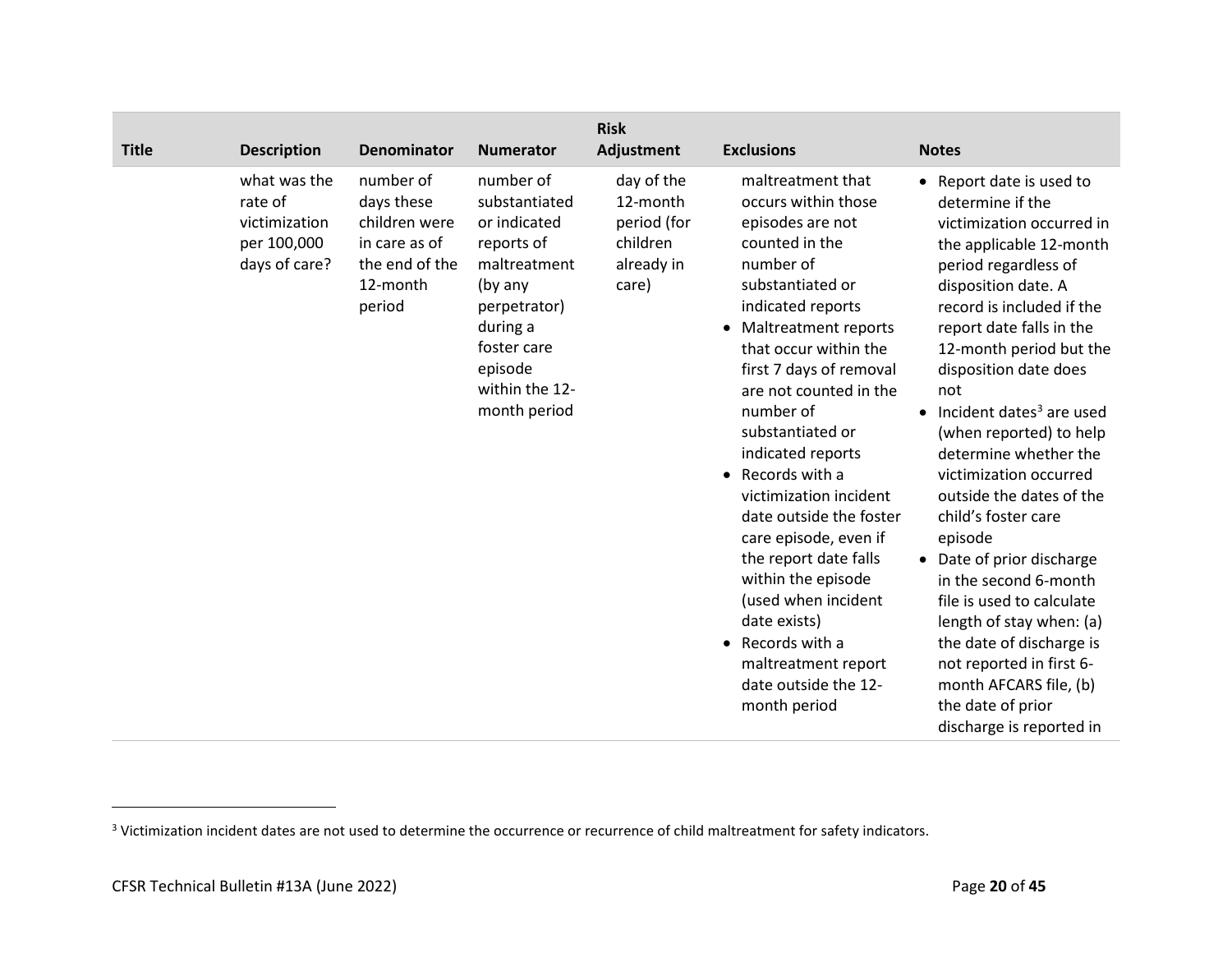| Title | Description | Denominator | Numerator | Risk Adjustment | Exclusions | Notes |
|---|---|---|---|---|---|---|
| | what was the rate of victimization per 100,000 days of care? | number of days these children were in care as of the end of the 12-month period | number of substantiated or indicated reports of maltreatment (by any perpetrator) during a foster care episode within the 12-month period | day of the 12-month period (for children already in care) | maltreatment that occurs within those episodes are not counted in the number of substantiated or indicated reports<br>• Maltreatment reports that occur within the first 7 days of removal are not counted in the number of substantiated or indicated reports<br>• Records with a victimization incident date outside the foster care episode, even if the report date falls within the episode (used when incident date exists)<br>• Records with a maltreatment report date outside the 12-month period | • Report date is used to determine if the victimization occurred in the applicable 12-month period regardless of disposition date. A record is included if the report date falls in the 12-month period but the disposition date does not<br>• Incident dates[3] are used (when reported) to help determine whether the victimization occurred outside the dates of the child's foster care episode<br>• Date of prior discharge in the second 6-month file is used to calculate length of stay when: (a) the date of discharge is not reported in first 6-month AFCARS file, (b) the date of prior discharge is reported in |

[3] Victimization incident dates are not used to determine the occurrence or recurrence of child maltreatment for safety indicators.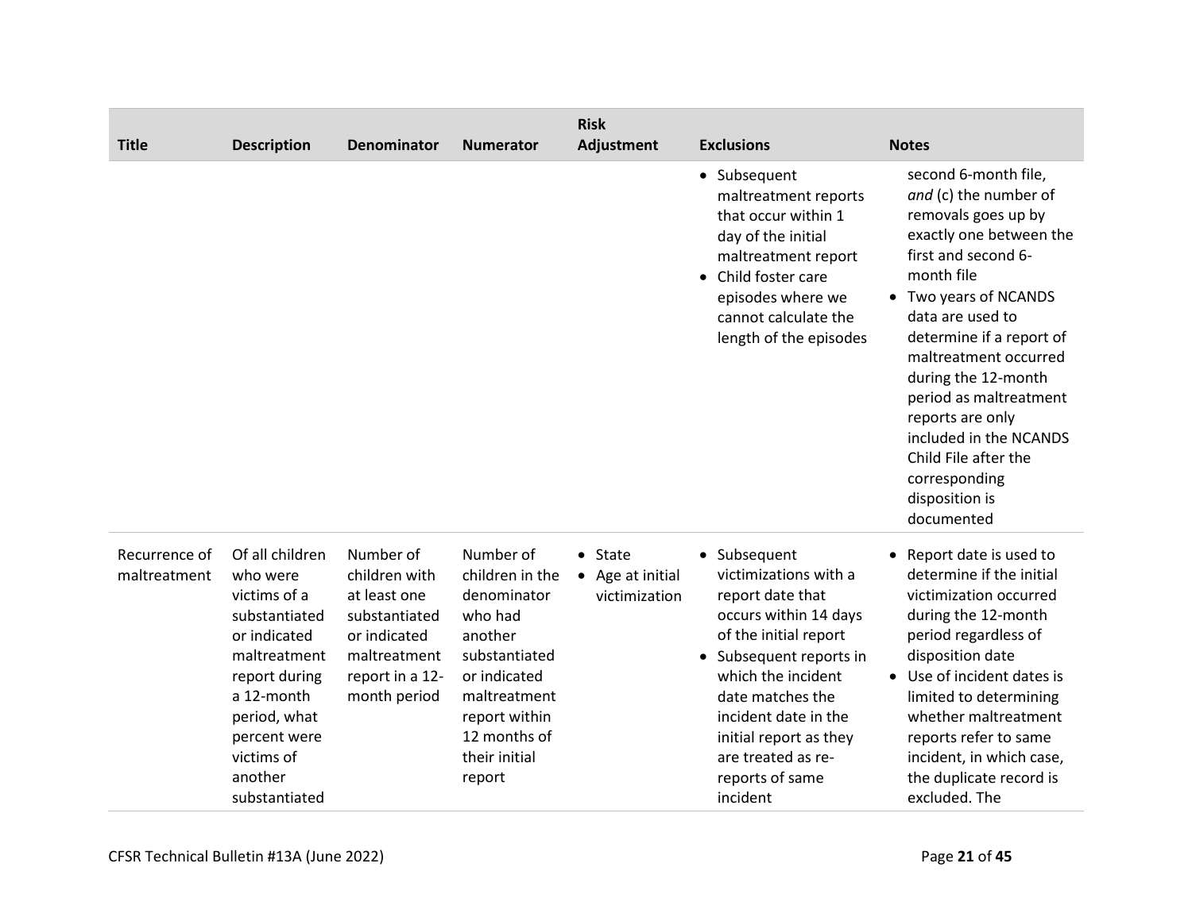| Title | Description | Denominator | Numerator | Risk Adjustment | Exclusions | Notes |
|---|---|---|---|---|---|---|
| | | | | | • Subsequent maltreatment reports that occur within 1 day of the initial maltreatment report<br>• Child foster care episodes where we cannot calculate the length of the episodes | second 6-month file, *and* (c) the number of removals goes up by exactly one between the first and second 6-month file<br>• Two years of NCANDS data are used to determine if a report of maltreatment occurred during the 12-month period as maltreatment reports are only included in the NCANDS Child File after the corresponding disposition is documented |
| Recurrence of maltreatment | Of all children who were victims of a substantiated or indicated maltreatment report during a 12-month period, what percent were victims of another substantiated | Number of children with at least one substantiated or indicated maltreatment report in a 12-month period | Number of children in the denominator who had another substantiated or indicated maltreatment report within 12 months of their initial report | • State<br>• Age at initial victimization | • Subsequent victimizations with a report date that occurs within 14 days of the initial report<br>• Subsequent reports in which the incident date matches the incident date in the initial report as they are treated as re-reports of same incident | • Report date is used to determine if the initial victimization occurred during the 12-month period regardless of disposition date<br>• Use of incident dates is limited to determining whether maltreatment reports refer to same incident, in which case, the duplicate record is excluded. The |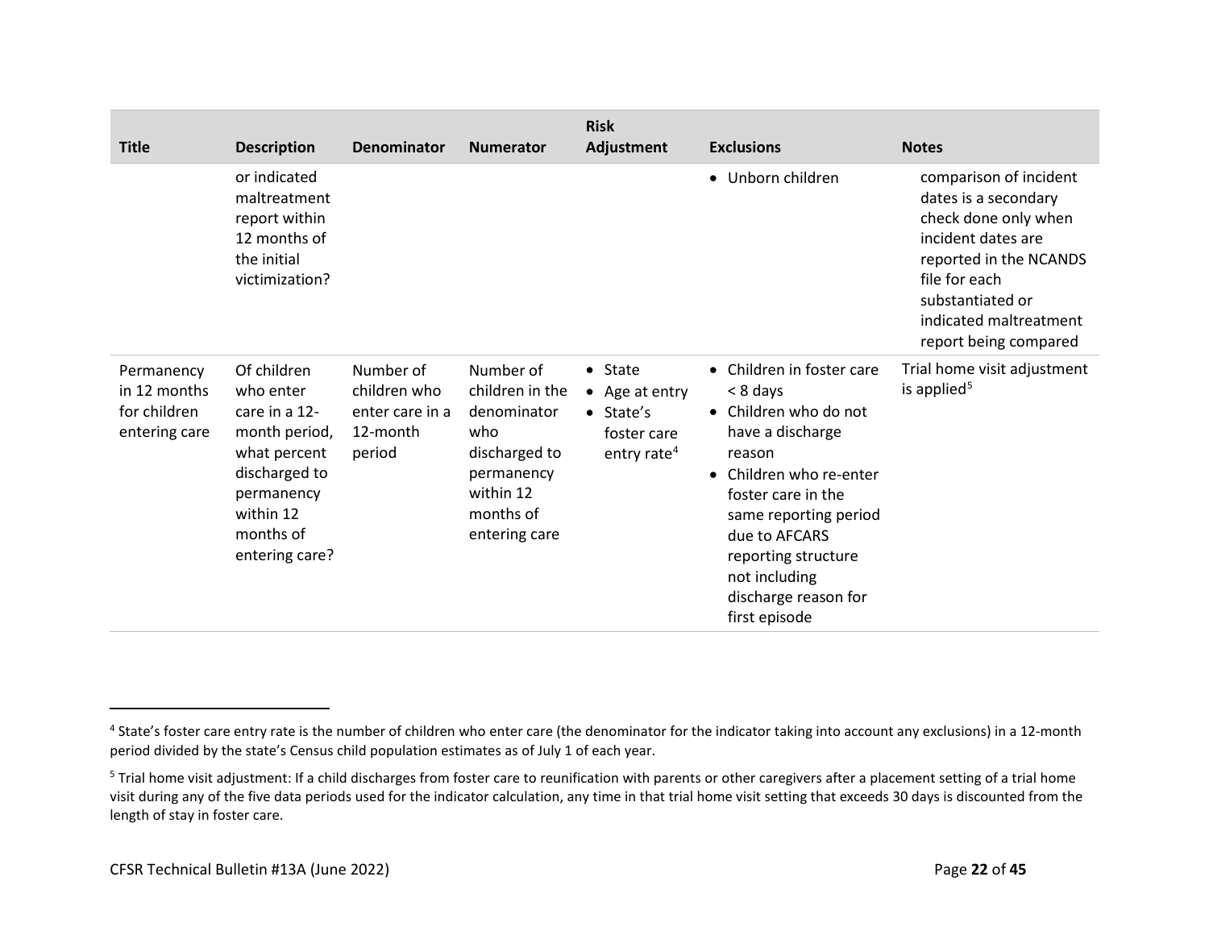| Title | Description | Denominator | Numerator | Risk Adjustment | Exclusions | Notes |
|---|---|---|---|---|---|---|
| | or indicated maltreatment report within 12 months of the initial victimization? | | | | • Unborn children | comparison of incident dates is a secondary check done only when incident dates are reported in the NCANDS file for each substantiated or indicated maltreatment report being compared |
| Permanency in 12 months for children entering care | Of children who enter care in a 12-month period, what percent discharged to permanency within 12 months of entering care? | Number of children who enter care in a 12-month period | Number of children in the denominator who discharged to permanency within 12 months of entering care | • State<br>• Age at entry<br>• State's foster care entry rate[4] | • Children in foster care < 8 days<br>• Children who do not have a discharge reason<br>• Children who re-enter foster care in the same reporting period due to AFCARS reporting structure not including discharge reason for first episode | Trial home visit adjustment is applied[5] |

[4] State's foster care entry rate is the number of children who enter care (the denominator for the indicator taking into account any exclusions) in a 12-month period divided by the state's Census child population estimates as of July 1 of each year.

[5] Trial home visit adjustment: If a child discharges from foster care to reunification with parents or other caregivers after a placement setting of a trial home visit during any of the five data periods used for the indicator calculation, any time in that trial home visit setting that exceeds 30 days is discounted from the length of stay in foster care.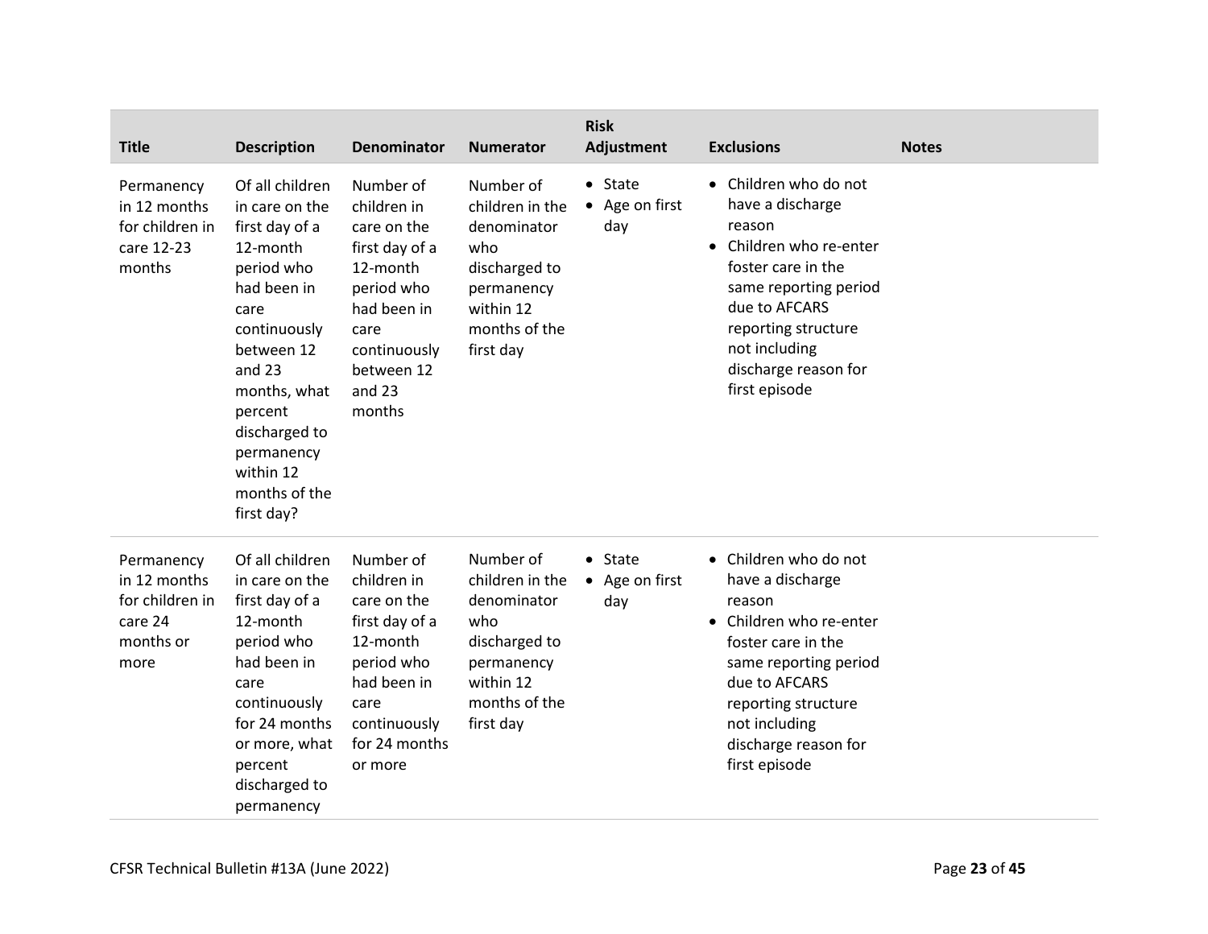| Title | Description | Denominator | Numerator | Risk Adjustment | Exclusions | Notes |
|---|---|---|---|---|---|---|
| Permanency in 12 months for children in care 12-23 months | Of all children in care on the first day of a 12-month period who had been in care continuously between 12 and 23 months, what percent discharged to permanency within 12 months of the first day? | Number of children in care on the first day of a 12-month period who had been in care continuously between 12 and 23 months | Number of children in the denominator who discharged to permanency within 12 months of the first day | • State<br>• Age on first day | • Children who do not have a discharge reason<br>• Children who re-enter foster care in the same reporting period due to AFCARS reporting structure not including discharge reason for first episode | |
| Permanency in 12 months for children in care 24 months or more | Of all children in care on the first day of a 12-month period who had been in care continuously for 24 months or more, what percent discharged to permanency | Number of children in care on the first day of a 12-month period who had been in care continuously for 24 months or more | Number of children in the denominator who discharged to permanency within 12 months of the first day | • State<br>• Age on first day | • Children who do not have a discharge reason<br>• Children who re-enter foster care in the same reporting period due to AFCARS reporting structure not including discharge reason for first episode | |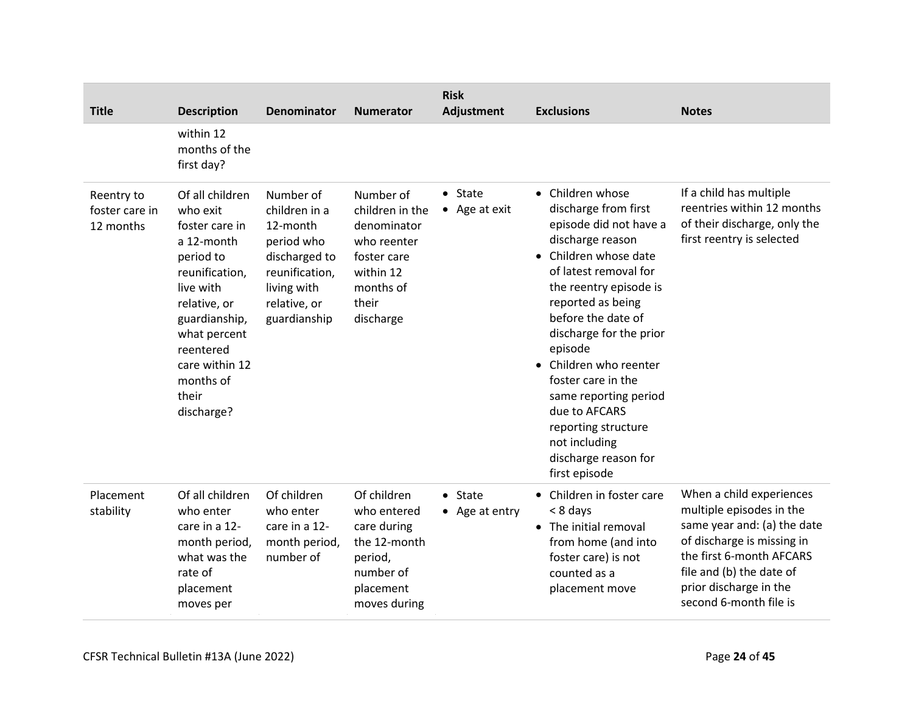| Title | Description | Denominator | Numerator | Risk Adjustment | Exclusions | Notes |
|---|---|---|---|---|---|---|
| | within 12 months of the first day? | | | | | |
| Reentry to foster care in 12 months | Of all children who exit foster care in a 12-month period to reunification, live with relative, or guardianship, what percent reentered care within 12 months of their discharge? | Number of children in a 12-month period who discharged to reunification, living with relative, or guardianship | Number of children in the denominator who reenter foster care within 12 months of their discharge | • State<br>• Age at exit | • Children whose discharge from first episode did not have a discharge reason<br>• Children whose date of latest removal for the reentry episode is reported as being before the date of discharge for the prior episode<br>• Children who reenter foster care in the same reporting period due to AFCARS reporting structure not including discharge reason for first episode | If a child has multiple reentries within 12 months of their discharge, only the first reentry is selected |
| Placement stability | Of all children who enter care in a 12-month period, what was the rate of placement moves per | Of children who enter care in a 12-month period, number of | Of children who entered care during the 12-month period, number of placement moves during | • State<br>• Age at entry | • Children in foster care < 8 days<br>• The initial removal from home (and into foster care) is not counted as a placement move | When a child experiences multiple episodes in the same year and: (a) the date of discharge is missing in the first 6-month AFCARS file and (b) the date of prior discharge in the second 6-month file is |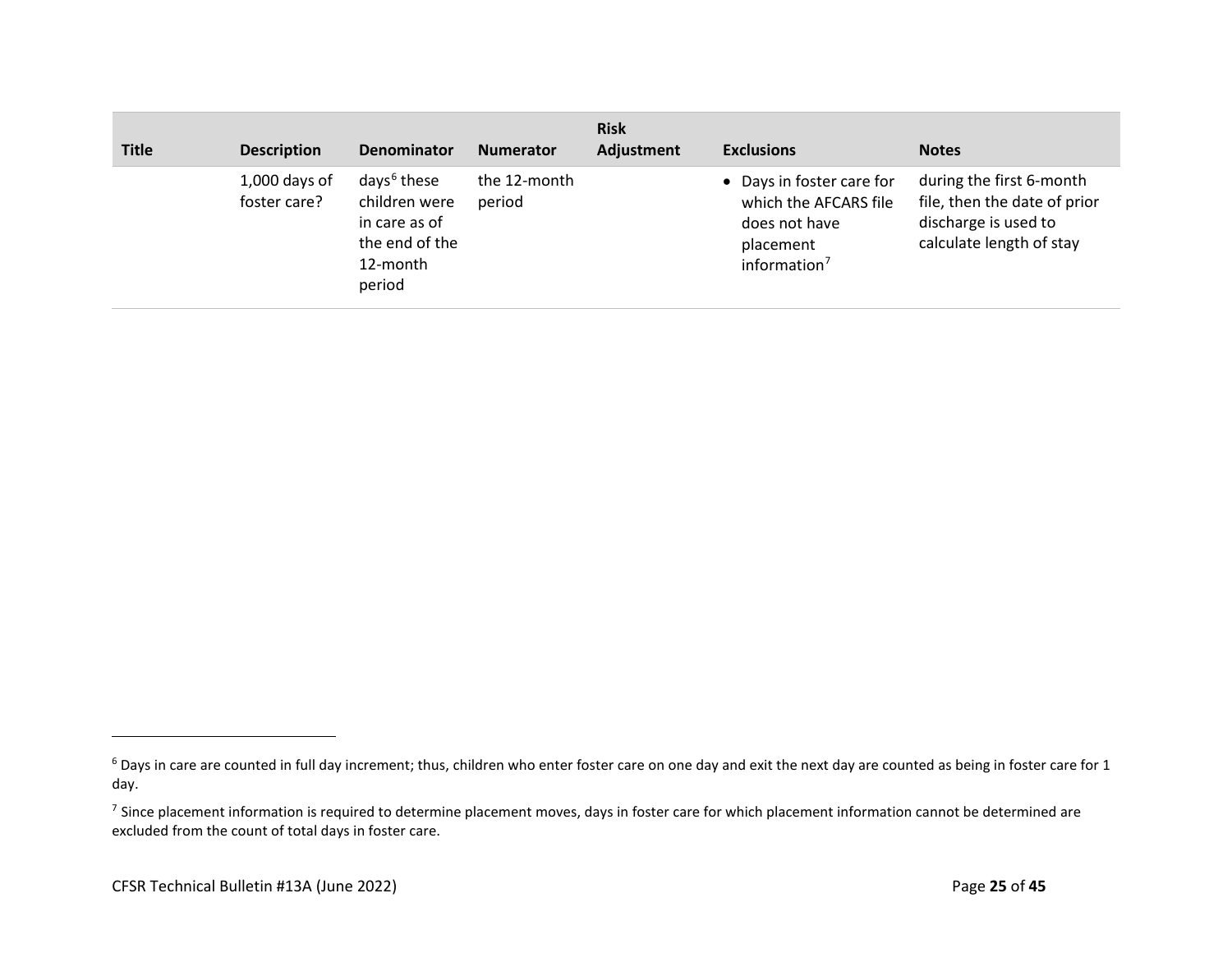| Title | Description | Denominator | Numerator | Risk Adjustment | Exclusions | Notes |
|---|---|---|---|---|---|---|
| | 1,000 days of foster care? | days[6] these children were in care as of the end of the 12-month period | the 12-month period | | • Days in foster care for which the AFCARS file does not have placement information[7] | during the first 6-month file, then the date of prior discharge is used to calculate length of stay |

[6] Days in care are counted in full day increment; thus, children who enter foster care on one day and exit the next day are counted as being in foster care for 1 day.

[7] Since placement information is required to determine placement moves, days in foster care for which placement information cannot be determined are excluded from the count of total days in foster care.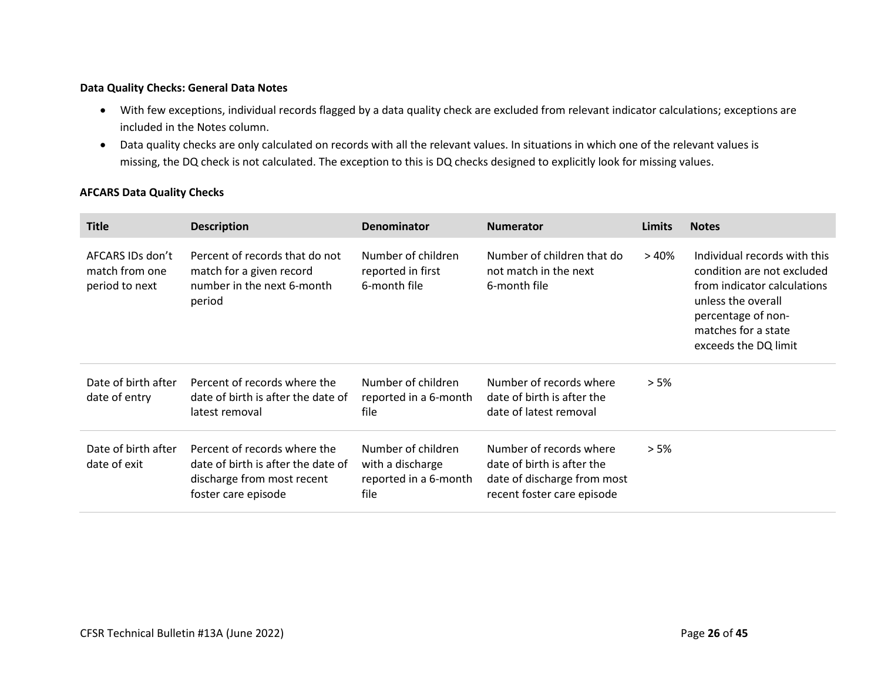**Data Quality Checks: General Data Notes**

- With few exceptions, individual records flagged by a data quality check are excluded from relevant indicator calculations; exceptions are included in the Notes column.
- Data quality checks are only calculated on records with all the relevant values. In situations in which one of the relevant values is missing, the DQ check is not calculated. The exception to this is DQ checks designed to explicitly look for missing values.

**AFCARS Data Quality Checks**

| Title | Description | Denominator | Numerator | Limits | Notes |
|---|---|---|---|---|---|
| AFCARS IDs don't match from one period to next | Percent of records that do not match for a given record number in the next 6-month period | Number of children reported in first 6-month file | Number of children that do not match in the next 6-month file | > 40% | Individual records with this condition are not excluded from indicator calculations unless the overall percentage of non-matches for a state exceeds the DQ limit |
| Date of birth after date of entry | Percent of records where the date of birth is after the date of latest removal | Number of children reported in a 6-month file | Number of records where date of birth is after the date of latest removal | > 5% | |
| Date of birth after date of exit | Percent of records where the date of birth is after the date of discharge from most recent foster care episode | Number of children with a discharge reported in a 6-month file | Number of records where date of birth is after the date of discharge from most recent foster care episode | > 5% | |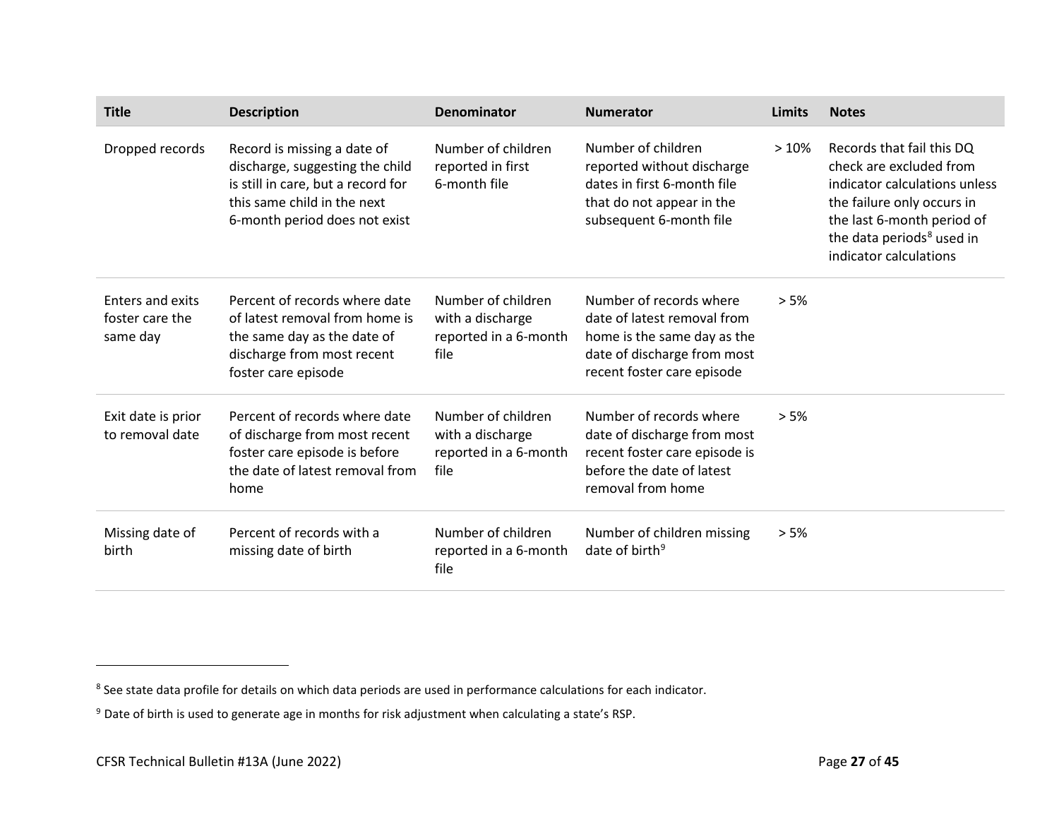| Title | Description | Denominator | Numerator | Limits | Notes |
|---|---|---|---|---|---|
| Dropped records | Record is missing a date of discharge, suggesting the child is still in care, but a record for this same child in the next 6-month period does not exist | Number of children reported in first 6-month file | Number of children reported without discharge dates in first 6-month file that do not appear in the subsequent 6-month file | > 10% | Records that fail this DQ check are excluded from indicator calculations unless the failure only occurs in the last 6-month period of the data periods[8] used in indicator calculations |
| Enters and exits foster care the same day | Percent of records where date of latest removal from home is the same day as the date of discharge from most recent foster care episode | Number of children with a discharge reported in a 6-month file | Number of records where date of latest removal from home is the same day as the date of discharge from most recent foster care episode | > 5% | |
| Exit date is prior to removal date | Percent of records where date of discharge from most recent foster care episode is before the date of latest removal from home | Number of children with a discharge reported in a 6-month file | Number of records where date of discharge from most recent foster care episode is before the date of latest removal from home | > 5% | |
| Missing date of birth | Percent of records with a missing date of birth | Number of children reported in a 6-month file | Number of children missing date of birth[9] | > 5% | |

[8] See state data profile for details on which data periods are used in performance calculations for each indicator.

[9] Date of birth is used to generate age in months for risk adjustment when calculating a state's RSP.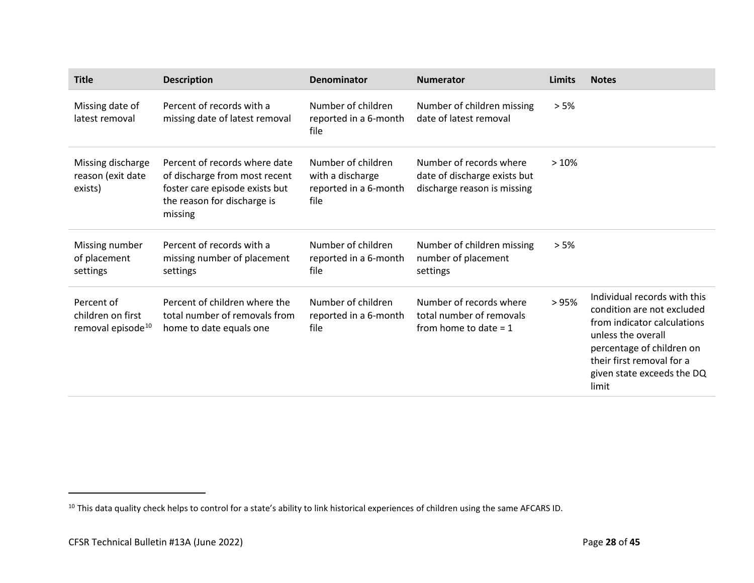| Title | Description | Denominator | Numerator | Limits | Notes |
|---|---|---|---|---|---|
| Missing date of latest removal | Percent of records with a missing date of latest removal | Number of children reported in a 6-month file | Number of children missing date of latest removal | > 5% | |
| Missing discharge reason (exit date exists) | Percent of records where date of discharge from most recent foster care episode exists but the reason for discharge is missing | Number of children with a discharge reported in a 6-month file | Number of records where date of discharge exists but discharge reason is missing | > 10% | |
| Missing number of placement settings | Percent of records with a missing number of placement settings | Number of children reported in a 6-month file | Number of children missing number of placement settings | > 5% | |
| Percent of children on first removal episode[10] | Percent of children where the total number of removals from home to date equals one | Number of children reported in a 6-month file | Number of records where total number of removals from home to date = 1 | > 95% | Individual records with this condition are not excluded from indicator calculations unless the overall percentage of children on their first removal for a given state exceeds the DQ limit |

[10] This data quality check helps to control for a state's ability to link historical experiences of children using the same AFCARS ID.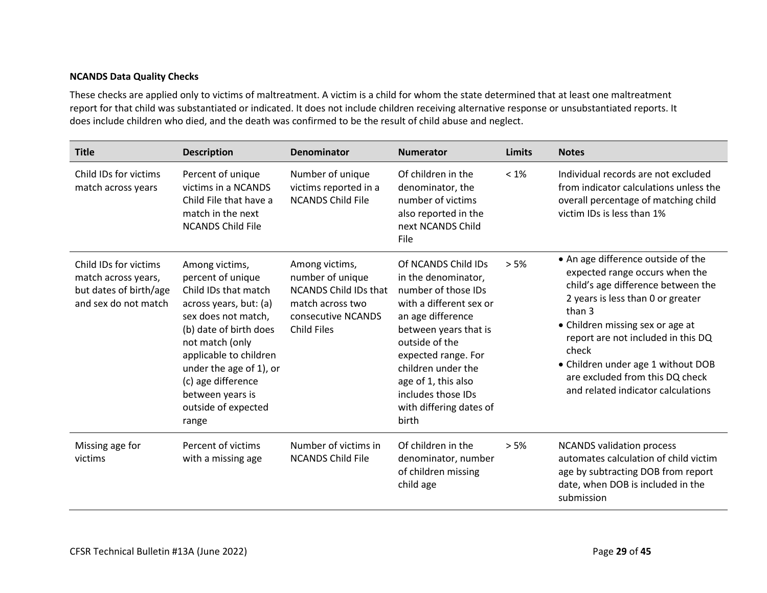**NCANDS Data Quality Checks**

These checks are applied only to victims of maltreatment. A victim is a child for whom the state determined that at least one maltreatment report for that child was substantiated or indicated. It does not include children receiving alternative response or unsubstantiated reports. It does include children who died, and the death was confirmed to be the result of child abuse and neglect.

| Title | Description | Denominator | Numerator | Limits | Notes |
|---|---|---|---|---|---|
| Child IDs for victims match across years | Percent of unique victims in a NCANDS Child File that have a match in the next NCANDS Child File | Number of unique victims reported in a NCANDS Child File | Of children in the denominator, the number of victims also reported in the next NCANDS Child File | < 1% | Individual records are not excluded from indicator calculations unless the overall percentage of matching child victim IDs is less than 1% |
| Child IDs for victims match across years, but dates of birth/age and sex do not match | Among victims, percent of unique Child IDs that match across years, but: (a) sex does not match, (b) date of birth does not match (only applicable to children under the age of 1), or (c) age difference between years is outside of expected range | Among victims, number of unique NCANDS Child IDs that match across two consecutive NCANDS Child Files | Of NCANDS Child IDs in the denominator, number of those IDs with a different sex or an age difference between years that is outside of the expected range. For children under the age of 1, this also includes those IDs with differing dates of birth | > 5% | • An age difference outside of the expected range occurs when the child's age difference between the 2 years is less than 0 or greater than 3<br>• Children missing sex or age at report are not included in this DQ check<br>• Children under age 1 without DOB are excluded from this DQ check and related indicator calculations |
| Missing age for victims | Percent of victims with a missing age | Number of victims in NCANDS Child File | Of children in the denominator, number of children missing child age | > 5% | NCANDS validation process automates calculation of child victim age by subtracting DOB from report date, when DOB is included in the submission |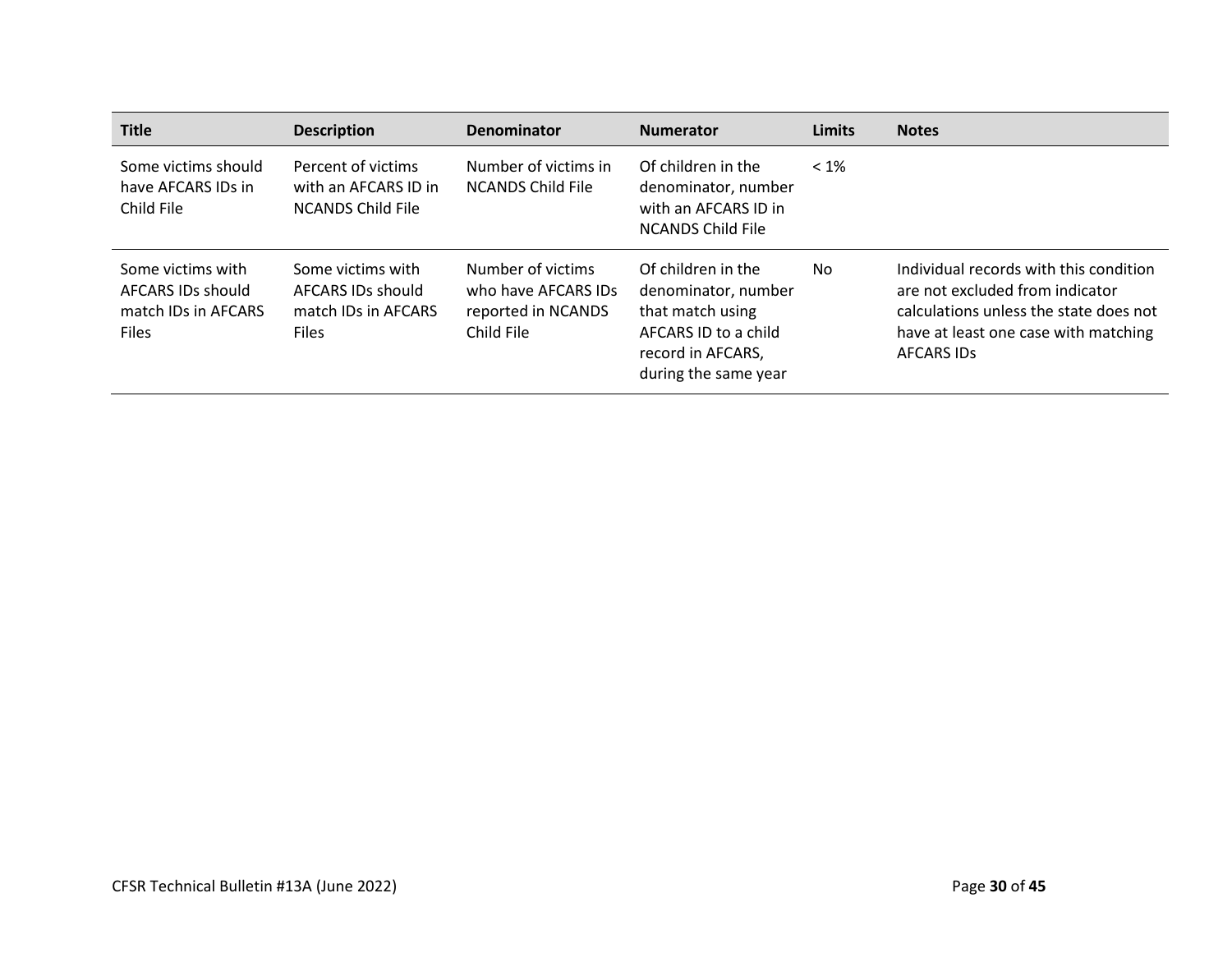| Title | Description | Denominator | Numerator | Limits | Notes |
|---|---|---|---|---|---|
| Some victims should have AFCARS IDs in Child File | Percent of victims with an AFCARS ID in NCANDS Child File | Number of victims in NCANDS Child File | Of children in the denominator, number with an AFCARS ID in NCANDS Child File | < 1% | |
| Some victims with AFCARS IDs should match IDs in AFCARS Files | Some victims with AFCARS IDs should match IDs in AFCARS Files | Number of victims who have AFCARS IDs reported in NCANDS Child File | Of children in the denominator, number that match using AFCARS ID to a child record in AFCARS, during the same year | No | Individual records with this condition are not excluded from indicator calculations unless the state does not have at least one case with matching AFCARS IDs |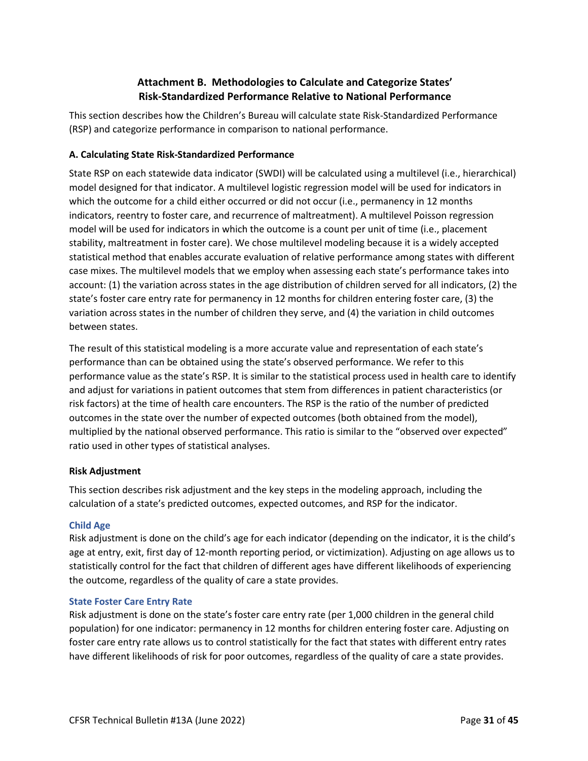## Attachment B. Methodologies to Calculate and Categorize States' Risk-Standardized Performance Relative to National Performance

This section describes how the Children's Bureau will calculate state Risk-Standardized Performance (RSP) and categorize performance in comparison to national performance.

### A. Calculating State Risk-Standardized Performance

State RSP on each statewide data indicator (SWDI) will be calculated using a multilevel (i.e., hierarchical) model designed for that indicator. A multilevel logistic regression model will be used for indicators in which the outcome for a child either occurred or did not occur (i.e., permanency in 12 months indicators, reentry to foster care, and recurrence of maltreatment). A multilevel Poisson regression model will be used for indicators in which the outcome is a count per unit of time (i.e., placement stability, maltreatment in foster care). We chose multilevel modeling because it is a widely accepted statistical method that enables accurate evaluation of relative performance among states with different case mixes. The multilevel models that we employ when assessing each state's performance takes into account: (1) the variation across states in the age distribution of children served for all indicators, (2) the state's foster care entry rate for permanency in 12 months for children entering foster care, (3) the variation across states in the number of children they serve, and (4) the variation in child outcomes between states.

The result of this statistical modeling is a more accurate value and representation of each state's performance than can be obtained using the state's observed performance. We refer to this performance value as the state's RSP. It is similar to the statistical process used in health care to identify and adjust for variations in patient outcomes that stem from differences in patient characteristics (or risk factors) at the time of health care encounters. The RSP is the ratio of the number of predicted outcomes in the state over the number of expected outcomes (both obtained from the model), multiplied by the national observed performance. This ratio is similar to the "observed over expected" ratio used in other types of statistical analyses.

### Risk Adjustment

This section describes risk adjustment and the key steps in the modeling approach, including the calculation of a state's predicted outcomes, expected outcomes, and RSP for the indicator.

#### Child Age

Risk adjustment is done on the child's age for each indicator (depending on the indicator, it is the child's age at entry, exit, first day of 12-month reporting period, or victimization). Adjusting on age allows us to statistically control for the fact that children of different ages have different likelihoods of experiencing the outcome, regardless of the quality of care a state provides.

#### State Foster Care Entry Rate

Risk adjustment is done on the state's foster care entry rate (per 1,000 children in the general child population) for one indicator: permanency in 12 months for children entering foster care. Adjusting on foster care entry rate allows us to control statistically for the fact that states with different entry rates have different likelihoods of risk for poor outcomes, regardless of the quality of care a state provides.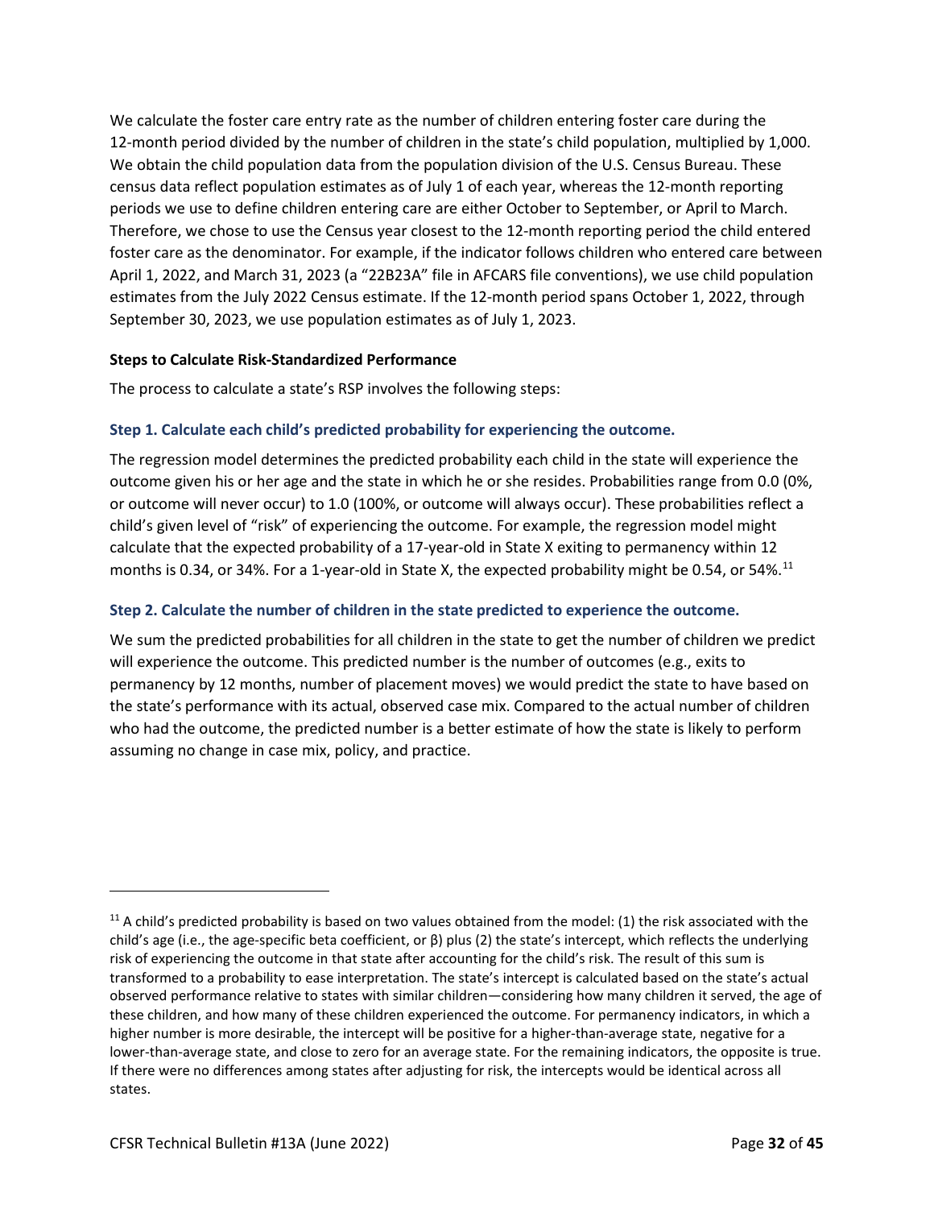We calculate the foster care entry rate as the number of children entering foster care during the 12-month period divided by the number of children in the state's child population, multiplied by 1,000. We obtain the child population data from the population division of the U.S. Census Bureau. These census data reflect population estimates as of July 1 of each year, whereas the 12-month reporting periods we use to define children entering care are either October to September, or April to March. Therefore, we chose to use the Census year closest to the 12-month reporting period the child entered foster care as the denominator. For example, if the indicator follows children who entered care between April 1, 2022, and March 31, 2023 (a "22B23A" file in AFCARS file conventions), we use child population estimates from the July 2022 Census estimate. If the 12-month period spans October 1, 2022, through September 30, 2023, we use population estimates as of July 1, 2023.

**Steps to Calculate Risk-Standardized Performance**

The process to calculate a state's RSP involves the following steps:

### Step 1. Calculate each child's predicted probability for experiencing the outcome.

The regression model determines the predicted probability each child in the state will experience the outcome given his or her age and the state in which he or she resides. Probabilities range from 0.0 (0%, or outcome will never occur) to 1.0 (100%, or outcome will always occur). These probabilities reflect a child's given level of "risk" of experiencing the outcome. For example, the regression model might calculate that the expected probability of a 17-year-old in State X exiting to permanency within 12 months is 0.34, or 34%. For a 1-year-old in State X, the expected probability might be 0.54, or 54%.[11]

### Step 2. Calculate the number of children in the state predicted to experience the outcome.

We sum the predicted probabilities for all children in the state to get the number of children we predict will experience the outcome. This predicted number is the number of outcomes (e.g., exits to permanency by 12 months, number of placement moves) we would predict the state to have based on the state's performance with its actual, observed case mix. Compared to the actual number of children who had the outcome, the predicted number is a better estimate of how the state is likely to perform assuming no change in case mix, policy, and practice.

---

[11] A child's predicted probability is based on two values obtained from the model: (1) the risk associated with the child's age (i.e., the age-specific beta coefficient, or β) plus (2) the state's intercept, which reflects the underlying risk of experiencing the outcome in that state after accounting for the child's risk. The result of this sum is transformed to a probability to ease interpretation. The state's intercept is calculated based on the state's actual observed performance relative to states with similar children—considering how many children it served, the age of these children, and how many of these children experienced the outcome. For permanency indicators, in which a higher number is more desirable, the intercept will be positive for a higher-than-average state, negative for a lower-than-average state, and close to zero for an average state. For the remaining indicators, the opposite is true. If there were no differences among states after adjusting for risk, the intercepts would be identical across all states.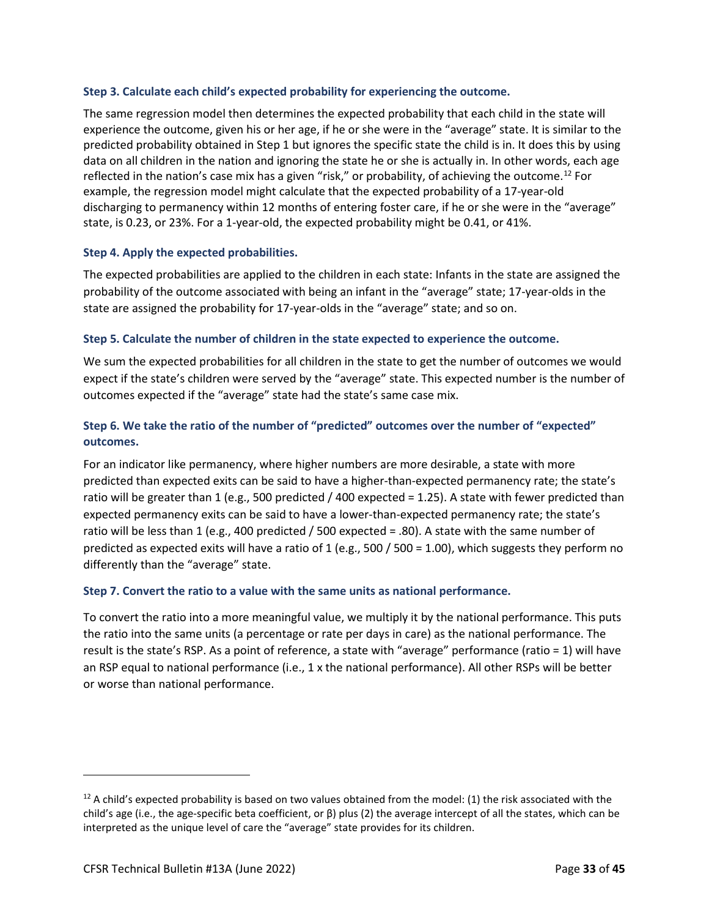### Step 3. Calculate each child's expected probability for experiencing the outcome.

The same regression model then determines the expected probability that each child in the state will experience the outcome, given his or her age, if he or she were in the "average" state. It is similar to the predicted probability obtained in Step 1 but ignores the specific state the child is in. It does this by using data on all children in the nation and ignoring the state he or she is actually in. In other words, each age reflected in the nation's case mix has a given "risk," or probability, of achieving the outcome.[12] For example, the regression model might calculate that the expected probability of a 17-year-old discharging to permanency within 12 months of entering foster care, if he or she were in the "average" state, is 0.23, or 23%. For a 1-year-old, the expected probability might be 0.41, or 41%.

### Step 4. Apply the expected probabilities.

The expected probabilities are applied to the children in each state: Infants in the state are assigned the probability of the outcome associated with being an infant in the "average" state; 17-year-olds in the state are assigned the probability for 17-year-olds in the "average" state; and so on.

### Step 5. Calculate the number of children in the state expected to experience the outcome.

We sum the expected probabilities for all children in the state to get the number of outcomes we would expect if the state's children were served by the "average" state. This expected number is the number of outcomes expected if the "average" state had the state's same case mix.

### Step 6. We take the ratio of the number of "predicted" outcomes over the number of "expected" outcomes.

For an indicator like permanency, where higher numbers are more desirable, a state with more predicted than expected exits can be said to have a higher-than-expected permanency rate; the state's ratio will be greater than 1 (e.g., 500 predicted / 400 expected = 1.25). A state with fewer predicted than expected permanency exits can be said to have a lower-than-expected permanency rate; the state's ratio will be less than 1 (e.g., 400 predicted / 500 expected = .80). A state with the same number of predicted as expected exits will have a ratio of 1 (e.g., 500 / 500 = 1.00), which suggests they perform no differently than the "average" state.

### Step 7. Convert the ratio to a value with the same units as national performance.

To convert the ratio into a more meaningful value, we multiply it by the national performance. This puts the ratio into the same units (a percentage or rate per days in care) as the national performance. The result is the state's RSP. As a point of reference, a state with "average" performance (ratio = 1) will have an RSP equal to national performance (i.e., 1 x the national performance). All other RSPs will be better or worse than national performance.

---

[12] A child's expected probability is based on two values obtained from the model: (1) the risk associated with the child's age (i.e., the age-specific beta coefficient, or β) plus (2) the average intercept of all the states, which can be interpreted as the unique level of care the "average" state provides for its children.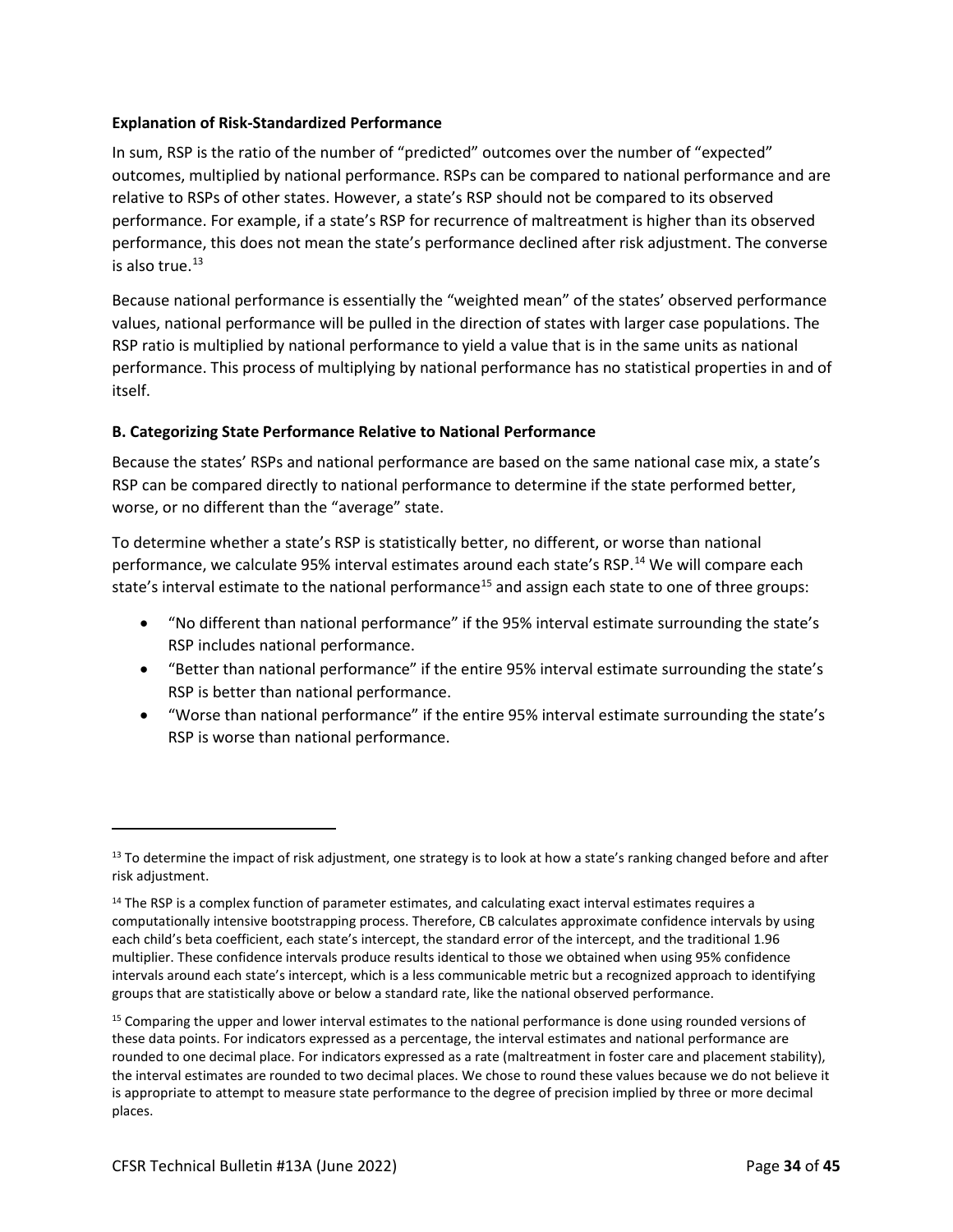**Explanation of Risk-Standardized Performance**

In sum, RSP is the ratio of the number of "predicted" outcomes over the number of "expected" outcomes, multiplied by national performance. RSPs can be compared to national performance and are relative to RSPs of other states. However, a state's RSP should not be compared to its observed performance. For example, if a state's RSP for recurrence of maltreatment is higher than its observed performance, this does not mean the state's performance declined after risk adjustment. The converse is also true.[13]

Because national performance is essentially the "weighted mean" of the states' observed performance values, national performance will be pulled in the direction of states with larger case populations. The RSP ratio is multiplied by national performance to yield a value that is in the same units as national performance. This process of multiplying by national performance has no statistical properties in and of itself.

**B. Categorizing State Performance Relative to National Performance**

Because the states' RSPs and national performance are based on the same national case mix, a state's RSP can be compared directly to national performance to determine if the state performed better, worse, or no different than the "average" state.

To determine whether a state's RSP is statistically better, no different, or worse than national performance, we calculate 95% interval estimates around each state's RSP.[14] We will compare each state's interval estimate to the national performance[15] and assign each state to one of three groups:

- "No different than national performance" if the 95% interval estimate surrounding the state's RSP includes national performance.
- "Better than national performance" if the entire 95% interval estimate surrounding the state's RSP is better than national performance.
- "Worse than national performance" if the entire 95% interval estimate surrounding the state's RSP is worse than national performance.

---

[13] To determine the impact of risk adjustment, one strategy is to look at how a state's ranking changed before and after risk adjustment.

[14] The RSP is a complex function of parameter estimates, and calculating exact interval estimates requires a computationally intensive bootstrapping process. Therefore, CB calculates approximate confidence intervals by using each child's beta coefficient, each state's intercept, the standard error of the intercept, and the traditional 1.96 multiplier. These confidence intervals produce results identical to those we obtained when using 95% confidence intervals around each state's intercept, which is a less communicable metric but a recognized approach to identifying groups that are statistically above or below a standard rate, like the national observed performance.

[15] Comparing the upper and lower interval estimates to the national performance is done using rounded versions of these data points. For indicators expressed as a percentage, the interval estimates and national performance are rounded to one decimal place. For indicators expressed as a rate (maltreatment in foster care and placement stability), the interval estimates are rounded to two decimal places. We chose to round these values because we do not believe it is appropriate to attempt to measure state performance to the degree of precision implied by three or more decimal places.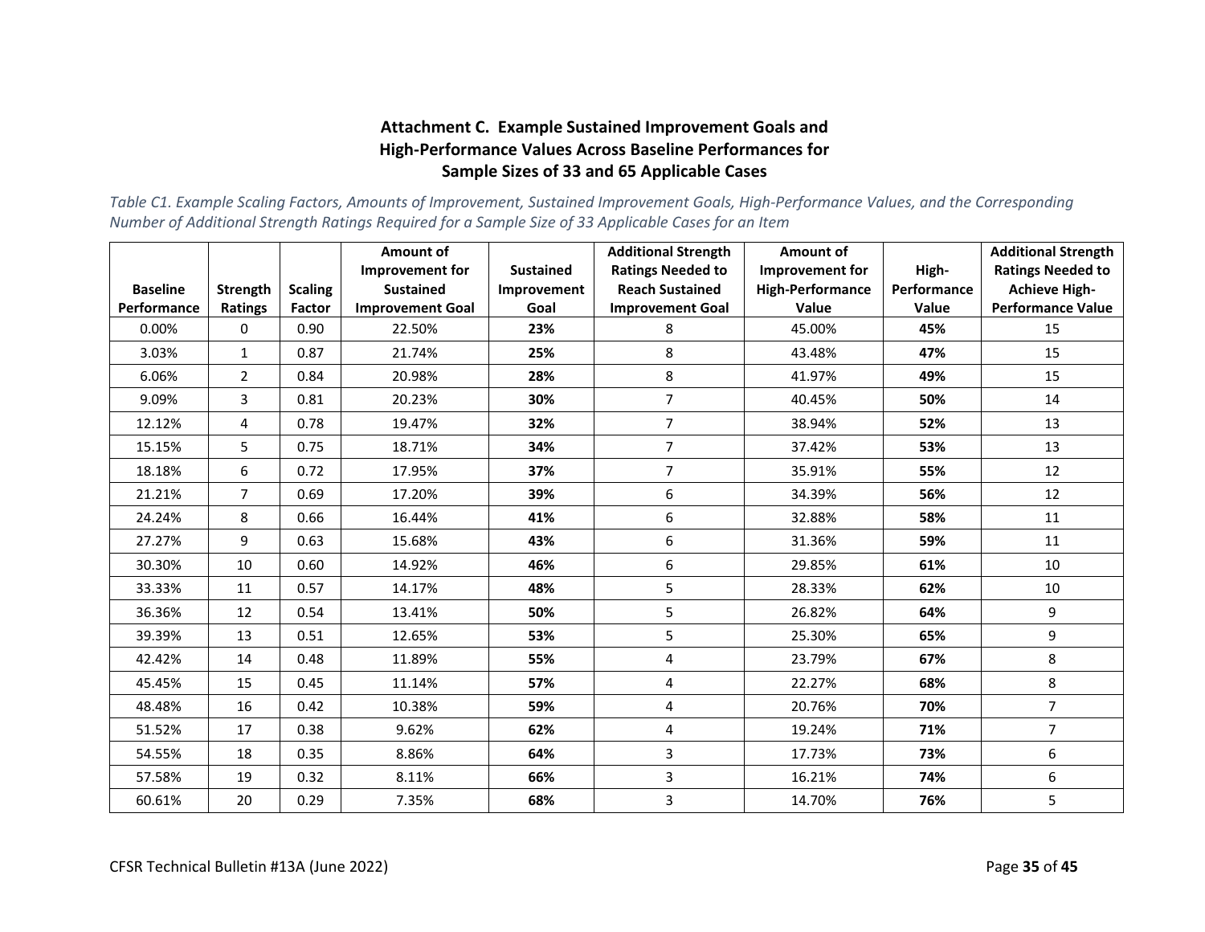## Attachment C. Example Sustained Improvement Goals and High-Performance Values Across Baseline Performances for Sample Sizes of 33 and 65 Applicable Cases

*Table C1. Example Scaling Factors, Amounts of Improvement, Sustained Improvement Goals, High-Performance Values, and the Corresponding Number of Additional Strength Ratings Required for a Sample Size of 33 Applicable Cases for an Item*

| Baseline Performance | Strength Ratings | Scaling Factor | Amount of Improvement for Sustained Improvement Goal | Sustained Improvement Goal | Additional Strength Ratings Needed to Reach Sustained Improvement Goal | Amount of Improvement for High-Performance Value | High-Performance Value | Additional Strength Ratings Needed to Achieve High-Performance Value |
|---|---|---|---|---|---|---|---|---|
| 0.00% | 0 | 0.90 | 22.50% | **23%** | 8 | 45.00% | **45%** | 15 |
| 3.03% | 1 | 0.87 | 21.74% | **25%** | 8 | 43.48% | **47%** | 15 |
| 6.06% | 2 | 0.84 | 20.98% | **28%** | 8 | 41.97% | **49%** | 15 |
| 9.09% | 3 | 0.81 | 20.23% | **30%** | 7 | 40.45% | **50%** | 14 |
| 12.12% | 4 | 0.78 | 19.47% | **32%** | 7 | 38.94% | **52%** | 13 |
| 15.15% | 5 | 0.75 | 18.71% | **34%** | 7 | 37.42% | **53%** | 13 |
| 18.18% | 6 | 0.72 | 17.95% | **37%** | 7 | 35.91% | **55%** | 12 |
| 21.21% | 7 | 0.69 | 17.20% | **39%** | 6 | 34.39% | **56%** | 12 |
| 24.24% | 8 | 0.66 | 16.44% | **41%** | 6 | 32.88% | **58%** | 11 |
| 27.27% | 9 | 0.63 | 15.68% | **43%** | 6 | 31.36% | **59%** | 11 |
| 30.30% | 10 | 0.60 | 14.92% | **46%** | 6 | 29.85% | **61%** | 10 |
| 33.33% | 11 | 0.57 | 14.17% | **48%** | 5 | 28.33% | **62%** | 10 |
| 36.36% | 12 | 0.54 | 13.41% | **50%** | 5 | 26.82% | **64%** | 9 |
| 39.39% | 13 | 0.51 | 12.65% | **53%** | 5 | 25.30% | **65%** | 9 |
| 42.42% | 14 | 0.48 | 11.89% | **55%** | 4 | 23.79% | **67%** | 8 |
| 45.45% | 15 | 0.45 | 11.14% | **57%** | 4 | 22.27% | **68%** | 8 |
| 48.48% | 16 | 0.42 | 10.38% | **59%** | 4 | 20.76% | **70%** | 7 |
| 51.52% | 17 | 0.38 | 9.62% | **62%** | 4 | 19.24% | **71%** | 7 |
| 54.55% | 18 | 0.35 | 8.86% | **64%** | 3 | 17.73% | **73%** | 6 |
| 57.58% | 19 | 0.32 | 8.11% | **66%** | 3 | 16.21% | **74%** | 6 |
| 60.61% | 20 | 0.29 | 7.35% | **68%** | 3 | 14.70% | **76%** | 5 |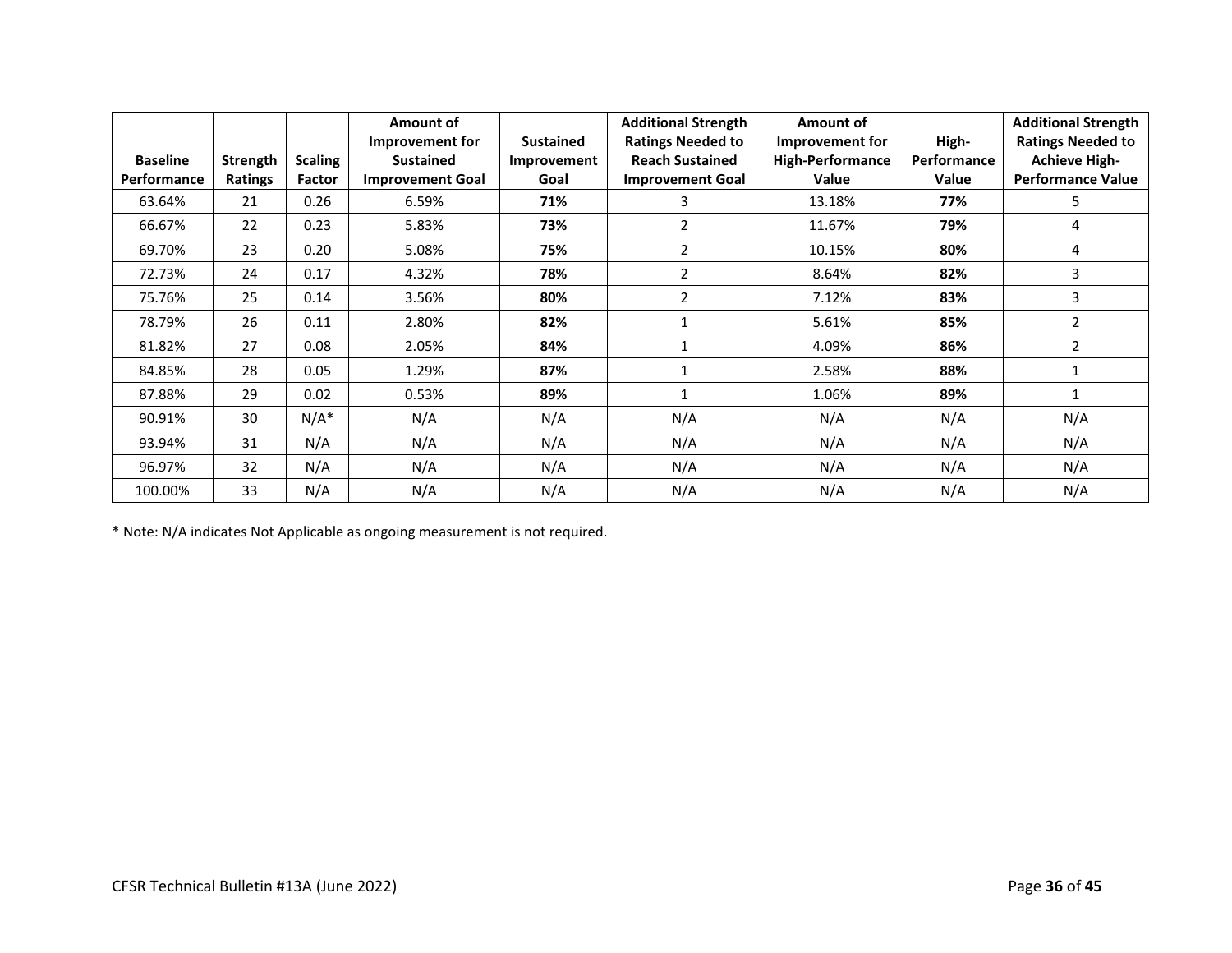| Baseline Performance | Strength Ratings | Scaling Factor | Amount of Improvement for Sustained Improvement Goal | Sustained Improvement Goal | Additional Strength Ratings Needed to Reach Sustained Improvement Goal | Amount of Improvement for High-Performance Value | High-Performance Value | Additional Strength Ratings Needed to Achieve High-Performance Value |
|---|---|---|---|---|---|---|---|---|
| 63.64% | 21 | 0.26 | 6.59% | **71%** | 3 | 13.18% | **77%** | 5 |
| 66.67% | 22 | 0.23 | 5.83% | **73%** | 2 | 11.67% | **79%** | 4 |
| 69.70% | 23 | 0.20 | 5.08% | **75%** | 2 | 10.15% | **80%** | 4 |
| 72.73% | 24 | 0.17 | 4.32% | **78%** | 2 | 8.64% | **82%** | 3 |
| 75.76% | 25 | 0.14 | 3.56% | **80%** | 2 | 7.12% | **83%** | 3 |
| 78.79% | 26 | 0.11 | 2.80% | **82%** | 1 | 5.61% | **85%** | 2 |
| 81.82% | 27 | 0.08 | 2.05% | **84%** | 1 | 4.09% | **86%** | 2 |
| 84.85% | 28 | 0.05 | 1.29% | **87%** | 1 | 2.58% | **88%** | 1 |
| 87.88% | 29 | 0.02 | 0.53% | **89%** | 1 | 1.06% | **89%** | 1 |
| 90.91% | 30 | N/A* | N/A | N/A | N/A | N/A | N/A | N/A |
| 93.94% | 31 | N/A | N/A | N/A | N/A | N/A | N/A | N/A |
| 96.97% | 32 | N/A | N/A | N/A | N/A | N/A | N/A | N/A |
| 100.00% | 33 | N/A | N/A | N/A | N/A | N/A | N/A | N/A |

* Note: N/A indicates Not Applicable as ongoing measurement is not required.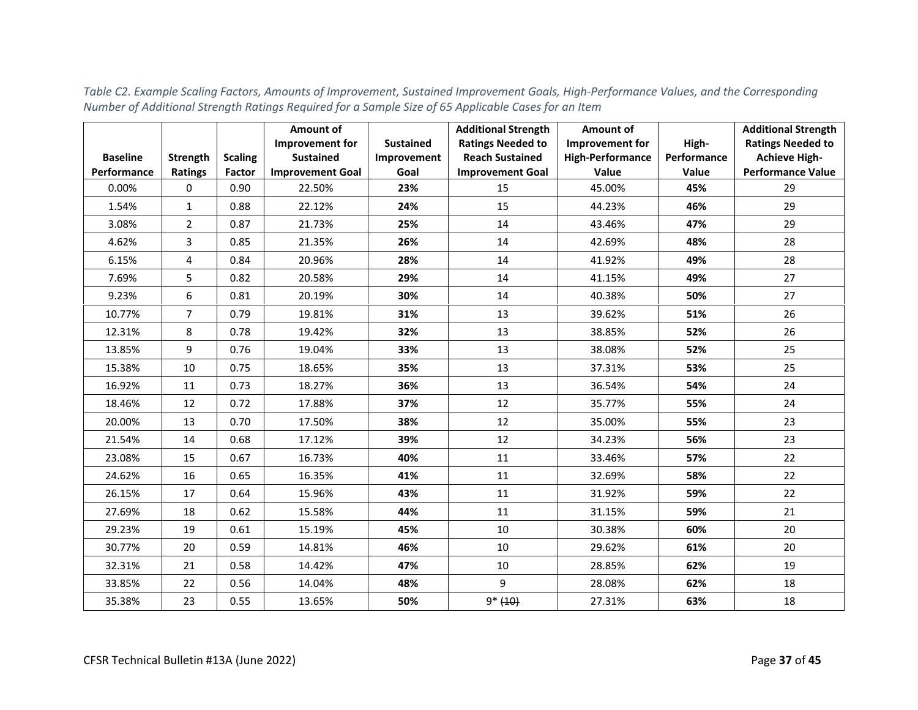*Table C2. Example Scaling Factors, Amounts of Improvement, Sustained Improvement Goals, High-Performance Values, and the Corresponding Number of Additional Strength Ratings Required for a Sample Size of 65 Applicable Cases for an Item*

| Baseline Performance | Strength Ratings | Scaling Factor | Amount of Improvement for Sustained Improvement Goal | Sustained Improvement Goal | Additional Strength Ratings Needed to Reach Sustained Improvement Goal | Amount of Improvement for High-Performance Value | High-Performance Value | Additional Strength Ratings Needed to Achieve High-Performance Value |
|---|---|---|---|---|---|---|---|---|
| 0.00% | 0 | 0.90 | 22.50% | **23%** | 15 | 45.00% | **45%** | 29 |
| 1.54% | 1 | 0.88 | 22.12% | **24%** | 15 | 44.23% | **46%** | 29 |
| 3.08% | 2 | 0.87 | 21.73% | **25%** | 14 | 43.46% | **47%** | 29 |
| 4.62% | 3 | 0.85 | 21.35% | **26%** | 14 | 42.69% | **48%** | 28 |
| 6.15% | 4 | 0.84 | 20.96% | **28%** | 14 | 41.92% | **49%** | 28 |
| 7.69% | 5 | 0.82 | 20.58% | **29%** | 14 | 41.15% | **49%** | 27 |
| 9.23% | 6 | 0.81 | 20.19% | **30%** | 14 | 40.38% | **50%** | 27 |
| 10.77% | 7 | 0.79 | 19.81% | **31%** | 13 | 39.62% | **51%** | 26 |
| 12.31% | 8 | 0.78 | 19.42% | **32%** | 13 | 38.85% | **52%** | 26 |
| 13.85% | 9 | 0.76 | 19.04% | **33%** | 13 | 38.08% | **52%** | 25 |
| 15.38% | 10 | 0.75 | 18.65% | **35%** | 13 | 37.31% | **53%** | 25 |
| 16.92% | 11 | 0.73 | 18.27% | **36%** | 13 | 36.54% | **54%** | 24 |
| 18.46% | 12 | 0.72 | 17.88% | **37%** | 12 | 35.77% | **55%** | 24 |
| 20.00% | 13 | 0.70 | 17.50% | **38%** | 12 | 35.00% | **55%** | 23 |
| 21.54% | 14 | 0.68 | 17.12% | **39%** | 12 | 34.23% | **56%** | 23 |
| 23.08% | 15 | 0.67 | 16.73% | **40%** | 11 | 33.46% | **57%** | 22 |
| 24.62% | 16 | 0.65 | 16.35% | **41%** | 11 | 32.69% | **58%** | 22 |
| 26.15% | 17 | 0.64 | 15.96% | **43%** | 11 | 31.92% | **59%** | 22 |
| 27.69% | 18 | 0.62 | 15.58% | **44%** | 11 | 31.15% | **59%** | 21 |
| 29.23% | 19 | 0.61 | 15.19% | **45%** | 10 | 30.38% | **60%** | 20 |
| 30.77% | 20 | 0.59 | 14.81% | **46%** | 10 | 29.62% | **61%** | 20 |
| 32.31% | 21 | 0.58 | 14.42% | **47%** | 10 | 28.85% | **62%** | 19 |
| 33.85% | 22 | 0.56 | 14.04% | **48%** | 9 | 28.08% | **62%** | 18 |
| 35.38% | 23 | 0.55 | 13.65% | **50%** | 9* ~~(10)~~ | 27.31% | **63%** | 18 |

CFSR Technical Bulletin #13A (June 2022)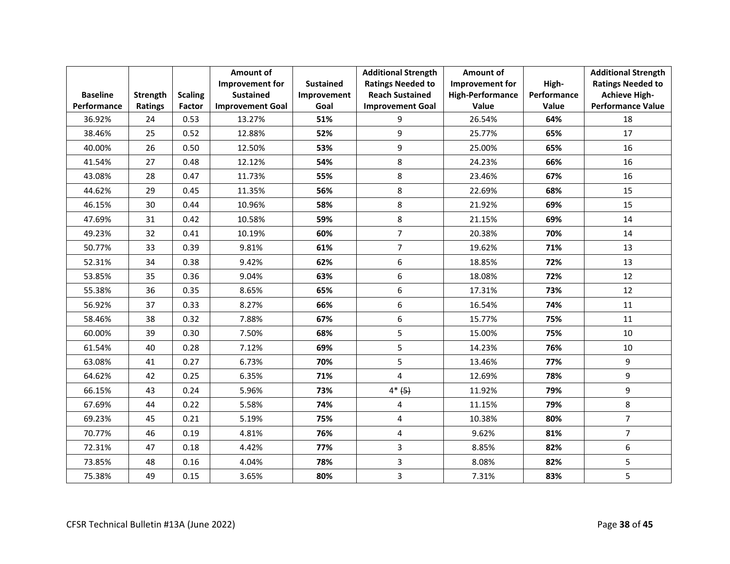| Baseline Performance | Strength Ratings | Scaling Factor | Amount of Improvement for Sustained Improvement Goal | Sustained Improvement Goal | Additional Strength Ratings Needed to Reach Sustained Improvement Goal | Amount of Improvement for High-Performance Value | High-Performance Value | Additional Strength Ratings Needed to Achieve High-Performance Value |
|---|---|---|---|---|---|---|---|---|
| 36.92% | 24 | 0.53 | 13.27% | **51%** | 9 | 26.54% | **64%** | 18 |
| 38.46% | 25 | 0.52 | 12.88% | **52%** | 9 | 25.77% | **65%** | 17 |
| 40.00% | 26 | 0.50 | 12.50% | **53%** | 9 | 25.00% | **65%** | 16 |
| 41.54% | 27 | 0.48 | 12.12% | **54%** | 8 | 24.23% | **66%** | 16 |
| 43.08% | 28 | 0.47 | 11.73% | **55%** | 8 | 23.46% | **67%** | 16 |
| 44.62% | 29 | 0.45 | 11.35% | **56%** | 8 | 22.69% | **68%** | 15 |
| 46.15% | 30 | 0.44 | 10.96% | **58%** | 8 | 21.92% | **69%** | 15 |
| 47.69% | 31 | 0.42 | 10.58% | **59%** | 8 | 21.15% | **69%** | 14 |
| 49.23% | 32 | 0.41 | 10.19% | **60%** | 7 | 20.38% | **70%** | 14 |
| 50.77% | 33 | 0.39 | 9.81% | **61%** | 7 | 19.62% | **71%** | 13 |
| 52.31% | 34 | 0.38 | 9.42% | **62%** | 6 | 18.85% | **72%** | 13 |
| 53.85% | 35 | 0.36 | 9.04% | **63%** | 6 | 18.08% | **72%** | 12 |
| 55.38% | 36 | 0.35 | 8.65% | **65%** | 6 | 17.31% | **73%** | 12 |
| 56.92% | 37 | 0.33 | 8.27% | **66%** | 6 | 16.54% | **74%** | 11 |
| 58.46% | 38 | 0.32 | 7.88% | **67%** | 6 | 15.77% | **75%** | 11 |
| 60.00% | 39 | 0.30 | 7.50% | **68%** | 5 | 15.00% | **75%** | 10 |
| 61.54% | 40 | 0.28 | 7.12% | **69%** | 5 | 14.23% | **76%** | 10 |
| 63.08% | 41 | 0.27 | 6.73% | **70%** | 5 | 13.46% | **77%** | 9 |
| 64.62% | 42 | 0.25 | 6.35% | **71%** | 4 | 12.69% | **78%** | 9 |
| 66.15% | 43 | 0.24 | 5.96% | **73%** | 4* ~~(5)~~ | 11.92% | **79%** | 9 |
| 67.69% | 44 | 0.22 | 5.58% | **74%** | 4 | 11.15% | **79%** | 8 |
| 69.23% | 45 | 0.21 | 5.19% | **75%** | 4 | 10.38% | **80%** | 7 |
| 70.77% | 46 | 0.19 | 4.81% | **76%** | 4 | 9.62% | **81%** | 7 |
| 72.31% | 47 | 0.18 | 4.42% | **77%** | 3 | 8.85% | **82%** | 6 |
| 73.85% | 48 | 0.16 | 4.04% | **78%** | 3 | 8.08% | **82%** | 5 |
| 75.38% | 49 | 0.15 | 3.65% | **80%** | 3 | 7.31% | **83%** | 5 |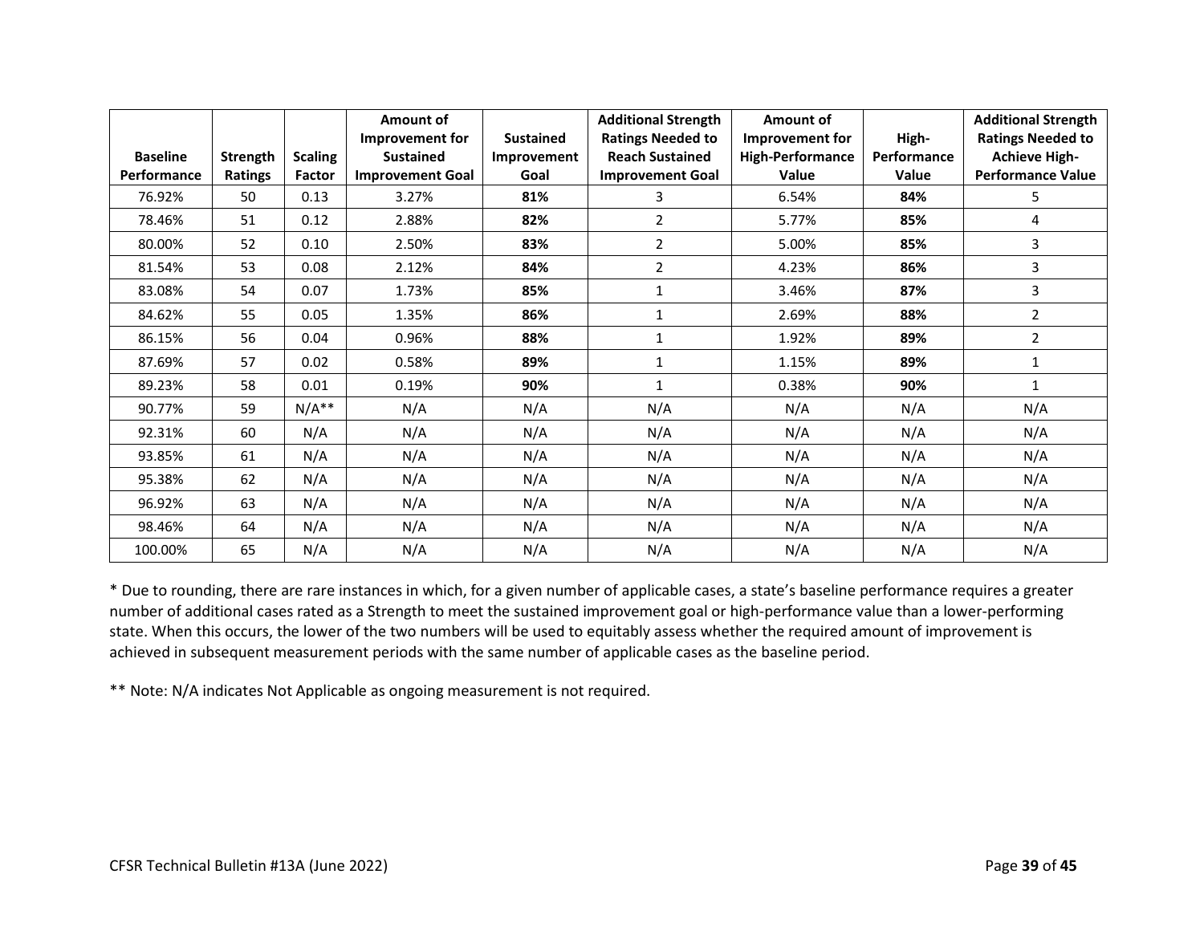| Baseline Performance | Strength Ratings | Scaling Factor | Amount of Improvement for Sustained Improvement Goal | Sustained Improvement Goal | Additional Strength Ratings Needed to Reach Sustained Improvement Goal | Amount of Improvement for High-Performance Value | High-Performance Value | Additional Strength Ratings Needed to Achieve High-Performance Value |
|---|---|---|---|---|---|---|---|---|
| 76.92% | 50 | 0.13 | 3.27% | **81%** | 3 | 6.54% | **84%** | 5 |
| 78.46% | 51 | 0.12 | 2.88% | **82%** | 2 | 5.77% | **85%** | 4 |
| 80.00% | 52 | 0.10 | 2.50% | **83%** | 2 | 5.00% | **85%** | 3 |
| 81.54% | 53 | 0.08 | 2.12% | **84%** | 2 | 4.23% | **86%** | 3 |
| 83.08% | 54 | 0.07 | 1.73% | **85%** | 1 | 3.46% | **87%** | 3 |
| 84.62% | 55 | 0.05 | 1.35% | **86%** | 1 | 2.69% | **88%** | 2 |
| 86.15% | 56 | 0.04 | 0.96% | **88%** | 1 | 1.92% | **89%** | 2 |
| 87.69% | 57 | 0.02 | 0.58% | **89%** | 1 | 1.15% | **89%** | 1 |
| 89.23% | 58 | 0.01 | 0.19% | **90%** | 1 | 0.38% | **90%** | 1 |
| 90.77% | 59 | N/A** | N/A | N/A | N/A | N/A | N/A | N/A |
| 92.31% | 60 | N/A | N/A | N/A | N/A | N/A | N/A | N/A |
| 93.85% | 61 | N/A | N/A | N/A | N/A | N/A | N/A | N/A |
| 95.38% | 62 | N/A | N/A | N/A | N/A | N/A | N/A | N/A |
| 96.92% | 63 | N/A | N/A | N/A | N/A | N/A | N/A | N/A |
| 98.46% | 64 | N/A | N/A | N/A | N/A | N/A | N/A | N/A |
| 100.00% | 65 | N/A | N/A | N/A | N/A | N/A | N/A | N/A |

* Due to rounding, there are rare instances in which, for a given number of applicable cases, a state's baseline performance requires a greater number of additional cases rated as a Strength to meet the sustained improvement goal or high-performance value than a lower-performing state. When this occurs, the lower of the two numbers will be used to equitably assess whether the required amount of improvement is achieved in subsequent measurement periods with the same number of applicable cases as the baseline period.

** Note: N/A indicates Not Applicable as ongoing measurement is not required.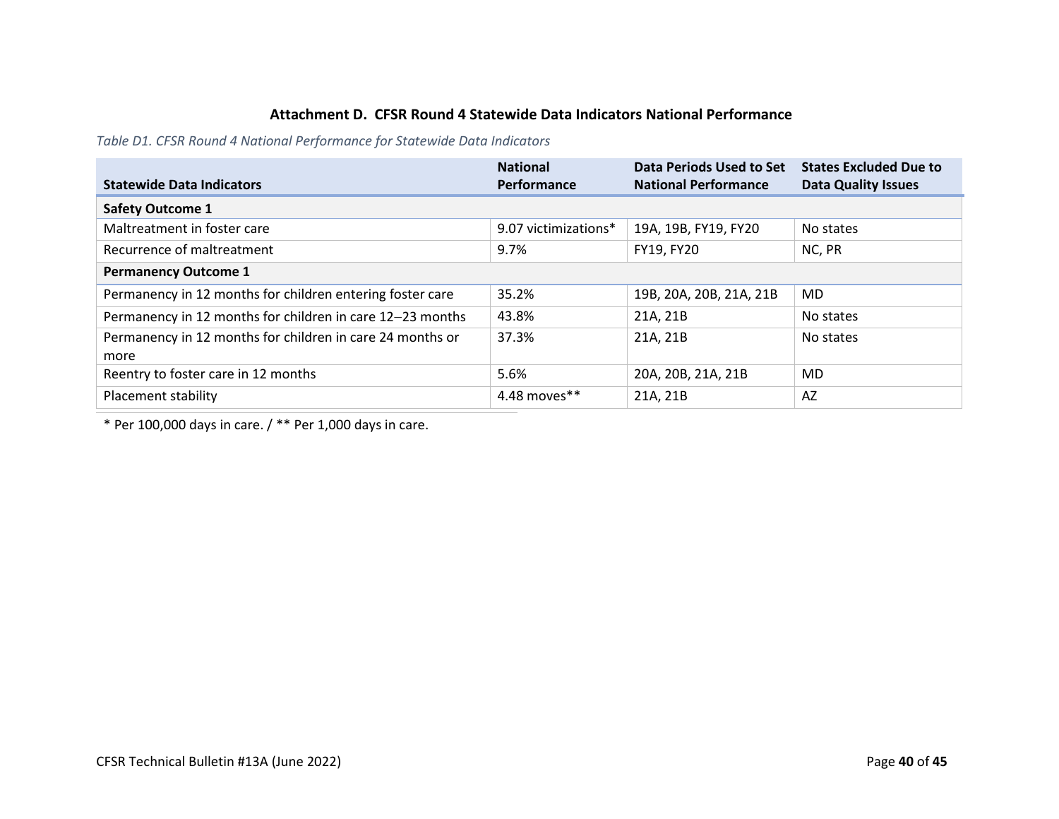### Attachment D. CFSR Round 4 Statewide Data Indicators National Performance

*Table D1. CFSR Round 4 National Performance for Statewide Data Indicators*

| Statewide Data Indicators | National Performance | Data Periods Used to Set National Performance | States Excluded Due to Data Quality Issues |
|---|---|---|---|
| **Safety Outcome 1** | | | |
| Maltreatment in foster care | 9.07 victimizations* | 19A, 19B, FY19, FY20 | No states |
| Recurrence of maltreatment | 9.7% | FY19, FY20 | NC, PR |
| **Permanency Outcome 1** | | | |
| Permanency in 12 months for children entering foster care | 35.2% | 19B, 20A, 20B, 21A, 21B | MD |
| Permanency in 12 months for children in care 12–23 months | 43.8% | 21A, 21B | No states |
| Permanency in 12 months for children in care 24 months or more | 37.3% | 21A, 21B | No states |
| Reentry to foster care in 12 months | 5.6% | 20A, 20B, 21A, 21B | MD |
| Placement stability | 4.48 moves** | 21A, 21B | AZ |

* Per 100,000 days in care. / ** Per 1,000 days in care.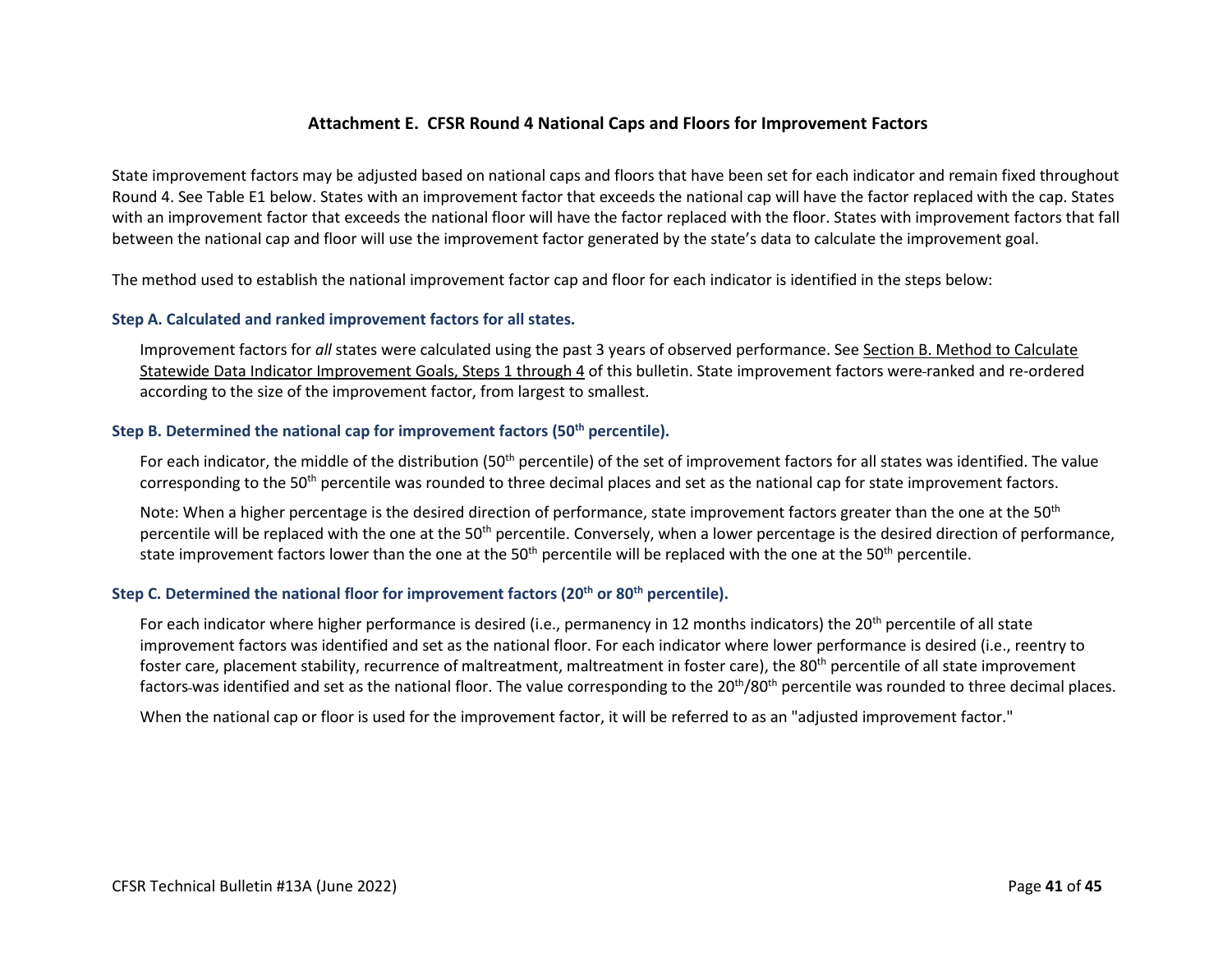## Attachment E. CFSR Round 4 National Caps and Floors for Improvement Factors

State improvement factors may be adjusted based on national caps and floors that have been set for each indicator and remain fixed throughout Round 4. See Table E1 below. States with an improvement factor that exceeds the national cap will have the factor replaced with the cap. States with an improvement factor that exceeds the national floor will have the factor replaced with the floor. States with improvement factors that fall between the national cap and floor will use the improvement factor generated by the state's data to calculate the improvement goal.

The method used to establish the national improvement factor cap and floor for each indicator is identified in the steps below:

### Step A. Calculated and ranked improvement factors for all states.

Improvement factors for *all* states were calculated using the past 3 years of observed performance. See Section B. Method to Calculate Statewide Data Indicator Improvement Goals, Steps 1 through 4 of this bulletin. State improvement factors were ranked and re-ordered according to the size of the improvement factor, from largest to smallest.

### Step B. Determined the national cap for improvement factors (50th percentile).

For each indicator, the middle of the distribution (50th percentile) of the set of improvement factors for all states was identified. The value corresponding to the 50th percentile was rounded to three decimal places and set as the national cap for state improvement factors.

Note: When a higher percentage is the desired direction of performance, state improvement factors greater than the one at the 50th percentile will be replaced with the one at the 50th percentile. Conversely, when a lower percentage is the desired direction of performance, state improvement factors lower than the one at the 50th percentile will be replaced with the one at the 50th percentile.

### Step C. Determined the national floor for improvement factors (20th or 80th percentile).

For each indicator where higher performance is desired (i.e., permanency in 12 months indicators) the 20th percentile of all state improvement factors was identified and set as the national floor. For each indicator where lower performance is desired (i.e., reentry to foster care, placement stability, recurrence of maltreatment, maltreatment in foster care), the 80th percentile of all state improvement factors was identified and set as the national floor. The value corresponding to the 20th/80th percentile was rounded to three decimal places.

When the national cap or floor is used for the improvement factor, it will be referred to as an "adjusted improvement factor."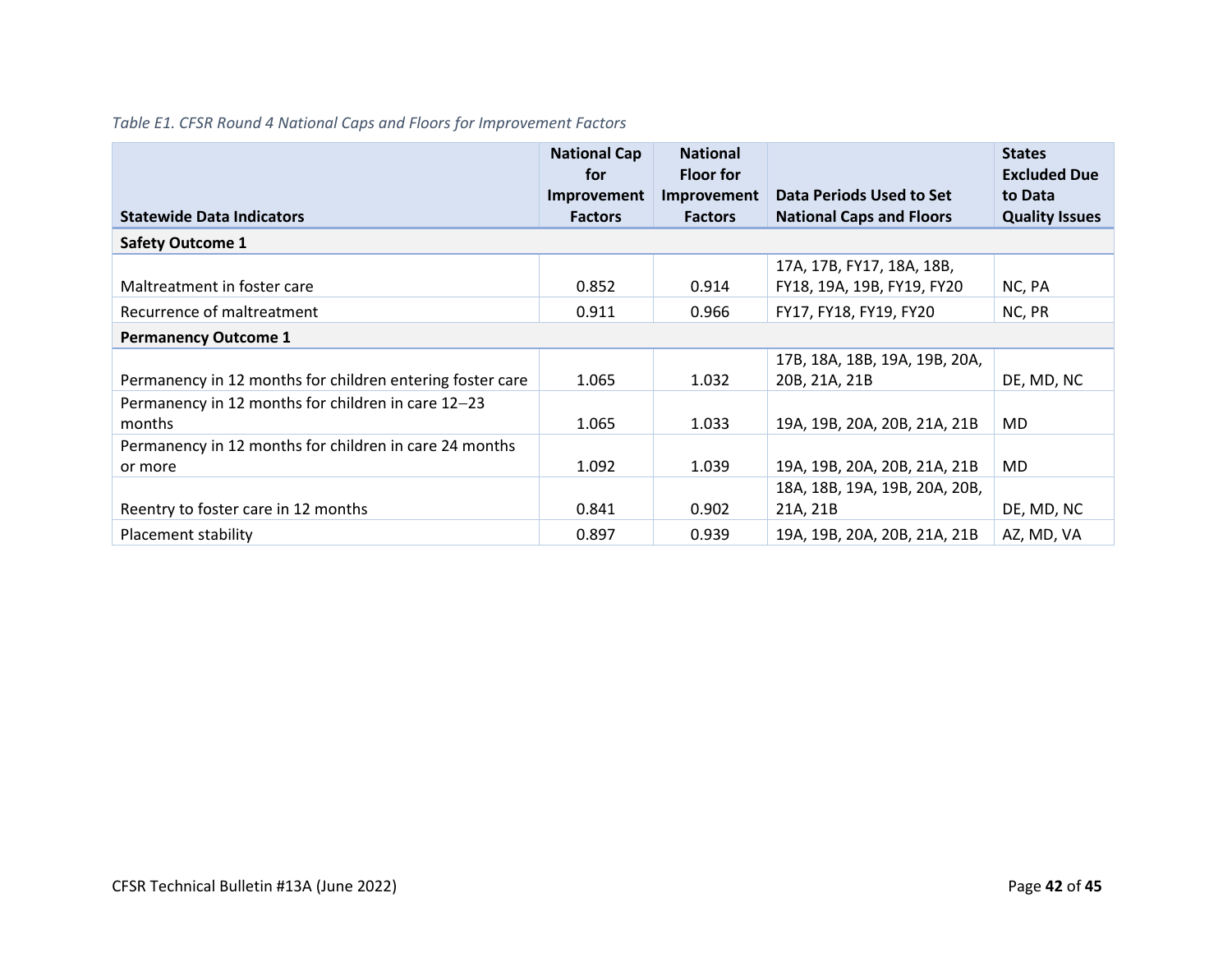*Table E1. CFSR Round 4 National Caps and Floors for Improvement Factors*

| Statewide Data Indicators | National Cap for Improvement Factors | National Floor for Improvement Factors | Data Periods Used to Set National Caps and Floors | States Excluded Due to Data Quality Issues |
|---|---|---|---|---|
| **Safety Outcome 1** | | | | |
| Maltreatment in foster care | 0.852 | 0.914 | 17A, 17B, FY17, 18A, 18B, FY18, 19A, 19B, FY19, FY20 | NC, PA |
| Recurrence of maltreatment | 0.911 | 0.966 | FY17, FY18, FY19, FY20 | NC, PR |
| **Permanency Outcome 1** | | | | |
| Permanency in 12 months for children entering foster care | 1.065 | 1.032 | 17B, 18A, 18B, 19A, 19B, 20A, 20B, 21A, 21B | DE, MD, NC |
| Permanency in 12 months for children in care 12–23 months | 1.065 | 1.033 | 19A, 19B, 20A, 20B, 21A, 21B | MD |
| Permanency in 12 months for children in care 24 months or more | 1.092 | 1.039 | 19A, 19B, 20A, 20B, 21A, 21B | MD |
| Reentry to foster care in 12 months | 0.841 | 0.902 | 18A, 18B, 19A, 19B, 20A, 20B, 21A, 21B | DE, MD, NC |
| Placement stability | 0.897 | 0.939 | 19A, 19B, 20A, 20B, 21A, 21B | AZ, MD, VA |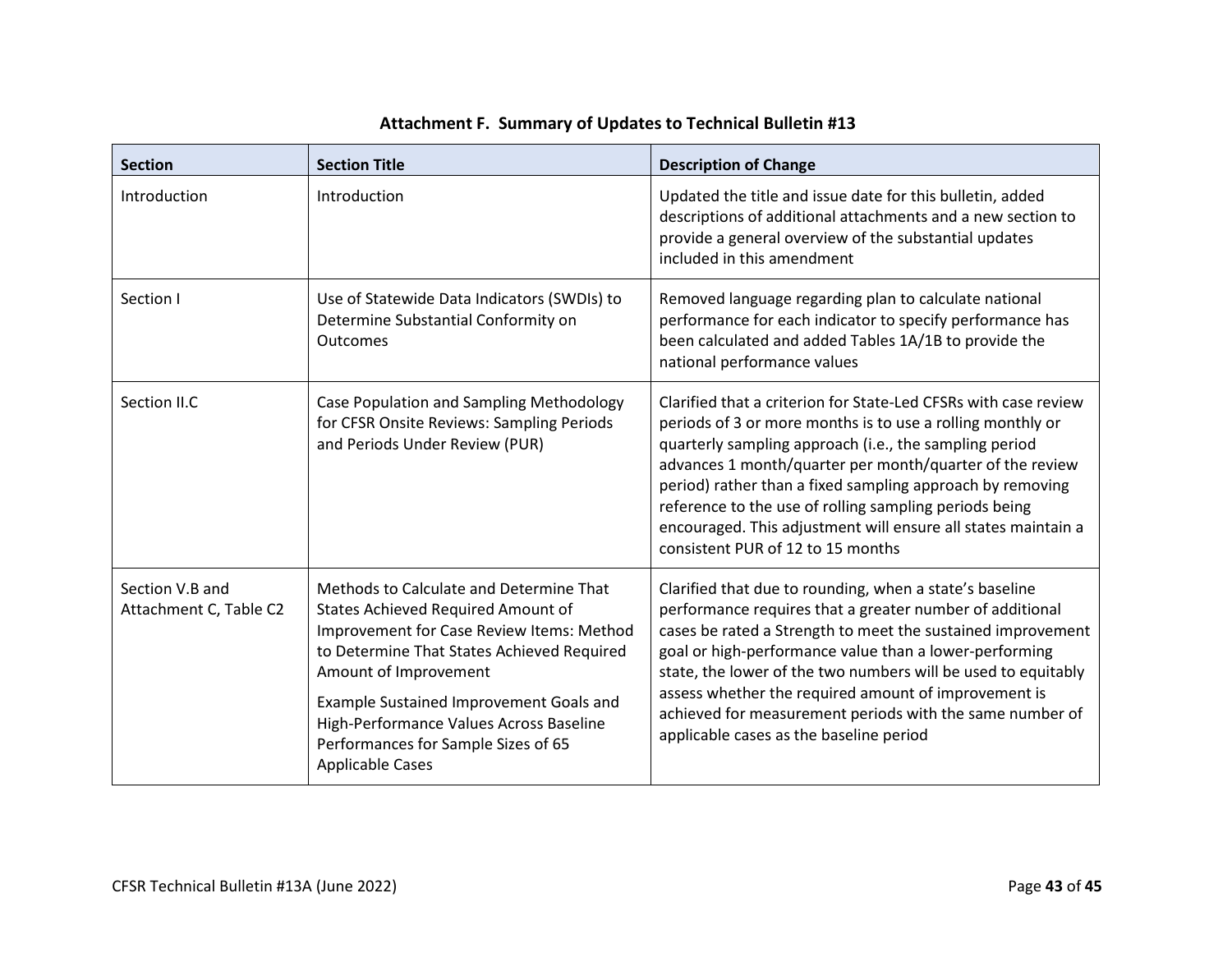## Attachment F. Summary of Updates to Technical Bulletin #13

| Section | Section Title | Description of Change |
|---|---|---|
| Introduction | Introduction | Updated the title and issue date for this bulletin, added descriptions of additional attachments and a new section to provide a general overview of the substantial updates included in this amendment |
| Section I | Use of Statewide Data Indicators (SWDIs) to Determine Substantial Conformity on Outcomes | Removed language regarding plan to calculate national performance for each indicator to specify performance has been calculated and added Tables 1A/1B to provide the national performance values |
| Section II.C | Case Population and Sampling Methodology for CFSR Onsite Reviews: Sampling Periods and Periods Under Review (PUR) | Clarified that a criterion for State-Led CFSRs with case review periods of 3 or more months is to use a rolling monthly or quarterly sampling approach (i.e., the sampling period advances 1 month/quarter per month/quarter of the review period) rather than a fixed sampling approach by removing reference to the use of rolling sampling periods being encouraged. This adjustment will ensure all states maintain a consistent PUR of 12 to 15 months |
| Section V.B and Attachment C, Table C2 | Methods to Calculate and Determine That States Achieved Required Amount of Improvement for Case Review Items: Method to Determine That States Achieved Required Amount of Improvement<br><br>Example Sustained Improvement Goals and High-Performance Values Across Baseline Performances for Sample Sizes of 65 Applicable Cases | Clarified that due to rounding, when a state's baseline performance requires that a greater number of additional cases be rated a Strength to meet the sustained improvement goal or high-performance value than a lower-performing state, the lower of the two numbers will be used to equitably assess whether the required amount of improvement is achieved for measurement periods with the same number of applicable cases as the baseline period |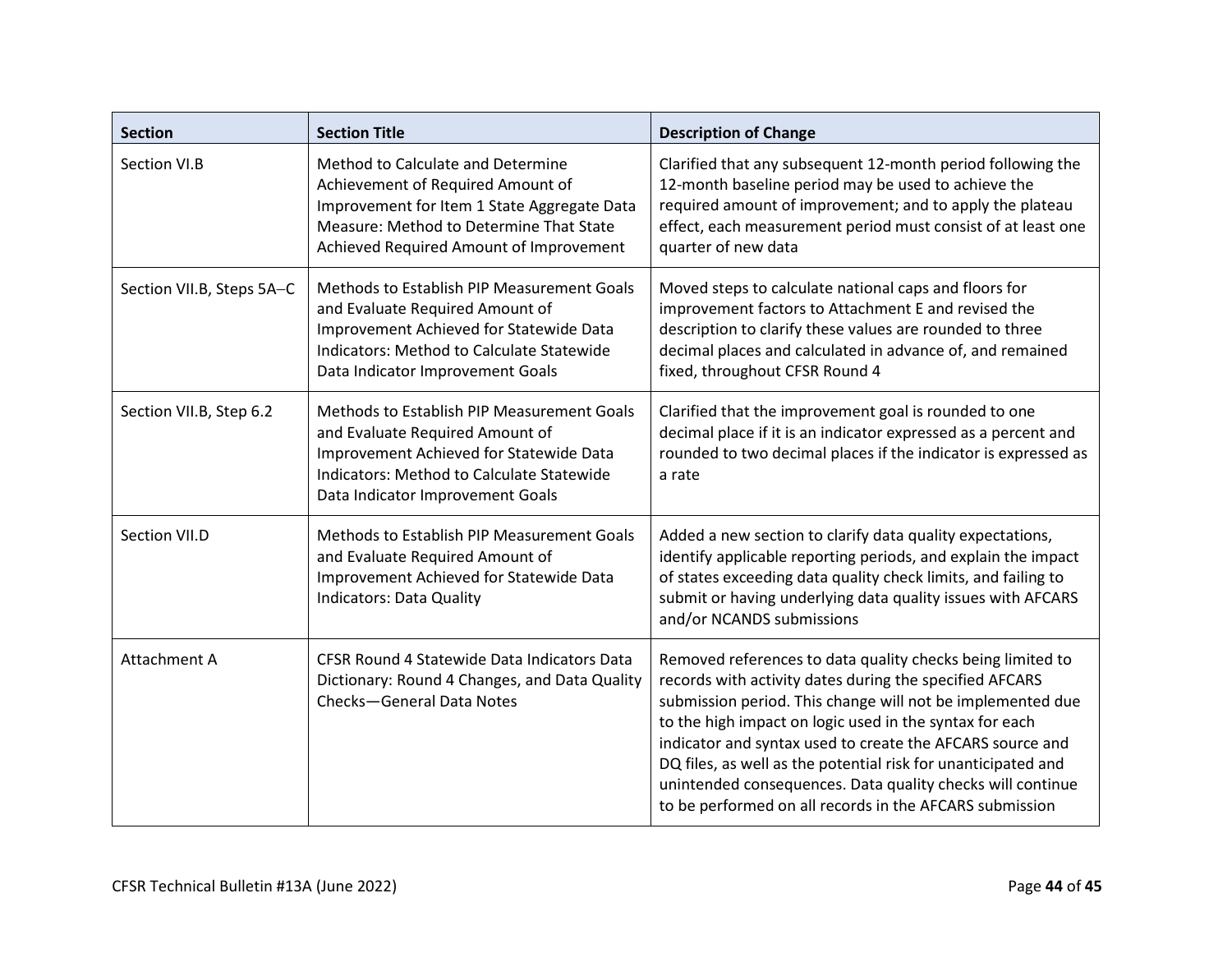| Section | Section Title | Description of Change |
|---|---|---|
| Section VI.B | Method to Calculate and Determine Achievement of Required Amount of Improvement for Item 1 State Aggregate Data Measure: Method to Determine That State Achieved Required Amount of Improvement | Clarified that any subsequent 12-month period following the 12-month baseline period may be used to achieve the required amount of improvement; and to apply the plateau effect, each measurement period must consist of at least one quarter of new data |
| Section VII.B, Steps 5A–C | Methods to Establish PIP Measurement Goals and Evaluate Required Amount of Improvement Achieved for Statewide Data Indicators: Method to Calculate Statewide Data Indicator Improvement Goals | Moved steps to calculate national caps and floors for improvement factors to Attachment E and revised the description to clarify these values are rounded to three decimal places and calculated in advance of, and remained fixed, throughout CFSR Round 4 |
| Section VII.B, Step 6.2 | Methods to Establish PIP Measurement Goals and Evaluate Required Amount of Improvement Achieved for Statewide Data Indicators: Method to Calculate Statewide Data Indicator Improvement Goals | Clarified that the improvement goal is rounded to one decimal place if it is an indicator expressed as a percent and rounded to two decimal places if the indicator is expressed as a rate |
| Section VII.D | Methods to Establish PIP Measurement Goals and Evaluate Required Amount of Improvement Achieved for Statewide Data Indicators: Data Quality | Added a new section to clarify data quality expectations, identify applicable reporting periods, and explain the impact of states exceeding data quality check limits, and failing to submit or having underlying data quality issues with AFCARS and/or NCANDS submissions |
| Attachment A | CFSR Round 4 Statewide Data Indicators Data Dictionary: Round 4 Changes, and Data Quality Checks—General Data Notes | Removed references to data quality checks being limited to records with activity dates during the specified AFCARS submission period. This change will not be implemented due to the high impact on logic used in the syntax for each indicator and syntax used to create the AFCARS source and DQ files, as well as the potential risk for unanticipated and unintended consequences. Data quality checks will continue to be performed on all records in the AFCARS submission |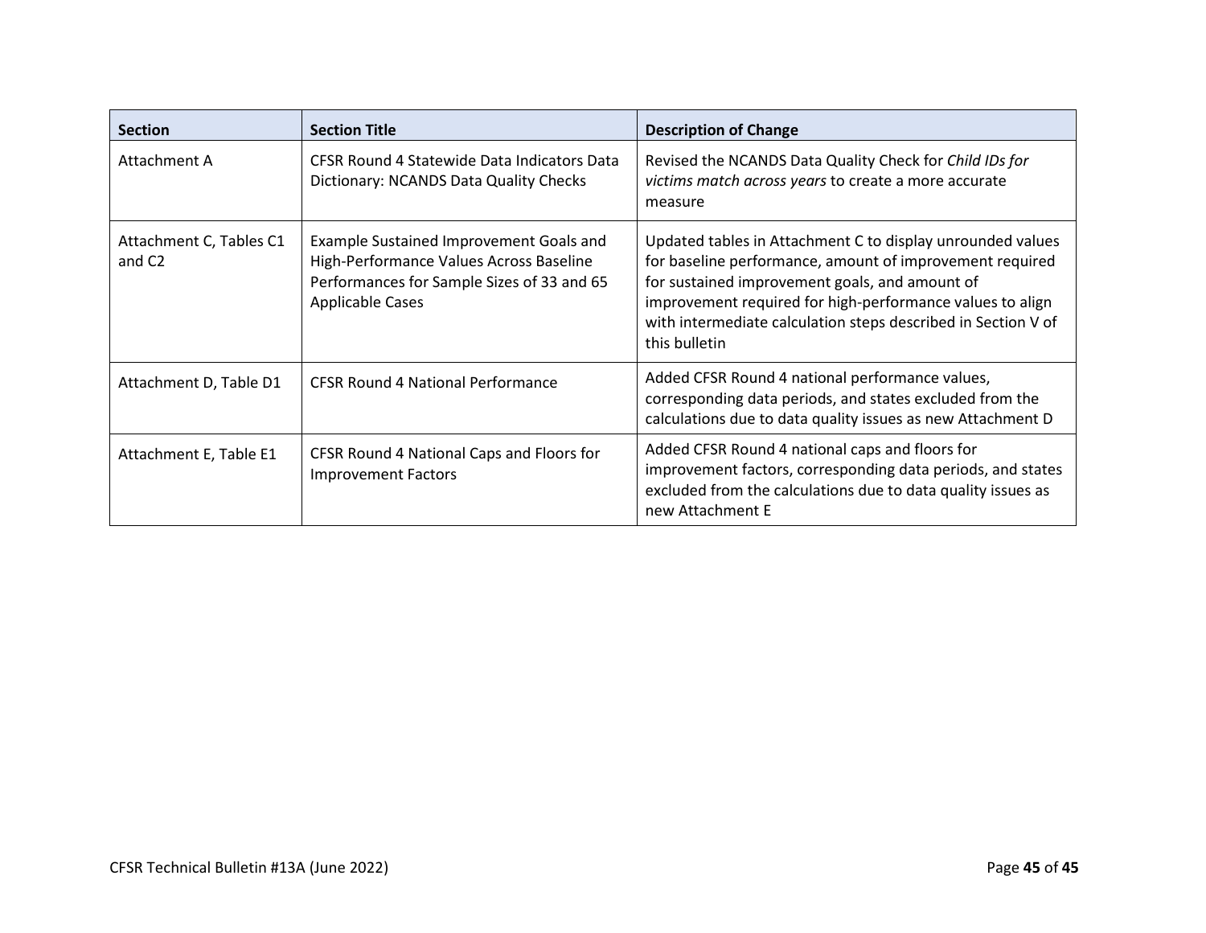| Section | Section Title | Description of Change |
|---|---|---|
| Attachment A | CFSR Round 4 Statewide Data Indicators Data Dictionary: NCANDS Data Quality Checks | Revised the NCANDS Data Quality Check for *Child IDs for victims match across years* to create a more accurate measure |
| Attachment C, Tables C1 and C2 | Example Sustained Improvement Goals and High-Performance Values Across Baseline Performances for Sample Sizes of 33 and 65 Applicable Cases | Updated tables in Attachment C to display unrounded values for baseline performance, amount of improvement required for sustained improvement goals, and amount of improvement required for high-performance values to align with intermediate calculation steps described in Section V of this bulletin |
| Attachment D, Table D1 | CFSR Round 4 National Performance | Added CFSR Round 4 national performance values, corresponding data periods, and states excluded from the calculations due to data quality issues as new Attachment D |
| Attachment E, Table E1 | CFSR Round 4 National Caps and Floors for Improvement Factors | Added CFSR Round 4 national caps and floors for improvement factors, corresponding data periods, and states excluded from the calculations due to data quality issues as new Attachment E |